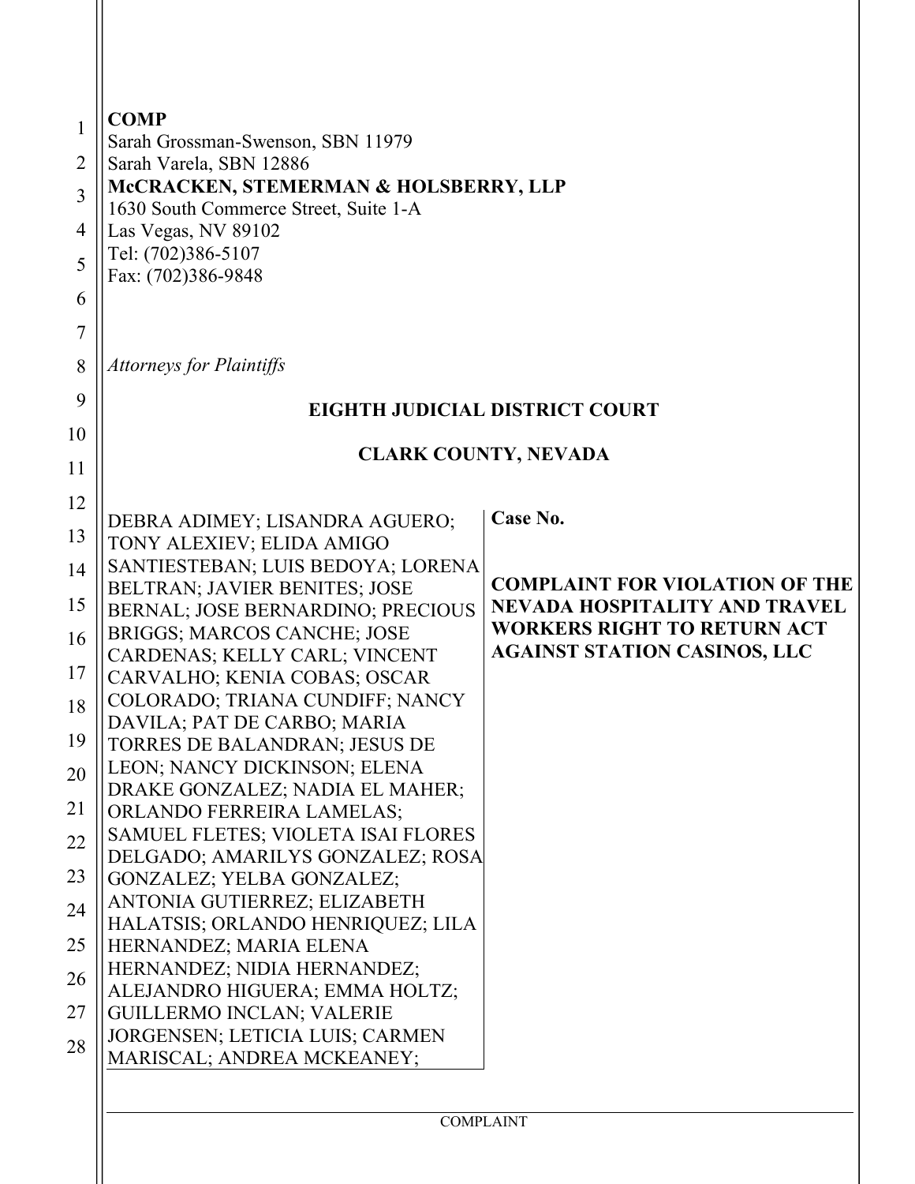**COMP**
Sarah Grossman-Swenson, SBN 11979
Sarah Varela, SBN 12886
**McCRACKEN, STEMERMAN & HOLSBERRY, LLP**
1630 South Commerce Street, Suite 1-A
Las Vegas, NV 89102
Tel: (702)386-5107
Fax: (702)386-9848

*Attorneys for Plaintiffs*

**EIGHTH JUDICIAL DISTRICT COURT**

**CLARK COUNTY, NEVADA**

| | |
|---|---|
| DEBRA ADIMEY; LISANDRA AGUERO; TONY ALEXIEV; ELIDA AMIGO SANTIESTEBAN; LUIS BEDOYA; LORENA BELTRAN; JAVIER BENITES; JOSE BERNAL; JOSE BERNARDINO; PRECIOUS BRIGGS; MARCOS CANCHE; JOSE CARDENAS; KELLY CARL; VINCENT CARVALHO; KENIA COBAS; OSCAR COLORADO; TRIANA CUNDIFF; NANCY DAVILA; PAT DE CARBO; MARIA TORRES DE BALANDRAN; JESUS DE LEON; NANCY DICKINSON; ELENA DRAKE GONZALEZ; NADIA EL MAHER; ORLANDO FERREIRA LAMELAS; SAMUEL FLETES; VIOLETA ISAI FLORES DELGADO; AMARILYS GONZALEZ; ROSA GONZALEZ; YELBA GONZALEZ; ANTONIA GUTIERREZ; ELIZABETH HALATSIS; ORLANDO HENRIQUEZ; LILA HERNANDEZ; MARIA ELENA HERNANDEZ; NIDIA HERNANDEZ; ALEJANDRO HIGUERA; EMMA HOLTZ; GUILLERMO INCLAN; VALERIE JORGENSEN; LETICIA LUIS; CARMEN MARISCAL; ANDREA MCKEANEY; | **Case No.**<br><br>**COMPLAINT FOR VIOLATION OF THE NEVADA HOSPITALITY AND TRAVEL WORKERS RIGHT TO RETURN ACT AGAINST STATION CASINOS, LLC** |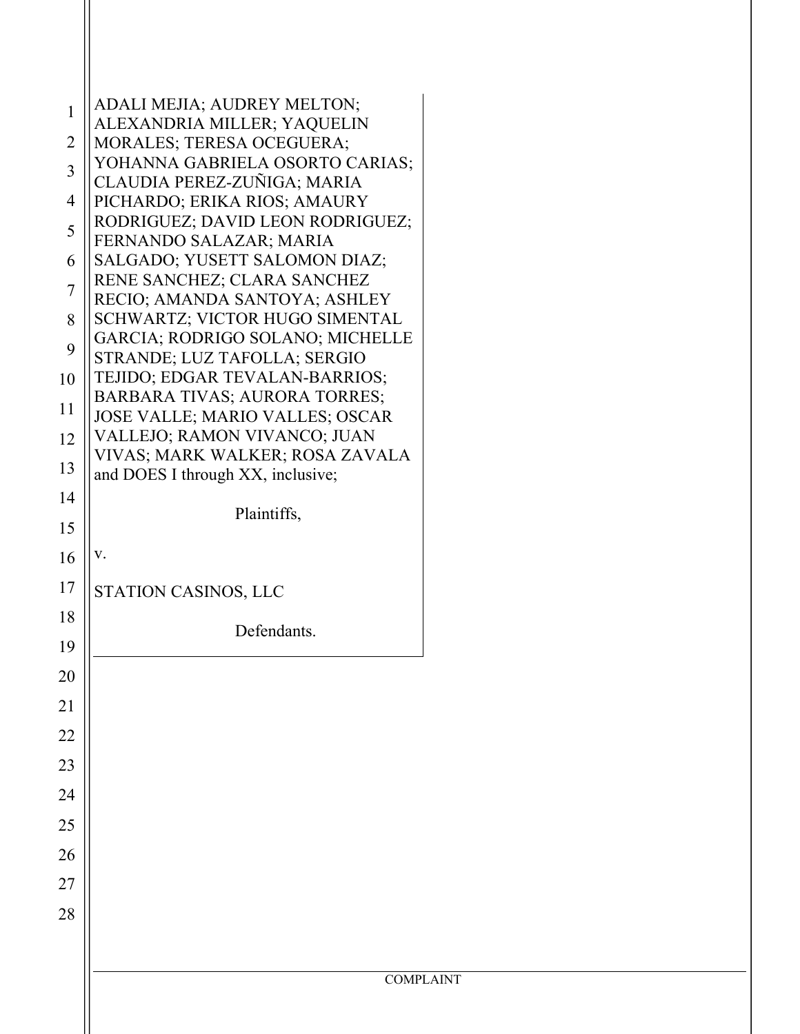ADALI MEJIA; AUDREY MELTON; ALEXANDRIA MILLER; YAQUELIN MORALES; TERESA OCEGUERA; YOHANNA GABRIELA OSORTO CARIAS; CLAUDIA PEREZ-ZUÑIGA; MARIA PICHARDO; ERIKA RIOS; AMAURY RODRIGUEZ; DAVID LEON RODRIGUEZ; FERNANDO SALAZAR; MARIA SALGADO; YUSETT SALOMON DIAZ; RENE SANCHEZ; CLARA SANCHEZ RECIO; AMANDA SANTOYA; ASHLEY SCHWARTZ; VICTOR HUGO SIMENTAL GARCIA; RODRIGO SOLANO; MICHELLE STRANDE; LUZ TAFOLLA; SERGIO TEJIDO; EDGAR TEVALAN-BARRIOS; BARBARA TIVAS; AURORA TORRES; JOSE VALLE; MARIO VALLES; OSCAR VALLEJO; RAMON VIVANCO; JUAN VIVAS; MARK WALKER; ROSA ZAVALA and DOES I through XX, inclusive;

Plaintiffs,

v.

STATION CASINOS, LLC

Defendants.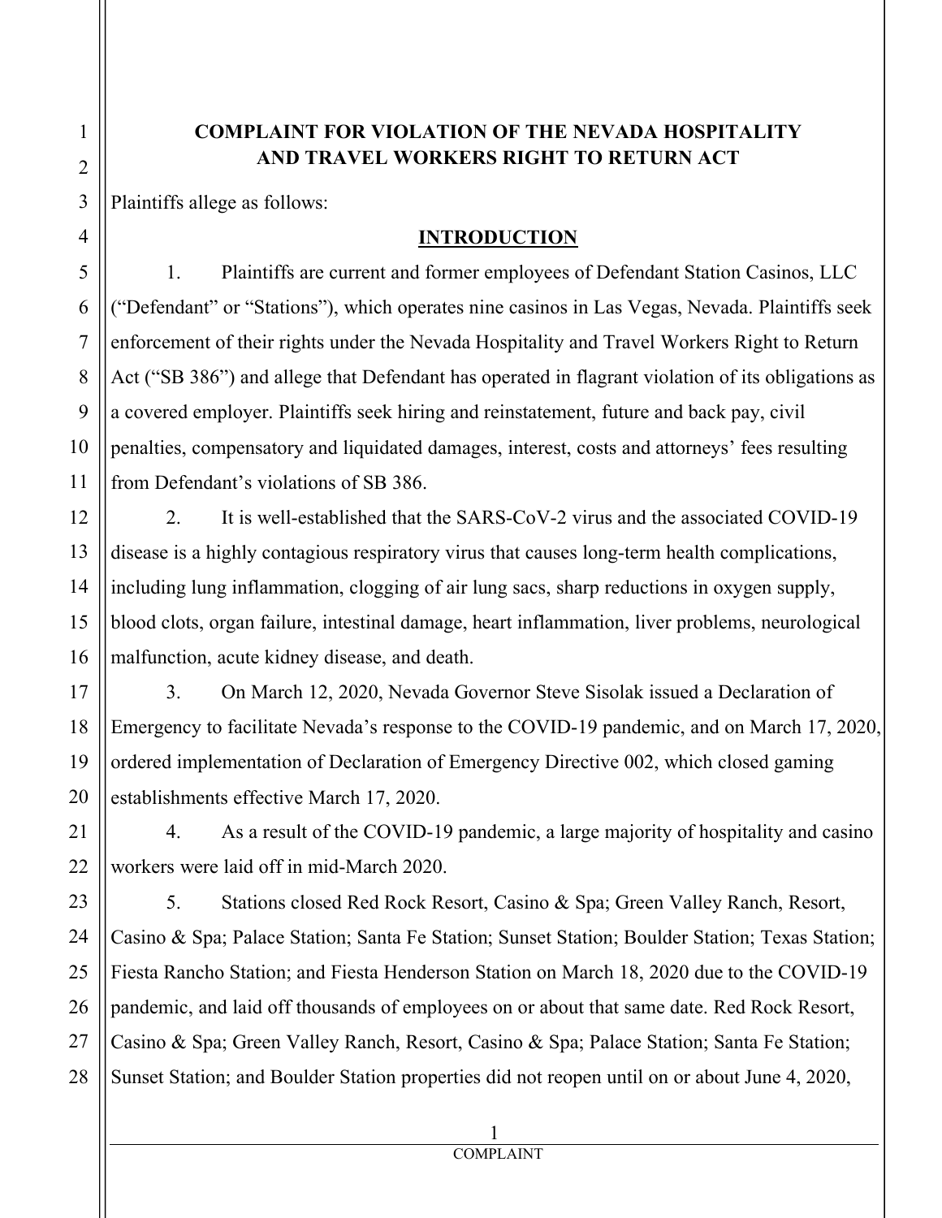# COMPLAINT FOR VIOLATION OF THE NEVADA HOSPITALITY AND TRAVEL WORKERS RIGHT TO RETURN ACT

Plaintiffs allege as follows:

## INTRODUCTION

1. Plaintiffs are current and former employees of Defendant Station Casinos, LLC ("Defendant" or "Stations"), which operates nine casinos in Las Vegas, Nevada. Plaintiffs seek enforcement of their rights under the Nevada Hospitality and Travel Workers Right to Return Act ("SB 386") and allege that Defendant has operated in flagrant violation of its obligations as a covered employer. Plaintiffs seek hiring and reinstatement, future and back pay, civil penalties, compensatory and liquidated damages, interest, costs and attorneys' fees resulting from Defendant's violations of SB 386.

2. It is well-established that the SARS-CoV-2 virus and the associated COVID-19 disease is a highly contagious respiratory virus that causes long-term health complications, including lung inflammation, clogging of air lung sacs, sharp reductions in oxygen supply, blood clots, organ failure, intestinal damage, heart inflammation, liver problems, neurological malfunction, acute kidney disease, and death.

3. On March 12, 2020, Nevada Governor Steve Sisolak issued a Declaration of Emergency to facilitate Nevada's response to the COVID-19 pandemic, and on March 17, 2020, ordered implementation of Declaration of Emergency Directive 002, which closed gaming establishments effective March 17, 2020.

4. As a result of the COVID-19 pandemic, a large majority of hospitality and casino workers were laid off in mid-March 2020.

5. Stations closed Red Rock Resort, Casino & Spa; Green Valley Ranch, Resort, Casino & Spa; Palace Station; Santa Fe Station; Sunset Station; Boulder Station; Texas Station; Fiesta Rancho Station; and Fiesta Henderson Station on March 18, 2020 due to the COVID-19 pandemic, and laid off thousands of employees on or about that same date. Red Rock Resort, Casino & Spa; Green Valley Ranch, Resort, Casino & Spa; Palace Station; Santa Fe Station; Sunset Station; and Boulder Station properties did not reopen until on or about June 4, 2020,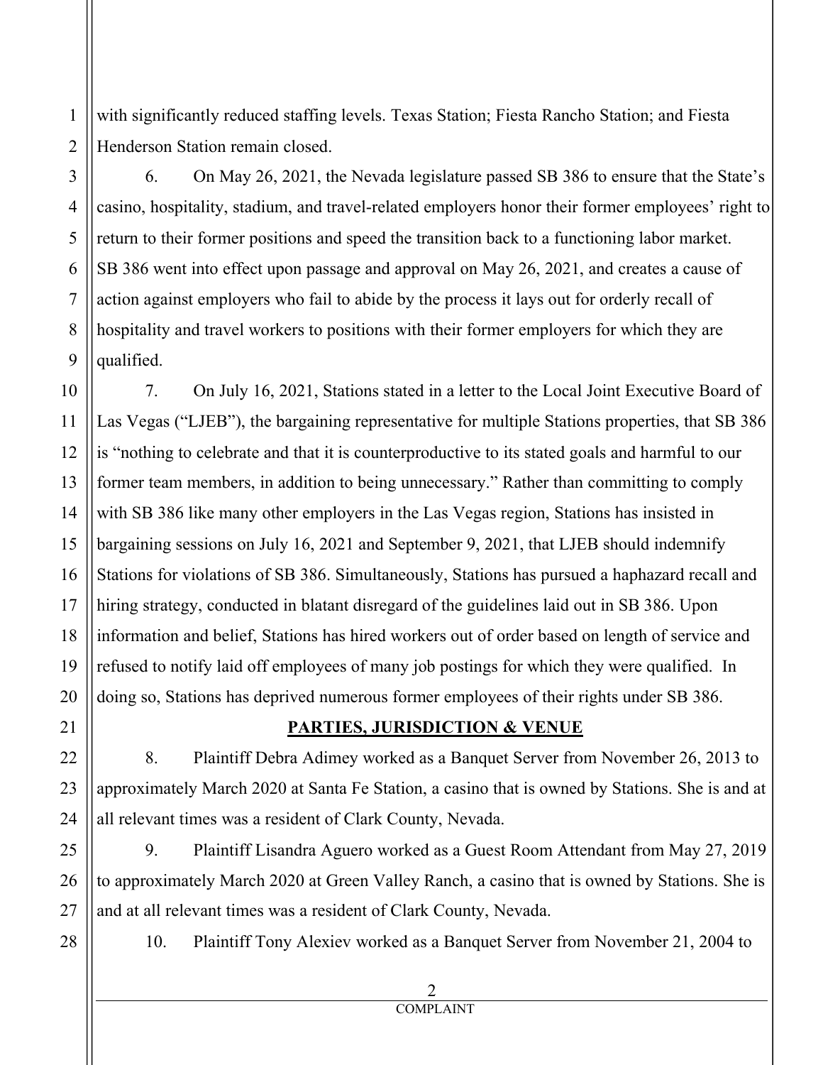with significantly reduced staffing levels. Texas Station; Fiesta Rancho Station; and Fiesta Henderson Station remain closed.

6. On May 26, 2021, the Nevada legislature passed SB 386 to ensure that the State's casino, hospitality, stadium, and travel-related employers honor their former employees' right to return to their former positions and speed the transition back to a functioning labor market. SB 386 went into effect upon passage and approval on May 26, 2021, and creates a cause of action against employers who fail to abide by the process it lays out for orderly recall of hospitality and travel workers to positions with their former employers for which they are qualified.

7. On July 16, 2021, Stations stated in a letter to the Local Joint Executive Board of Las Vegas ("LJEB"), the bargaining representative for multiple Stations properties, that SB 386 is "nothing to celebrate and that it is counterproductive to its stated goals and harmful to our former team members, in addition to being unnecessary." Rather than committing to comply with SB 386 like many other employers in the Las Vegas region, Stations has insisted in bargaining sessions on July 16, 2021 and September 9, 2021, that LJEB should indemnify Stations for violations of SB 386. Simultaneously, Stations has pursued a haphazard recall and hiring strategy, conducted in blatant disregard of the guidelines laid out in SB 386. Upon information and belief, Stations has hired workers out of order based on length of service and refused to notify laid off employees of many job postings for which they were qualified. In doing so, Stations has deprived numerous former employees of their rights under SB 386.

## PARTIES, JURISDICTION & VENUE

8. Plaintiff Debra Adimey worked as a Banquet Server from November 26, 2013 to approximately March 2020 at Santa Fe Station, a casino that is owned by Stations. She is and at all relevant times was a resident of Clark County, Nevada.

9. Plaintiff Lisandra Aguero worked as a Guest Room Attendant from May 27, 2019 to approximately March 2020 at Green Valley Ranch, a casino that is owned by Stations. She is and at all relevant times was a resident of Clark County, Nevada.

10. Plaintiff Tony Alexiev worked as a Banquet Server from November 21, 2004 to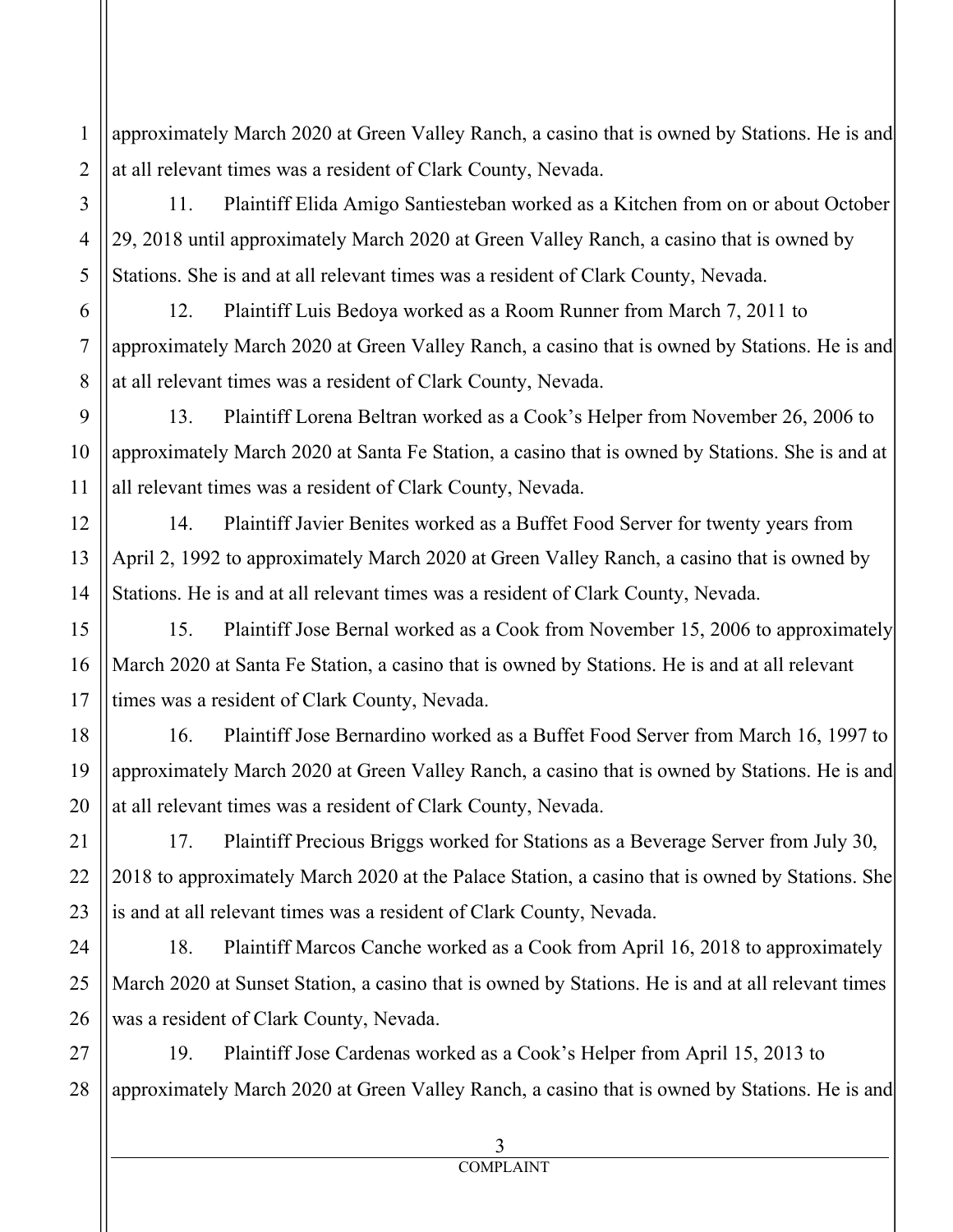approximately March 2020 at Green Valley Ranch, a casino that is owned by Stations. He is and at all relevant times was a resident of Clark County, Nevada.

11. Plaintiff Elida Amigo Santiesteban worked as a Kitchen from on or about October 29, 2018 until approximately March 2020 at Green Valley Ranch, a casino that is owned by Stations. She is and at all relevant times was a resident of Clark County, Nevada.

12. Plaintiff Luis Bedoya worked as a Room Runner from March 7, 2011 to approximately March 2020 at Green Valley Ranch, a casino that is owned by Stations. He is and at all relevant times was a resident of Clark County, Nevada.

13. Plaintiff Lorena Beltran worked as a Cook's Helper from November 26, 2006 to approximately March 2020 at Santa Fe Station, a casino that is owned by Stations. She is and at all relevant times was a resident of Clark County, Nevada.

14. Plaintiff Javier Benites worked as a Buffet Food Server for twenty years from April 2, 1992 to approximately March 2020 at Green Valley Ranch, a casino that is owned by Stations. He is and at all relevant times was a resident of Clark County, Nevada.

15. Plaintiff Jose Bernal worked as a Cook from November 15, 2006 to approximately March 2020 at Santa Fe Station, a casino that is owned by Stations. He is and at all relevant times was a resident of Clark County, Nevada.

16. Plaintiff Jose Bernardino worked as a Buffet Food Server from March 16, 1997 to approximately March 2020 at Green Valley Ranch, a casino that is owned by Stations. He is and at all relevant times was a resident of Clark County, Nevada.

17. Plaintiff Precious Briggs worked for Stations as a Beverage Server from July 30, 2018 to approximately March 2020 at the Palace Station, a casino that is owned by Stations. She is and at all relevant times was a resident of Clark County, Nevada.

18. Plaintiff Marcos Canche worked as a Cook from April 16, 2018 to approximately March 2020 at Sunset Station, a casino that is owned by Stations. He is and at all relevant times was a resident of Clark County, Nevada.

19. Plaintiff Jose Cardenas worked as a Cook's Helper from April 15, 2013 to approximately March 2020 at Green Valley Ranch, a casino that is owned by Stations. He is and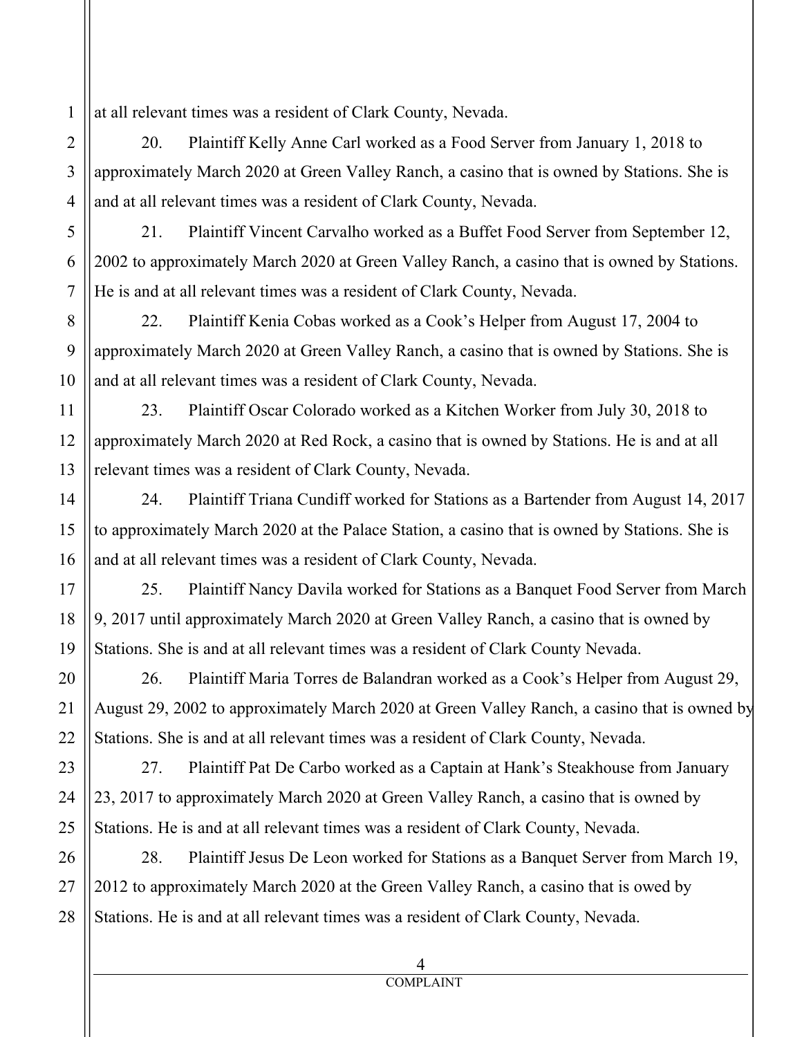at all relevant times was a resident of Clark County, Nevada.

20. Plaintiff Kelly Anne Carl worked as a Food Server from January 1, 2018 to approximately March 2020 at Green Valley Ranch, a casino that is owned by Stations. She is and at all relevant times was a resident of Clark County, Nevada.

21. Plaintiff Vincent Carvalho worked as a Buffet Food Server from September 12, 2002 to approximately March 2020 at Green Valley Ranch, a casino that is owned by Stations. He is and at all relevant times was a resident of Clark County, Nevada.

22. Plaintiff Kenia Cobas worked as a Cook's Helper from August 17, 2004 to approximately March 2020 at Green Valley Ranch, a casino that is owned by Stations. She is and at all relevant times was a resident of Clark County, Nevada.

23. Plaintiff Oscar Colorado worked as a Kitchen Worker from July 30, 2018 to approximately March 2020 at Red Rock, a casino that is owned by Stations. He is and at all relevant times was a resident of Clark County, Nevada.

24. Plaintiff Triana Cundiff worked for Stations as a Bartender from August 14, 2017 to approximately March 2020 at the Palace Station, a casino that is owned by Stations. She is and at all relevant times was a resident of Clark County, Nevada.

25. Plaintiff Nancy Davila worked for Stations as a Banquet Food Server from March 9, 2017 until approximately March 2020 at Green Valley Ranch, a casino that is owned by Stations. She is and at all relevant times was a resident of Clark County Nevada.

26. Plaintiff Maria Torres de Balandran worked as a Cook's Helper from August 29, August 29, 2002 to approximately March 2020 at Green Valley Ranch, a casino that is owned by Stations. She is and at all relevant times was a resident of Clark County, Nevada.

27. Plaintiff Pat De Carbo worked as a Captain at Hank's Steakhouse from January 23, 2017 to approximately March 2020 at Green Valley Ranch, a casino that is owned by Stations. He is and at all relevant times was a resident of Clark County, Nevada.

28. Plaintiff Jesus De Leon worked for Stations as a Banquet Server from March 19, 2012 to approximately March 2020 at the Green Valley Ranch, a casino that is owed by Stations. He is and at all relevant times was a resident of Clark County, Nevada.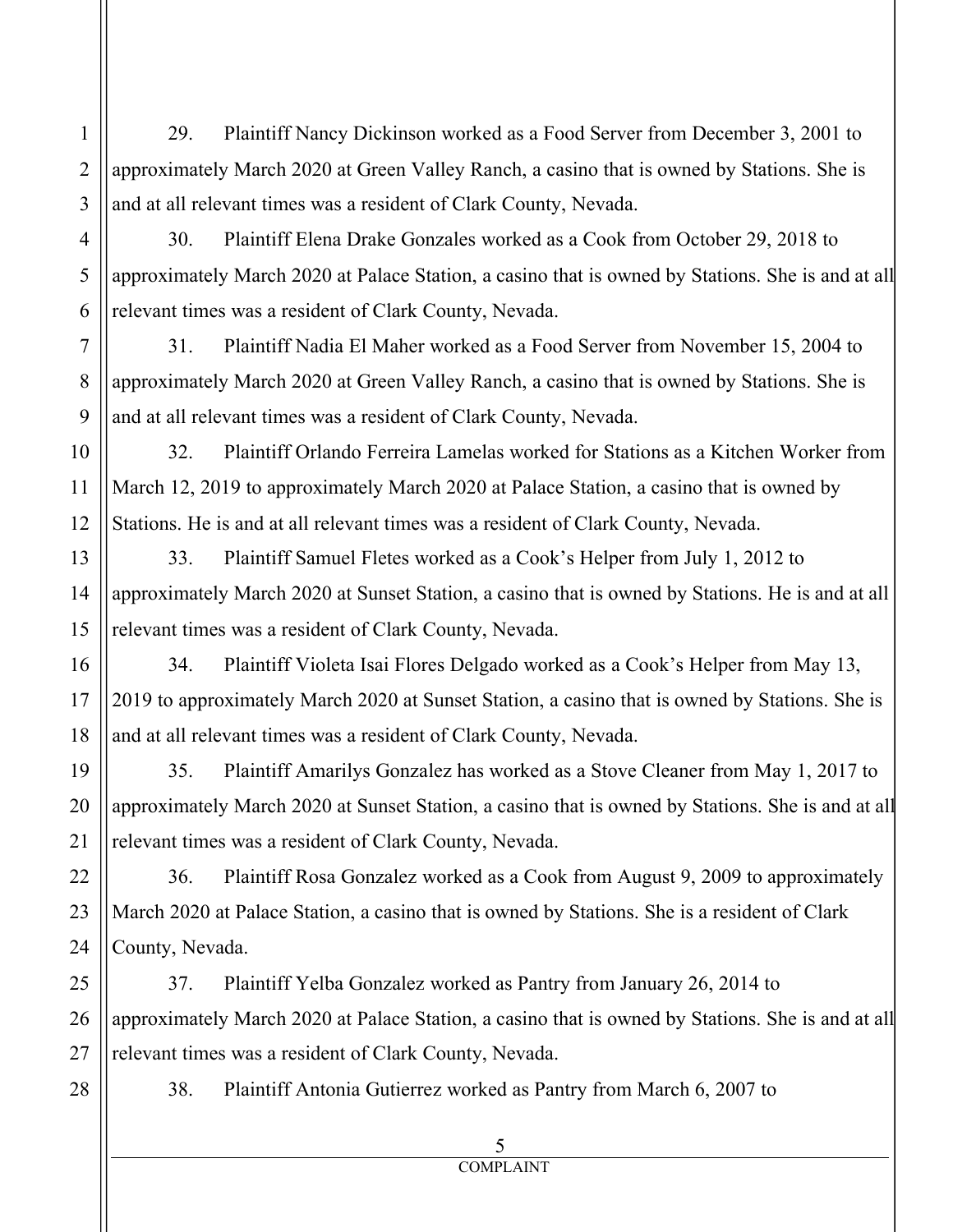29. Plaintiff Nancy Dickinson worked as a Food Server from December 3, 2001 to approximately March 2020 at Green Valley Ranch, a casino that is owned by Stations. She is and at all relevant times was a resident of Clark County, Nevada.

30. Plaintiff Elena Drake Gonzales worked as a Cook from October 29, 2018 to approximately March 2020 at Palace Station, a casino that is owned by Stations. She is and at all relevant times was a resident of Clark County, Nevada.

31. Plaintiff Nadia El Maher worked as a Food Server from November 15, 2004 to approximately March 2020 at Green Valley Ranch, a casino that is owned by Stations. She is and at all relevant times was a resident of Clark County, Nevada.

32. Plaintiff Orlando Ferreira Lamelas worked for Stations as a Kitchen Worker from March 12, 2019 to approximately March 2020 at Palace Station, a casino that is owned by Stations. He is and at all relevant times was a resident of Clark County, Nevada.

33. Plaintiff Samuel Fletes worked as a Cook's Helper from July 1, 2012 to approximately March 2020 at Sunset Station, a casino that is owned by Stations. He is and at all relevant times was a resident of Clark County, Nevada.

34. Plaintiff Violeta Isai Flores Delgado worked as a Cook's Helper from May 13, 2019 to approximately March 2020 at Sunset Station, a casino that is owned by Stations. She is and at all relevant times was a resident of Clark County, Nevada.

35. Plaintiff Amarilys Gonzalez has worked as a Stove Cleaner from May 1, 2017 to approximately March 2020 at Sunset Station, a casino that is owned by Stations. She is and at all relevant times was a resident of Clark County, Nevada.

36. Plaintiff Rosa Gonzalez worked as a Cook from August 9, 2009 to approximately March 2020 at Palace Station, a casino that is owned by Stations. She is a resident of Clark County, Nevada.

37. Plaintiff Yelba Gonzalez worked as Pantry from January 26, 2014 to approximately March 2020 at Palace Station, a casino that is owned by Stations. She is and at all relevant times was a resident of Clark County, Nevada.

38. Plaintiff Antonia Gutierrez worked as Pantry from March 6, 2007 to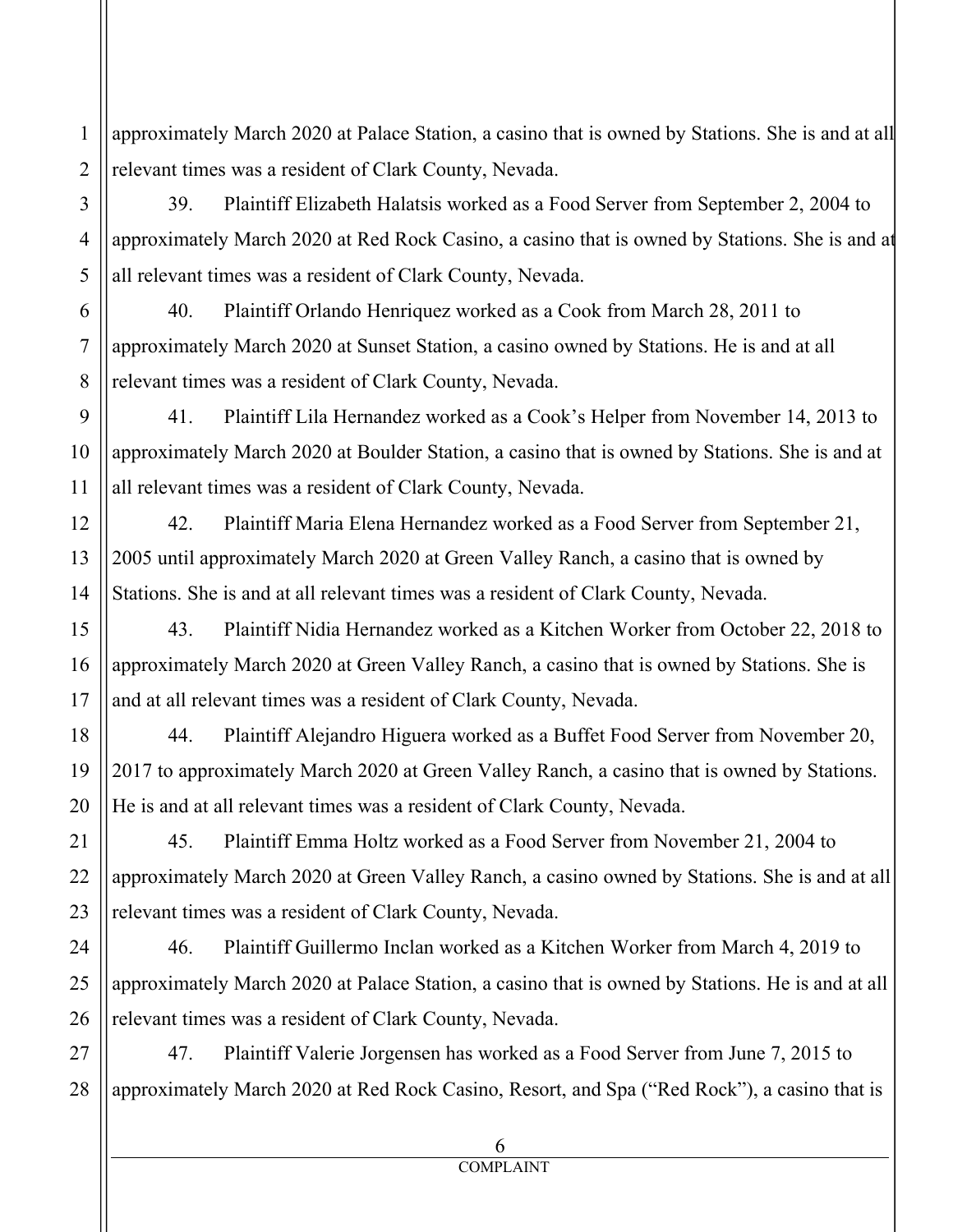approximately March 2020 at Palace Station, a casino that is owned by Stations. She is and at all relevant times was a resident of Clark County, Nevada.

39. Plaintiff Elizabeth Halatsis worked as a Food Server from September 2, 2004 to approximately March 2020 at Red Rock Casino, a casino that is owned by Stations. She is and at all relevant times was a resident of Clark County, Nevada.

40. Plaintiff Orlando Henriquez worked as a Cook from March 28, 2011 to approximately March 2020 at Sunset Station, a casino owned by Stations. He is and at all relevant times was a resident of Clark County, Nevada.

41. Plaintiff Lila Hernandez worked as a Cook's Helper from November 14, 2013 to approximately March 2020 at Boulder Station, a casino that is owned by Stations. She is and at all relevant times was a resident of Clark County, Nevada.

42. Plaintiff Maria Elena Hernandez worked as a Food Server from September 21, 2005 until approximately March 2020 at Green Valley Ranch, a casino that is owned by Stations. She is and at all relevant times was a resident of Clark County, Nevada.

43. Plaintiff Nidia Hernandez worked as a Kitchen Worker from October 22, 2018 to approximately March 2020 at Green Valley Ranch, a casino that is owned by Stations. She is and at all relevant times was a resident of Clark County, Nevada.

44. Plaintiff Alejandro Higuera worked as a Buffet Food Server from November 20, 2017 to approximately March 2020 at Green Valley Ranch, a casino that is owned by Stations. He is and at all relevant times was a resident of Clark County, Nevada.

45. Plaintiff Emma Holtz worked as a Food Server from November 21, 2004 to approximately March 2020 at Green Valley Ranch, a casino owned by Stations. She is and at all relevant times was a resident of Clark County, Nevada.

46. Plaintiff Guillermo Inclan worked as a Kitchen Worker from March 4, 2019 to approximately March 2020 at Palace Station, a casino that is owned by Stations. He is and at all relevant times was a resident of Clark County, Nevada.

47. Plaintiff Valerie Jorgensen has worked as a Food Server from June 7, 2015 to approximately March 2020 at Red Rock Casino, Resort, and Spa ("Red Rock"), a casino that is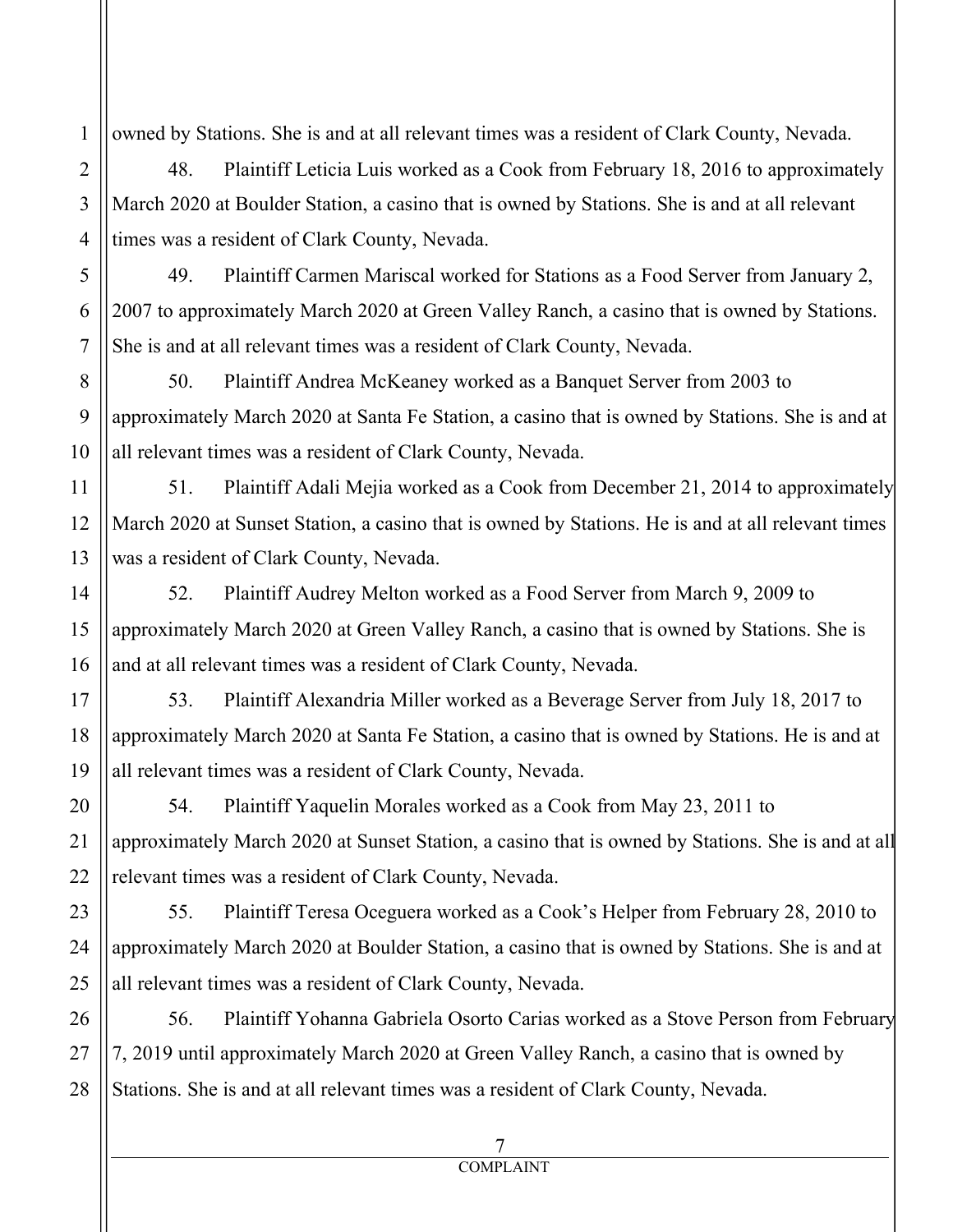owned by Stations. She is and at all relevant times was a resident of Clark County, Nevada.

48. Plaintiff Leticia Luis worked as a Cook from February 18, 2016 to approximately March 2020 at Boulder Station, a casino that is owned by Stations. She is and at all relevant times was a resident of Clark County, Nevada.

49. Plaintiff Carmen Mariscal worked for Stations as a Food Server from January 2, 2007 to approximately March 2020 at Green Valley Ranch, a casino that is owned by Stations. She is and at all relevant times was a resident of Clark County, Nevada.

50. Plaintiff Andrea McKeaney worked as a Banquet Server from 2003 to approximately March 2020 at Santa Fe Station, a casino that is owned by Stations. She is and at all relevant times was a resident of Clark County, Nevada.

51. Plaintiff Adali Mejia worked as a Cook from December 21, 2014 to approximately March 2020 at Sunset Station, a casino that is owned by Stations. He is and at all relevant times was a resident of Clark County, Nevada.

52. Plaintiff Audrey Melton worked as a Food Server from March 9, 2009 to approximately March 2020 at Green Valley Ranch, a casino that is owned by Stations. She is and at all relevant times was a resident of Clark County, Nevada.

53. Plaintiff Alexandria Miller worked as a Beverage Server from July 18, 2017 to approximately March 2020 at Santa Fe Station, a casino that is owned by Stations. He is and at all relevant times was a resident of Clark County, Nevada.

54. Plaintiff Yaquelin Morales worked as a Cook from May 23, 2011 to approximately March 2020 at Sunset Station, a casino that is owned by Stations. She is and at all relevant times was a resident of Clark County, Nevada.

55. Plaintiff Teresa Oceguera worked as a Cook's Helper from February 28, 2010 to approximately March 2020 at Boulder Station, a casino that is owned by Stations. She is and at all relevant times was a resident of Clark County, Nevada.

56. Plaintiff Yohanna Gabriela Osorto Carias worked as a Stove Person from February 7, 2019 until approximately March 2020 at Green Valley Ranch, a casino that is owned by Stations. She is and at all relevant times was a resident of Clark County, Nevada.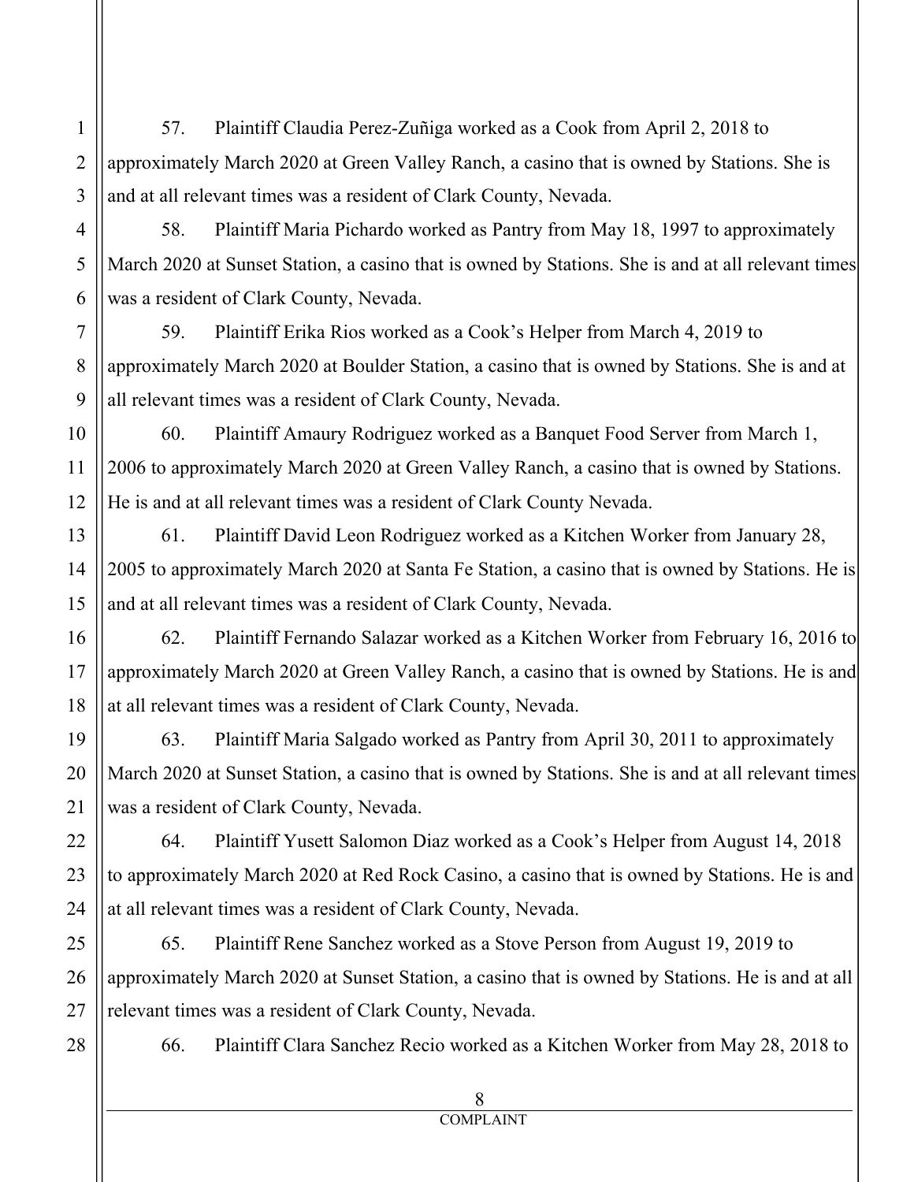57. Plaintiff Claudia Perez-Zuñiga worked as a Cook from April 2, 2018 to approximately March 2020 at Green Valley Ranch, a casino that is owned by Stations. She is and at all relevant times was a resident of Clark County, Nevada.

58. Plaintiff Maria Pichardo worked as Pantry from May 18, 1997 to approximately March 2020 at Sunset Station, a casino that is owned by Stations. She is and at all relevant times was a resident of Clark County, Nevada.

59. Plaintiff Erika Rios worked as a Cook's Helper from March 4, 2019 to approximately March 2020 at Boulder Station, a casino that is owned by Stations. She is and at all relevant times was a resident of Clark County, Nevada.

60. Plaintiff Amaury Rodriguez worked as a Banquet Food Server from March 1, 2006 to approximately March 2020 at Green Valley Ranch, a casino that is owned by Stations. He is and at all relevant times was a resident of Clark County Nevada.

61. Plaintiff David Leon Rodriguez worked as a Kitchen Worker from January 28, 2005 to approximately March 2020 at Santa Fe Station, a casino that is owned by Stations. He is and at all relevant times was a resident of Clark County, Nevada.

62. Plaintiff Fernando Salazar worked as a Kitchen Worker from February 16, 2016 to approximately March 2020 at Green Valley Ranch, a casino that is owned by Stations. He is and at all relevant times was a resident of Clark County, Nevada.

63. Plaintiff Maria Salgado worked as Pantry from April 30, 2011 to approximately March 2020 at Sunset Station, a casino that is owned by Stations. She is and at all relevant times was a resident of Clark County, Nevada.

64. Plaintiff Yusett Salomon Diaz worked as a Cook's Helper from August 14, 2018 to approximately March 2020 at Red Rock Casino, a casino that is owned by Stations. He is and at all relevant times was a resident of Clark County, Nevada.

65. Plaintiff Rene Sanchez worked as a Stove Person from August 19, 2019 to approximately March 2020 at Sunset Station, a casino that is owned by Stations. He is and at all relevant times was a resident of Clark County, Nevada.

66. Plaintiff Clara Sanchez Recio worked as a Kitchen Worker from May 28, 2018 to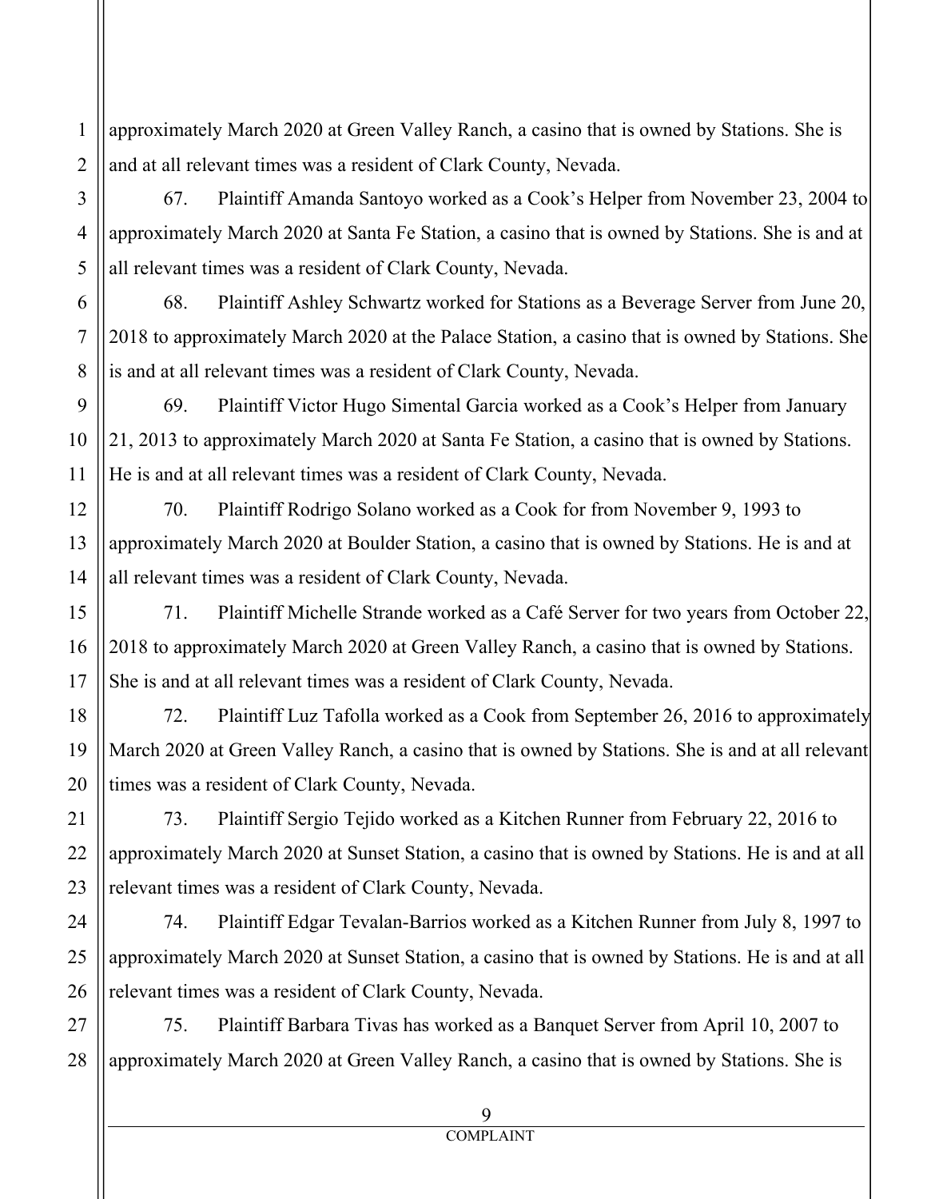approximately March 2020 at Green Valley Ranch, a casino that is owned by Stations. She is and at all relevant times was a resident of Clark County, Nevada.

67. Plaintiff Amanda Santoyo worked as a Cook's Helper from November 23, 2004 to approximately March 2020 at Santa Fe Station, a casino that is owned by Stations. She is and at all relevant times was a resident of Clark County, Nevada.

68. Plaintiff Ashley Schwartz worked for Stations as a Beverage Server from June 20, 2018 to approximately March 2020 at the Palace Station, a casino that is owned by Stations. She is and at all relevant times was a resident of Clark County, Nevada.

69. Plaintiff Victor Hugo Simental Garcia worked as a Cook's Helper from January 21, 2013 to approximately March 2020 at Santa Fe Station, a casino that is owned by Stations. He is and at all relevant times was a resident of Clark County, Nevada.

70. Plaintiff Rodrigo Solano worked as a Cook for from November 9, 1993 to approximately March 2020 at Boulder Station, a casino that is owned by Stations. He is and at all relevant times was a resident of Clark County, Nevada.

71. Plaintiff Michelle Strande worked as a Café Server for two years from October 22, 2018 to approximately March 2020 at Green Valley Ranch, a casino that is owned by Stations. She is and at all relevant times was a resident of Clark County, Nevada.

72. Plaintiff Luz Tafolla worked as a Cook from September 26, 2016 to approximately March 2020 at Green Valley Ranch, a casino that is owned by Stations. She is and at all relevant times was a resident of Clark County, Nevada.

73. Plaintiff Sergio Tejido worked as a Kitchen Runner from February 22, 2016 to approximately March 2020 at Sunset Station, a casino that is owned by Stations. He is and at all relevant times was a resident of Clark County, Nevada.

74. Plaintiff Edgar Tevalan-Barrios worked as a Kitchen Runner from July 8, 1997 to approximately March 2020 at Sunset Station, a casino that is owned by Stations. He is and at all relevant times was a resident of Clark County, Nevada.

75. Plaintiff Barbara Tivas has worked as a Banquet Server from April 10, 2007 to approximately March 2020 at Green Valley Ranch, a casino that is owned by Stations. She is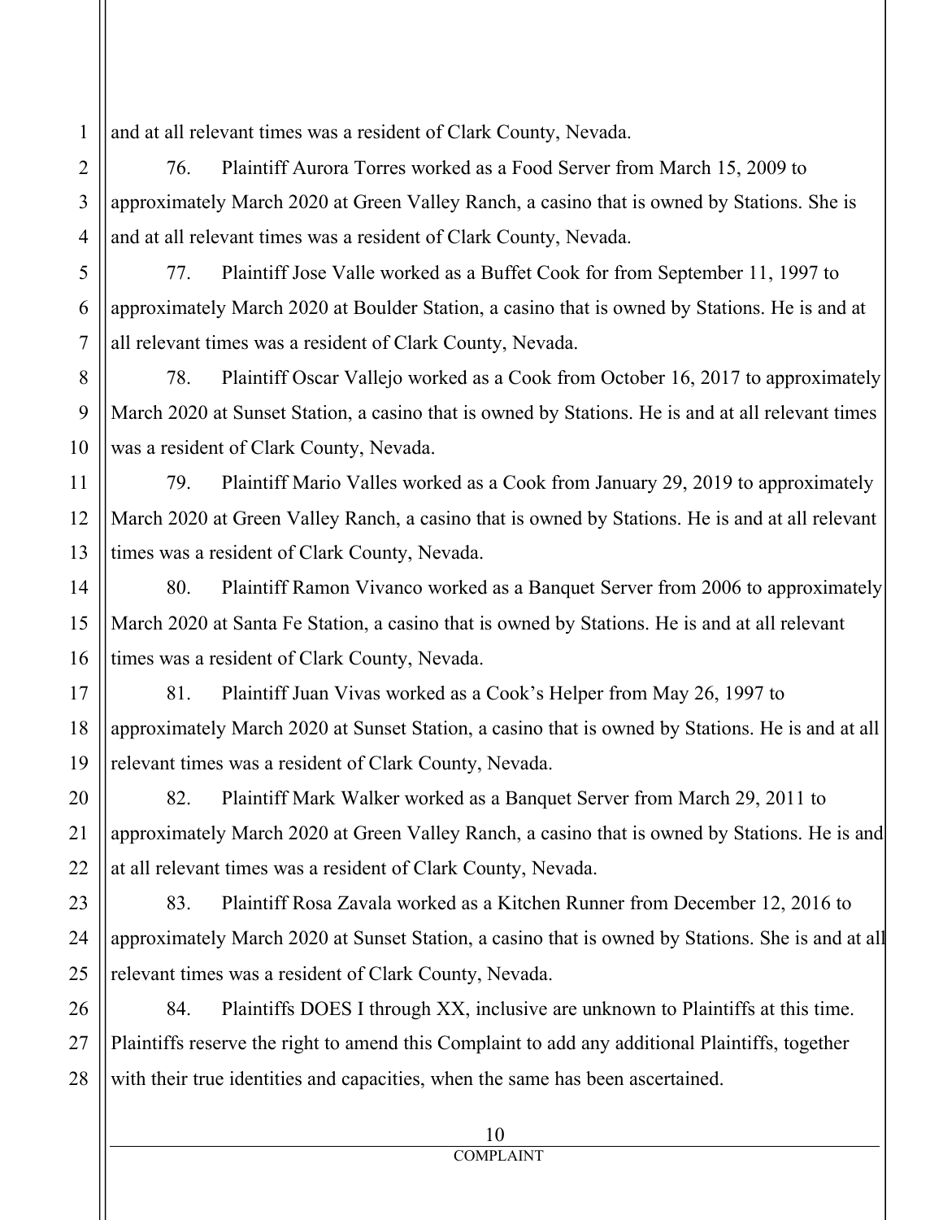and at all relevant times was a resident of Clark County, Nevada.

76. Plaintiff Aurora Torres worked as a Food Server from March 15, 2009 to approximately March 2020 at Green Valley Ranch, a casino that is owned by Stations. She is and at all relevant times was a resident of Clark County, Nevada.

77. Plaintiff Jose Valle worked as a Buffet Cook for from September 11, 1997 to approximately March 2020 at Boulder Station, a casino that is owned by Stations. He is and at all relevant times was a resident of Clark County, Nevada.

78. Plaintiff Oscar Vallejo worked as a Cook from October 16, 2017 to approximately March 2020 at Sunset Station, a casino that is owned by Stations. He is and at all relevant times was a resident of Clark County, Nevada.

79. Plaintiff Mario Valles worked as a Cook from January 29, 2019 to approximately March 2020 at Green Valley Ranch, a casino that is owned by Stations. He is and at all relevant times was a resident of Clark County, Nevada.

80. Plaintiff Ramon Vivanco worked as a Banquet Server from 2006 to approximately March 2020 at Santa Fe Station, a casino that is owned by Stations. He is and at all relevant times was a resident of Clark County, Nevada.

81. Plaintiff Juan Vivas worked as a Cook's Helper from May 26, 1997 to approximately March 2020 at Sunset Station, a casino that is owned by Stations. He is and at all relevant times was a resident of Clark County, Nevada.

82. Plaintiff Mark Walker worked as a Banquet Server from March 29, 2011 to approximately March 2020 at Green Valley Ranch, a casino that is owned by Stations. He is and at all relevant times was a resident of Clark County, Nevada.

83. Plaintiff Rosa Zavala worked as a Kitchen Runner from December 12, 2016 to approximately March 2020 at Sunset Station, a casino that is owned by Stations. She is and at all relevant times was a resident of Clark County, Nevada.

84. Plaintiffs DOES I through XX, inclusive are unknown to Plaintiffs at this time. Plaintiffs reserve the right to amend this Complaint to add any additional Plaintiffs, together with their true identities and capacities, when the same has been ascertained.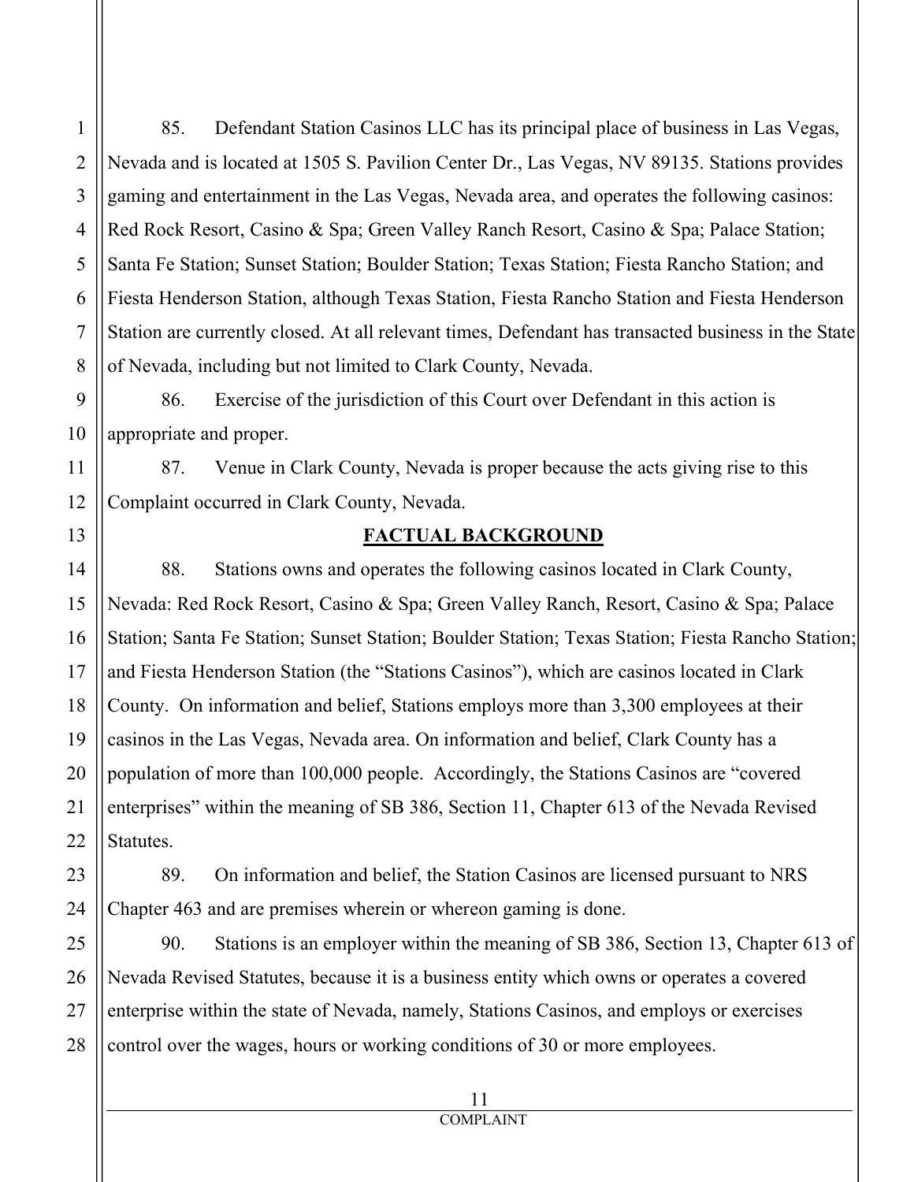85. Defendant Station Casinos LLC has its principal place of business in Las Vegas, Nevada and is located at 1505 S. Pavilion Center Dr., Las Vegas, NV 89135. Stations provides gaming and entertainment in the Las Vegas, Nevada area, and operates the following casinos: Red Rock Resort, Casino & Spa; Green Valley Ranch Resort, Casino & Spa; Palace Station; Santa Fe Station; Sunset Station; Boulder Station; Texas Station; Fiesta Rancho Station; and Fiesta Henderson Station, although Texas Station, Fiesta Rancho Station and Fiesta Henderson Station are currently closed. At all relevant times, Defendant has transacted business in the State of Nevada, including but not limited to Clark County, Nevada.

86. Exercise of the jurisdiction of this Court over Defendant in this action is appropriate and proper.

87. Venue in Clark County, Nevada is proper because the acts giving rise to this Complaint occurred in Clark County, Nevada.

## **FACTUAL BACKGROUND**

88. Stations owns and operates the following casinos located in Clark County, Nevada: Red Rock Resort, Casino & Spa; Green Valley Ranch, Resort, Casino & Spa; Palace Station; Santa Fe Station; Sunset Station; Boulder Station; Texas Station; Fiesta Rancho Station; and Fiesta Henderson Station (the "Stations Casinos"), which are casinos located in Clark County. On information and belief, Stations employs more than 3,300 employees at their casinos in the Las Vegas, Nevada area. On information and belief, Clark County has a population of more than 100,000 people. Accordingly, the Stations Casinos are "covered enterprises" within the meaning of SB 386, Section 11, Chapter 613 of the Nevada Revised Statutes.

89. On information and belief, the Station Casinos are licensed pursuant to NRS Chapter 463 and are premises wherein or whereon gaming is done.

90. Stations is an employer within the meaning of SB 386, Section 13, Chapter 613 of Nevada Revised Statutes, because it is a business entity which owns or operates a covered enterprise within the state of Nevada, namely, Stations Casinos, and employs or exercises control over the wages, hours or working conditions of 30 or more employees.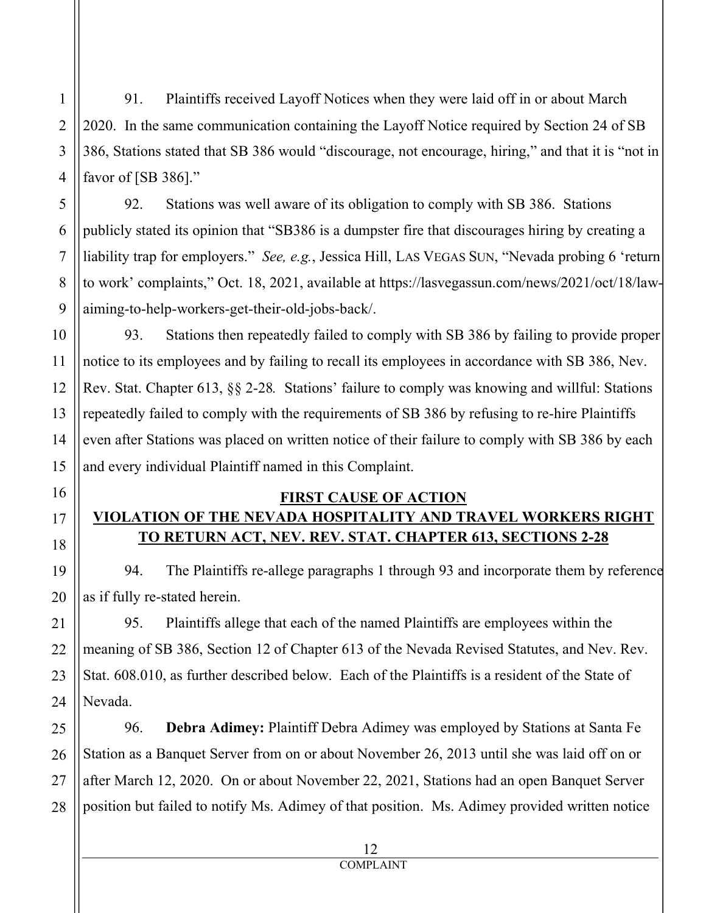91. Plaintiffs received Layoff Notices when they were laid off in or about March 2020. In the same communication containing the Layoff Notice required by Section 24 of SB 386, Stations stated that SB 386 would "discourage, not encourage, hiring," and that it is "not in favor of [SB 386]."

92. Stations was well aware of its obligation to comply with SB 386. Stations publicly stated its opinion that "SB386 is a dumpster fire that discourages hiring by creating a liability trap for employers." *See, e.g.*, Jessica Hill, LAS VEGAS SUN, "Nevada probing 6 'return to work' complaints," Oct. 18, 2021, available at https://lasvegassun.com/news/2021/oct/18/law-aiming-to-help-workers-get-their-old-jobs-back/.

93. Stations then repeatedly failed to comply with SB 386 by failing to provide proper notice to its employees and by failing to recall its employees in accordance with SB 386, Nev. Rev. Stat. Chapter 613, §§ 2-28*.* Stations' failure to comply was knowing and willful: Stations repeatedly failed to comply with the requirements of SB 386 by refusing to re-hire Plaintiffs even after Stations was placed on written notice of their failure to comply with SB 386 by each and every individual Plaintiff named in this Complaint.

## FIRST CAUSE OF ACTION
## VIOLATION OF THE NEVADA HOSPITALITY AND TRAVEL WORKERS RIGHT TO RETURN ACT, NEV. REV. STAT. CHAPTER 613, SECTIONS 2-28

94. The Plaintiffs re-allege paragraphs 1 through 93 and incorporate them by reference as if fully re-stated herein.

95. Plaintiffs allege that each of the named Plaintiffs are employees within the meaning of SB 386, Section 12 of Chapter 613 of the Nevada Revised Statutes, and Nev. Rev. Stat. 608.010, as further described below. Each of the Plaintiffs is a resident of the State of Nevada.

96. **Debra Adimey:** Plaintiff Debra Adimey was employed by Stations at Santa Fe Station as a Banquet Server from on or about November 26, 2013 until she was laid off on or after March 12, 2020. On or about November 22, 2021, Stations had an open Banquet Server position but failed to notify Ms. Adimey of that position. Ms. Adimey provided written notice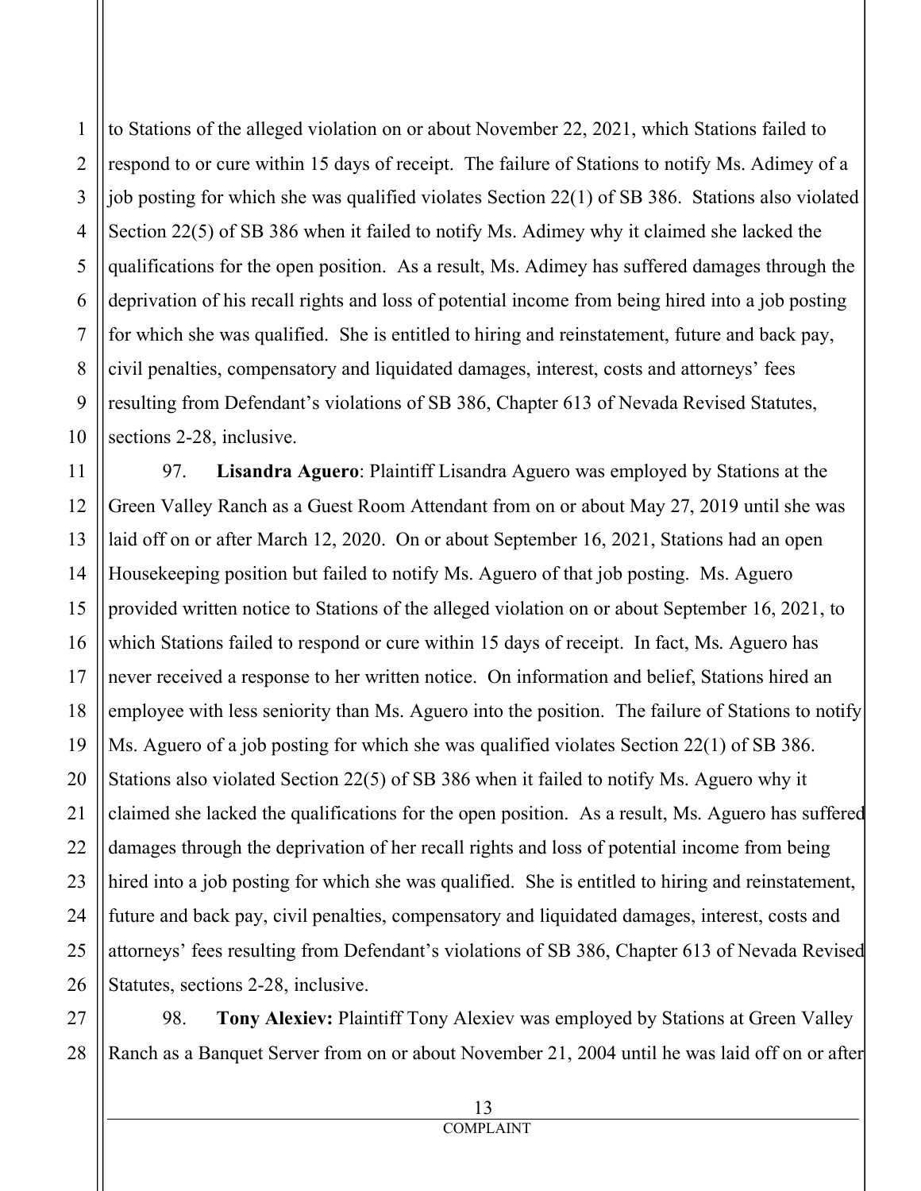to Stations of the alleged violation on or about November 22, 2021, which Stations failed to respond to or cure within 15 days of receipt. The failure of Stations to notify Ms. Adimey of a job posting for which she was qualified violates Section 22(1) of SB 386. Stations also violated Section 22(5) of SB 386 when it failed to notify Ms. Adimey why it claimed she lacked the qualifications for the open position. As a result, Ms. Adimey has suffered damages through the deprivation of his recall rights and loss of potential income from being hired into a job posting for which she was qualified. She is entitled to hiring and reinstatement, future and back pay, civil penalties, compensatory and liquidated damages, interest, costs and attorneys' fees resulting from Defendant's violations of SB 386, Chapter 613 of Nevada Revised Statutes, sections 2-28, inclusive.

97. **Lisandra Aguero**: Plaintiff Lisandra Aguero was employed by Stations at the Green Valley Ranch as a Guest Room Attendant from on or about May 27, 2019 until she was laid off on or after March 12, 2020. On or about September 16, 2021, Stations had an open Housekeeping position but failed to notify Ms. Aguero of that job posting. Ms. Aguero provided written notice to Stations of the alleged violation on or about September 16, 2021, to which Stations failed to respond or cure within 15 days of receipt. In fact, Ms. Aguero has never received a response to her written notice. On information and belief, Stations hired an employee with less seniority than Ms. Aguero into the position. The failure of Stations to notify Ms. Aguero of a job posting for which she was qualified violates Section 22(1) of SB 386. Stations also violated Section 22(5) of SB 386 when it failed to notify Ms. Aguero why it claimed she lacked the qualifications for the open position. As a result, Ms. Aguero has suffered damages through the deprivation of her recall rights and loss of potential income from being hired into a job posting for which she was qualified. She is entitled to hiring and reinstatement, future and back pay, civil penalties, compensatory and liquidated damages, interest, costs and attorneys' fees resulting from Defendant's violations of SB 386, Chapter 613 of Nevada Revised Statutes, sections 2-28, inclusive.

98. **Tony Alexiev:** Plaintiff Tony Alexiev was employed by Stations at Green Valley Ranch as a Banquet Server from on or about November 21, 2004 until he was laid off on or after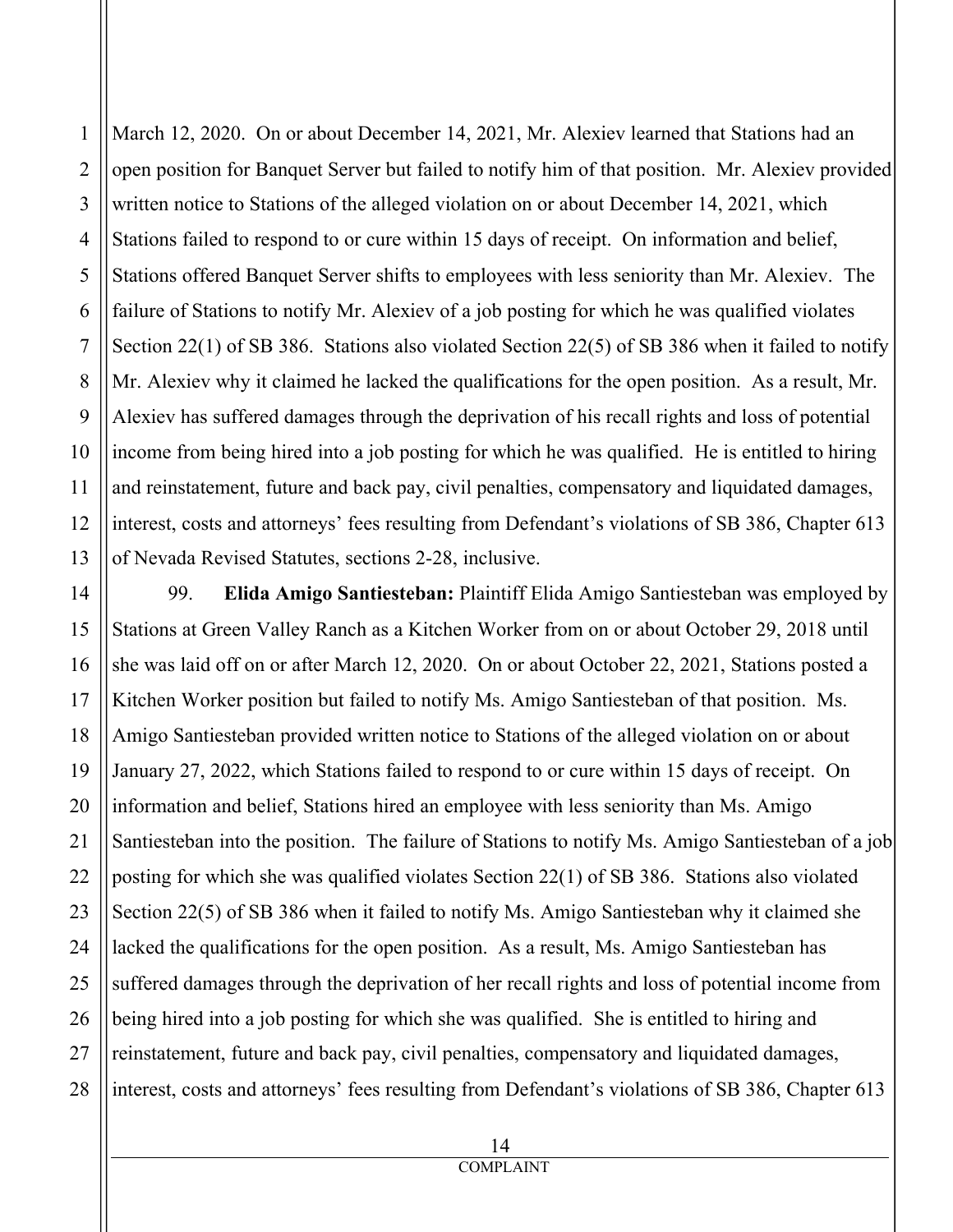March 12, 2020. On or about December 14, 2021, Mr. Alexiev learned that Stations had an open position for Banquet Server but failed to notify him of that position. Mr. Alexiev provided written notice to Stations of the alleged violation on or about December 14, 2021, which Stations failed to respond to or cure within 15 days of receipt. On information and belief, Stations offered Banquet Server shifts to employees with less seniority than Mr. Alexiev. The failure of Stations to notify Mr. Alexiev of a job posting for which he was qualified violates Section 22(1) of SB 386. Stations also violated Section 22(5) of SB 386 when it failed to notify Mr. Alexiev why it claimed he lacked the qualifications for the open position. As a result, Mr. Alexiev has suffered damages through the deprivation of his recall rights and loss of potential income from being hired into a job posting for which he was qualified. He is entitled to hiring and reinstatement, future and back pay, civil penalties, compensatory and liquidated damages, interest, costs and attorneys' fees resulting from Defendant's violations of SB 386, Chapter 613 of Nevada Revised Statutes, sections 2-28, inclusive.

99. **Elida Amigo Santiesteban:** Plaintiff Elida Amigo Santiesteban was employed by Stations at Green Valley Ranch as a Kitchen Worker from on or about October 29, 2018 until she was laid off on or after March 12, 2020. On or about October 22, 2021, Stations posted a Kitchen Worker position but failed to notify Ms. Amigo Santiesteban of that position. Ms. Amigo Santiesteban provided written notice to Stations of the alleged violation on or about January 27, 2022, which Stations failed to respond to or cure within 15 days of receipt. On information and belief, Stations hired an employee with less seniority than Ms. Amigo Santiesteban into the position. The failure of Stations to notify Ms. Amigo Santiesteban of a job posting for which she was qualified violates Section 22(1) of SB 386. Stations also violated Section 22(5) of SB 386 when it failed to notify Ms. Amigo Santiesteban why it claimed she lacked the qualifications for the open position. As a result, Ms. Amigo Santiesteban has suffered damages through the deprivation of her recall rights and loss of potential income from being hired into a job posting for which she was qualified. She is entitled to hiring and reinstatement, future and back pay, civil penalties, compensatory and liquidated damages, interest, costs and attorneys' fees resulting from Defendant's violations of SB 386, Chapter 613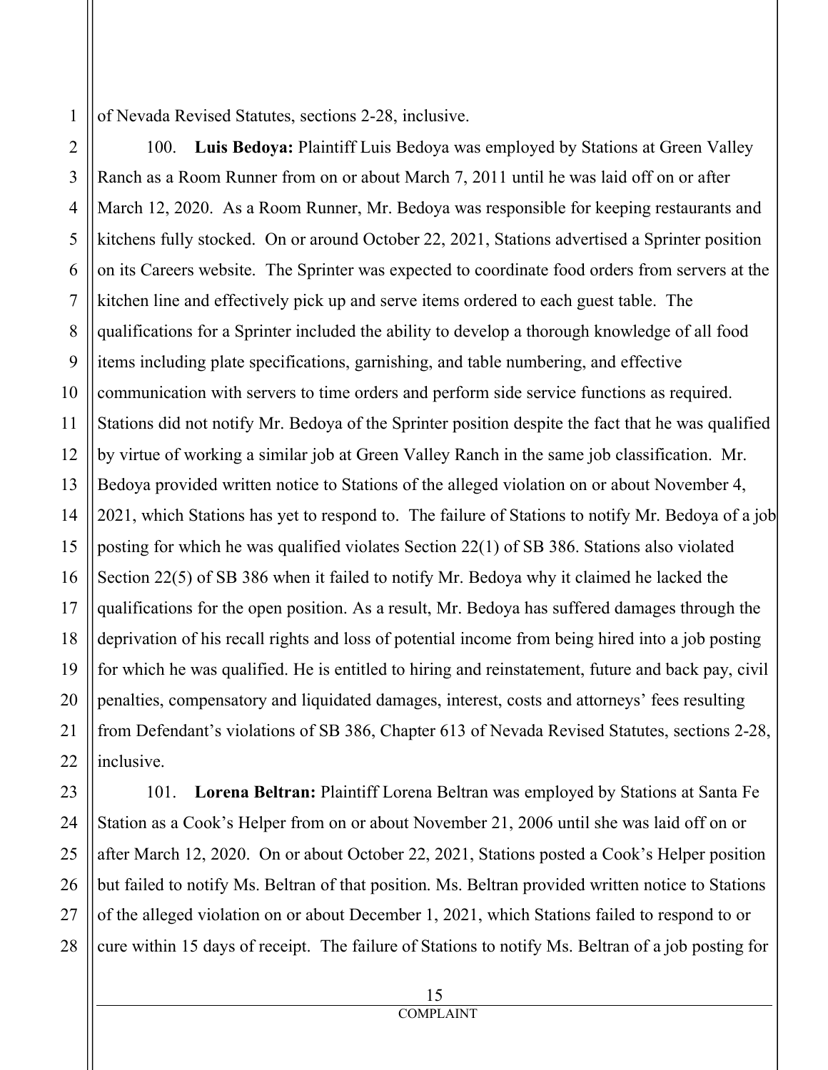of Nevada Revised Statutes, sections 2-28, inclusive.

100. **Luis Bedoya:** Plaintiff Luis Bedoya was employed by Stations at Green Valley Ranch as a Room Runner from on or about March 7, 2011 until he was laid off on or after March 12, 2020. As a Room Runner, Mr. Bedoya was responsible for keeping restaurants and kitchens fully stocked. On or around October 22, 2021, Stations advertised a Sprinter position on its Careers website. The Sprinter was expected to coordinate food orders from servers at the kitchen line and effectively pick up and serve items ordered to each guest table. The qualifications for a Sprinter included the ability to develop a thorough knowledge of all food items including plate specifications, garnishing, and table numbering, and effective communication with servers to time orders and perform side service functions as required. Stations did not notify Mr. Bedoya of the Sprinter position despite the fact that he was qualified by virtue of working a similar job at Green Valley Ranch in the same job classification. Mr. Bedoya provided written notice to Stations of the alleged violation on or about November 4, 2021, which Stations has yet to respond to. The failure of Stations to notify Mr. Bedoya of a job posting for which he was qualified violates Section 22(1) of SB 386. Stations also violated Section 22(5) of SB 386 when it failed to notify Mr. Bedoya why it claimed he lacked the qualifications for the open position. As a result, Mr. Bedoya has suffered damages through the deprivation of his recall rights and loss of potential income from being hired into a job posting for which he was qualified. He is entitled to hiring and reinstatement, future and back pay, civil penalties, compensatory and liquidated damages, interest, costs and attorneys' fees resulting from Defendant's violations of SB 386, Chapter 613 of Nevada Revised Statutes, sections 2-28, inclusive.

101. **Lorena Beltran:** Plaintiff Lorena Beltran was employed by Stations at Santa Fe Station as a Cook's Helper from on or about November 21, 2006 until she was laid off on or after March 12, 2020. On or about October 22, 2021, Stations posted a Cook's Helper position but failed to notify Ms. Beltran of that position. Ms. Beltran provided written notice to Stations of the alleged violation on or about December 1, 2021, which Stations failed to respond to or cure within 15 days of receipt. The failure of Stations to notify Ms. Beltran of a job posting for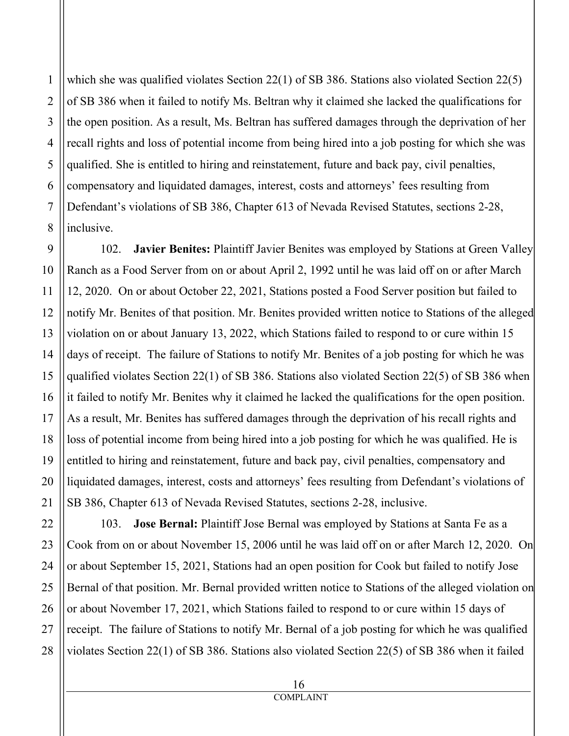which she was qualified violates Section 22(1) of SB 386. Stations also violated Section 22(5) of SB 386 when it failed to notify Ms. Beltran why it claimed she lacked the qualifications for the open position. As a result, Ms. Beltran has suffered damages through the deprivation of her recall rights and loss of potential income from being hired into a job posting for which she was qualified. She is entitled to hiring and reinstatement, future and back pay, civil penalties, compensatory and liquidated damages, interest, costs and attorneys' fees resulting from Defendant's violations of SB 386, Chapter 613 of Nevada Revised Statutes, sections 2-28, inclusive.

102. **Javier Benites:** Plaintiff Javier Benites was employed by Stations at Green Valley Ranch as a Food Server from on or about April 2, 1992 until he was laid off on or after March 12, 2020. On or about October 22, 2021, Stations posted a Food Server position but failed to notify Mr. Benites of that position. Mr. Benites provided written notice to Stations of the alleged violation on or about January 13, 2022, which Stations failed to respond to or cure within 15 days of receipt. The failure of Stations to notify Mr. Benites of a job posting for which he was qualified violates Section 22(1) of SB 386. Stations also violated Section 22(5) of SB 386 when it failed to notify Mr. Benites why it claimed he lacked the qualifications for the open position. As a result, Mr. Benites has suffered damages through the deprivation of his recall rights and loss of potential income from being hired into a job posting for which he was qualified. He is entitled to hiring and reinstatement, future and back pay, civil penalties, compensatory and liquidated damages, interest, costs and attorneys' fees resulting from Defendant's violations of SB 386, Chapter 613 of Nevada Revised Statutes, sections 2-28, inclusive.

103. **Jose Bernal:** Plaintiff Jose Bernal was employed by Stations at Santa Fe as a Cook from on or about November 15, 2006 until he was laid off on or after March 12, 2020. On or about September 15, 2021, Stations had an open position for Cook but failed to notify Jose Bernal of that position. Mr. Bernal provided written notice to Stations of the alleged violation on or about November 17, 2021, which Stations failed to respond to or cure within 15 days of receipt. The failure of Stations to notify Mr. Bernal of a job posting for which he was qualified violates Section 22(1) of SB 386. Stations also violated Section 22(5) of SB 386 when it failed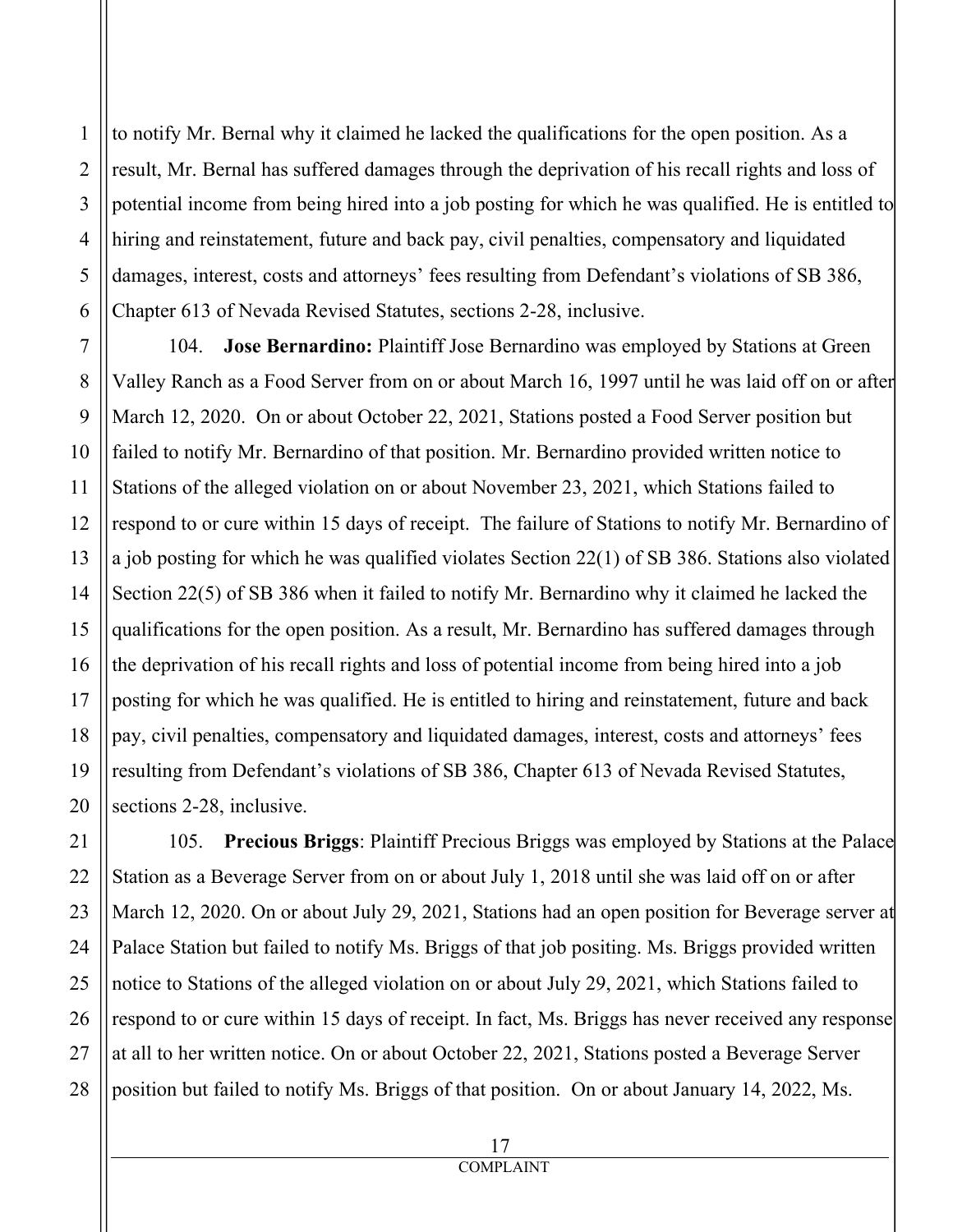to notify Mr. Bernal why it claimed he lacked the qualifications for the open position. As a result, Mr. Bernal has suffered damages through the deprivation of his recall rights and loss of potential income from being hired into a job posting for which he was qualified. He is entitled to hiring and reinstatement, future and back pay, civil penalties, compensatory and liquidated damages, interest, costs and attorneys' fees resulting from Defendant's violations of SB 386, Chapter 613 of Nevada Revised Statutes, sections 2-28, inclusive.

104. **Jose Bernardino:** Plaintiff Jose Bernardino was employed by Stations at Green Valley Ranch as a Food Server from on or about March 16, 1997 until he was laid off on or after March 12, 2020. On or about October 22, 2021, Stations posted a Food Server position but failed to notify Mr. Bernardino of that position. Mr. Bernardino provided written notice to Stations of the alleged violation on or about November 23, 2021, which Stations failed to respond to or cure within 15 days of receipt. The failure of Stations to notify Mr. Bernardino of a job posting for which he was qualified violates Section 22(1) of SB 386. Stations also violated Section 22(5) of SB 386 when it failed to notify Mr. Bernardino why it claimed he lacked the qualifications for the open position. As a result, Mr. Bernardino has suffered damages through the deprivation of his recall rights and loss of potential income from being hired into a job posting for which he was qualified. He is entitled to hiring and reinstatement, future and back pay, civil penalties, compensatory and liquidated damages, interest, costs and attorneys' fees resulting from Defendant's violations of SB 386, Chapter 613 of Nevada Revised Statutes, sections 2-28, inclusive.

105. **Precious Briggs**: Plaintiff Precious Briggs was employed by Stations at the Palace Station as a Beverage Server from on or about July 1, 2018 until she was laid off on or after March 12, 2020. On or about July 29, 2021, Stations had an open position for Beverage server at Palace Station but failed to notify Ms. Briggs of that job positing. Ms. Briggs provided written notice to Stations of the alleged violation on or about July 29, 2021, which Stations failed to respond to or cure within 15 days of receipt. In fact, Ms. Briggs has never received any response at all to her written notice. On or about October 22, 2021, Stations posted a Beverage Server position but failed to notify Ms. Briggs of that position. On or about January 14, 2022, Ms.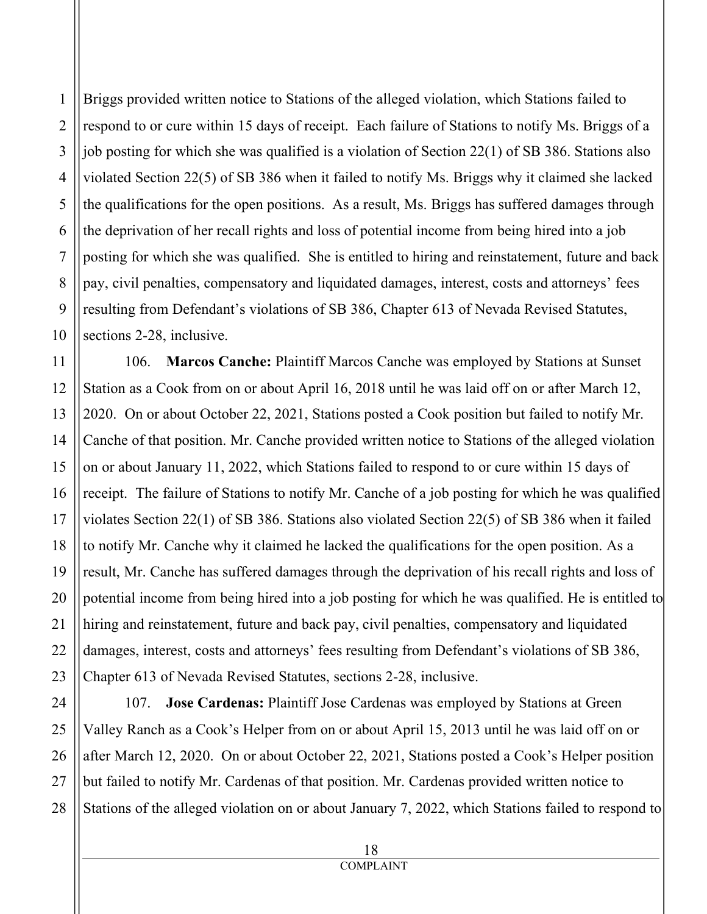Briggs provided written notice to Stations of the alleged violation, which Stations failed to respond to or cure within 15 days of receipt. Each failure of Stations to notify Ms. Briggs of a job posting for which she was qualified is a violation of Section 22(1) of SB 386. Stations also violated Section 22(5) of SB 386 when it failed to notify Ms. Briggs why it claimed she lacked the qualifications for the open positions. As a result, Ms. Briggs has suffered damages through the deprivation of her recall rights and loss of potential income from being hired into a job posting for which she was qualified. She is entitled to hiring and reinstatement, future and back pay, civil penalties, compensatory and liquidated damages, interest, costs and attorneys' fees resulting from Defendant's violations of SB 386, Chapter 613 of Nevada Revised Statutes, sections 2-28, inclusive.

106. **Marcos Canche:** Plaintiff Marcos Canche was employed by Stations at Sunset Station as a Cook from on or about April 16, 2018 until he was laid off on or after March 12, 2020. On or about October 22, 2021, Stations posted a Cook position but failed to notify Mr. Canche of that position. Mr. Canche provided written notice to Stations of the alleged violation on or about January 11, 2022, which Stations failed to respond to or cure within 15 days of receipt. The failure of Stations to notify Mr. Canche of a job posting for which he was qualified violates Section 22(1) of SB 386. Stations also violated Section 22(5) of SB 386 when it failed to notify Mr. Canche why it claimed he lacked the qualifications for the open position. As a result, Mr. Canche has suffered damages through the deprivation of his recall rights and loss of potential income from being hired into a job posting for which he was qualified. He is entitled to hiring and reinstatement, future and back pay, civil penalties, compensatory and liquidated damages, interest, costs and attorneys' fees resulting from Defendant's violations of SB 386, Chapter 613 of Nevada Revised Statutes, sections 2-28, inclusive.

107. **Jose Cardenas:** Plaintiff Jose Cardenas was employed by Stations at Green Valley Ranch as a Cook's Helper from on or about April 15, 2013 until he was laid off on or after March 12, 2020. On or about October 22, 2021, Stations posted a Cook's Helper position but failed to notify Mr. Cardenas of that position. Mr. Cardenas provided written notice to Stations of the alleged violation on or about January 7, 2022, which Stations failed to respond to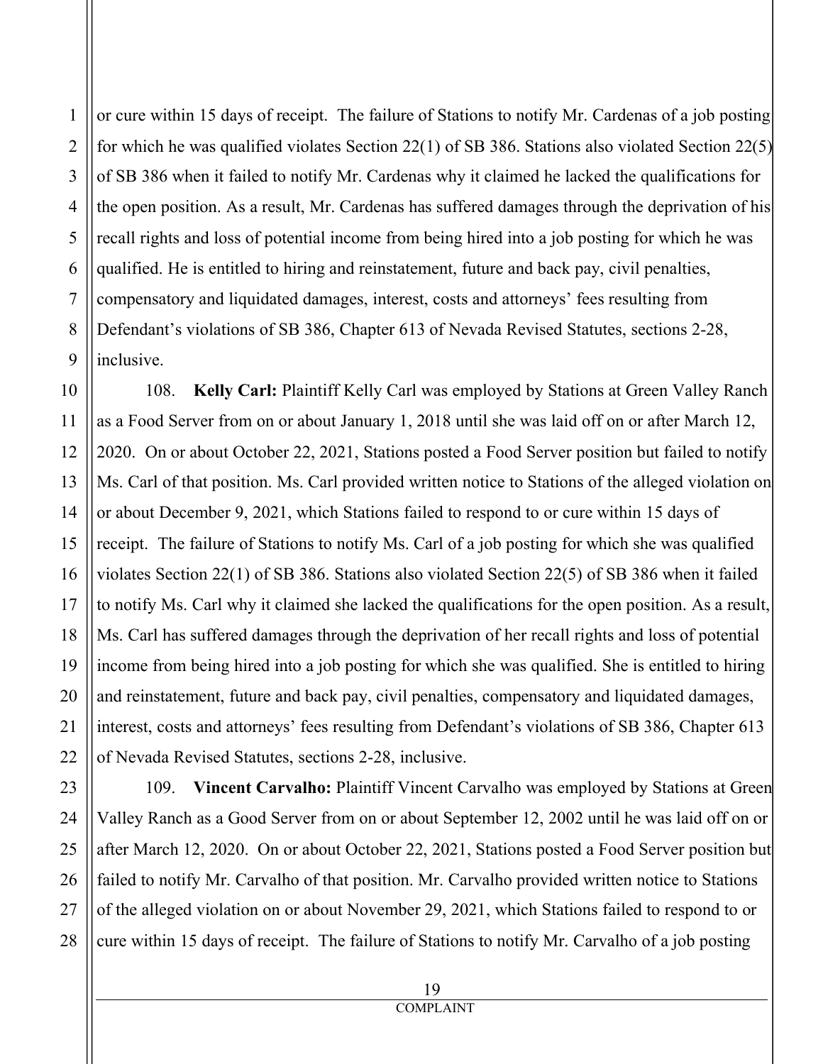or cure within 15 days of receipt. The failure of Stations to notify Mr. Cardenas of a job posting for which he was qualified violates Section 22(1) of SB 386. Stations also violated Section 22(5) of SB 386 when it failed to notify Mr. Cardenas why it claimed he lacked the qualifications for the open position. As a result, Mr. Cardenas has suffered damages through the deprivation of his recall rights and loss of potential income from being hired into a job posting for which he was qualified. He is entitled to hiring and reinstatement, future and back pay, civil penalties, compensatory and liquidated damages, interest, costs and attorneys' fees resulting from Defendant's violations of SB 386, Chapter 613 of Nevada Revised Statutes, sections 2-28, inclusive.

108. **Kelly Carl:** Plaintiff Kelly Carl was employed by Stations at Green Valley Ranch as a Food Server from on or about January 1, 2018 until she was laid off on or after March 12, 2020. On or about October 22, 2021, Stations posted a Food Server position but failed to notify Ms. Carl of that position. Ms. Carl provided written notice to Stations of the alleged violation on or about December 9, 2021, which Stations failed to respond to or cure within 15 days of receipt. The failure of Stations to notify Ms. Carl of a job posting for which she was qualified violates Section 22(1) of SB 386. Stations also violated Section 22(5) of SB 386 when it failed to notify Ms. Carl why it claimed she lacked the qualifications for the open position. As a result, Ms. Carl has suffered damages through the deprivation of her recall rights and loss of potential income from being hired into a job posting for which she was qualified. She is entitled to hiring and reinstatement, future and back pay, civil penalties, compensatory and liquidated damages, interest, costs and attorneys' fees resulting from Defendant's violations of SB 386, Chapter 613 of Nevada Revised Statutes, sections 2-28, inclusive.

109. **Vincent Carvalho:** Plaintiff Vincent Carvalho was employed by Stations at Green Valley Ranch as a Good Server from on or about September 12, 2002 until he was laid off on or after March 12, 2020. On or about October 22, 2021, Stations posted a Food Server position but failed to notify Mr. Carvalho of that position. Mr. Carvalho provided written notice to Stations of the alleged violation on or about November 29, 2021, which Stations failed to respond to or cure within 15 days of receipt. The failure of Stations to notify Mr. Carvalho of a job posting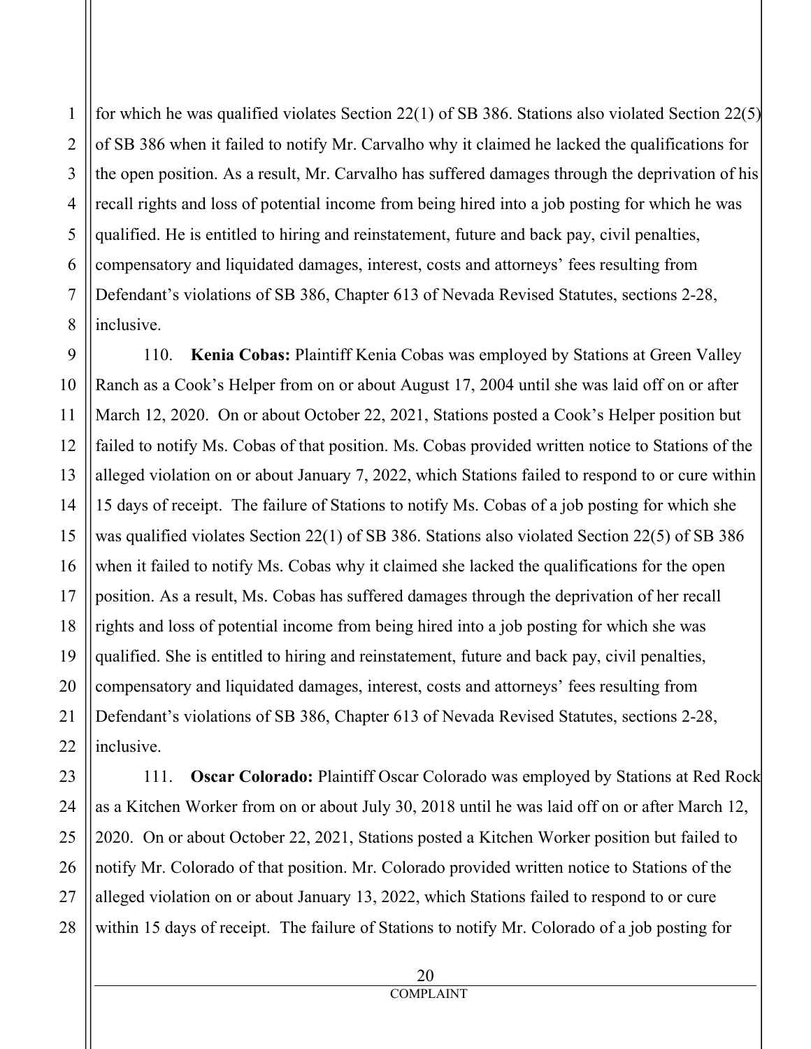for which he was qualified violates Section 22(1) of SB 386. Stations also violated Section 22(5) of SB 386 when it failed to notify Mr. Carvalho why it claimed he lacked the qualifications for the open position. As a result, Mr. Carvalho has suffered damages through the deprivation of his recall rights and loss of potential income from being hired into a job posting for which he was qualified. He is entitled to hiring and reinstatement, future and back pay, civil penalties, compensatory and liquidated damages, interest, costs and attorneys' fees resulting from Defendant's violations of SB 386, Chapter 613 of Nevada Revised Statutes, sections 2-28, inclusive.

110. **Kenia Cobas:** Plaintiff Kenia Cobas was employed by Stations at Green Valley Ranch as a Cook's Helper from on or about August 17, 2004 until she was laid off on or after March 12, 2020. On or about October 22, 2021, Stations posted a Cook's Helper position but failed to notify Ms. Cobas of that position. Ms. Cobas provided written notice to Stations of the alleged violation on or about January 7, 2022, which Stations failed to respond to or cure within 15 days of receipt. The failure of Stations to notify Ms. Cobas of a job posting for which she was qualified violates Section 22(1) of SB 386. Stations also violated Section 22(5) of SB 386 when it failed to notify Ms. Cobas why it claimed she lacked the qualifications for the open position. As a result, Ms. Cobas has suffered damages through the deprivation of her recall rights and loss of potential income from being hired into a job posting for which she was qualified. She is entitled to hiring and reinstatement, future and back pay, civil penalties, compensatory and liquidated damages, interest, costs and attorneys' fees resulting from Defendant's violations of SB 386, Chapter 613 of Nevada Revised Statutes, sections 2-28, inclusive.

111. **Oscar Colorado:** Plaintiff Oscar Colorado was employed by Stations at Red Rock as a Kitchen Worker from on or about July 30, 2018 until he was laid off on or after March 12, 2020. On or about October 22, 2021, Stations posted a Kitchen Worker position but failed to notify Mr. Colorado of that position. Mr. Colorado provided written notice to Stations of the alleged violation on or about January 13, 2022, which Stations failed to respond to or cure within 15 days of receipt. The failure of Stations to notify Mr. Colorado of a job posting for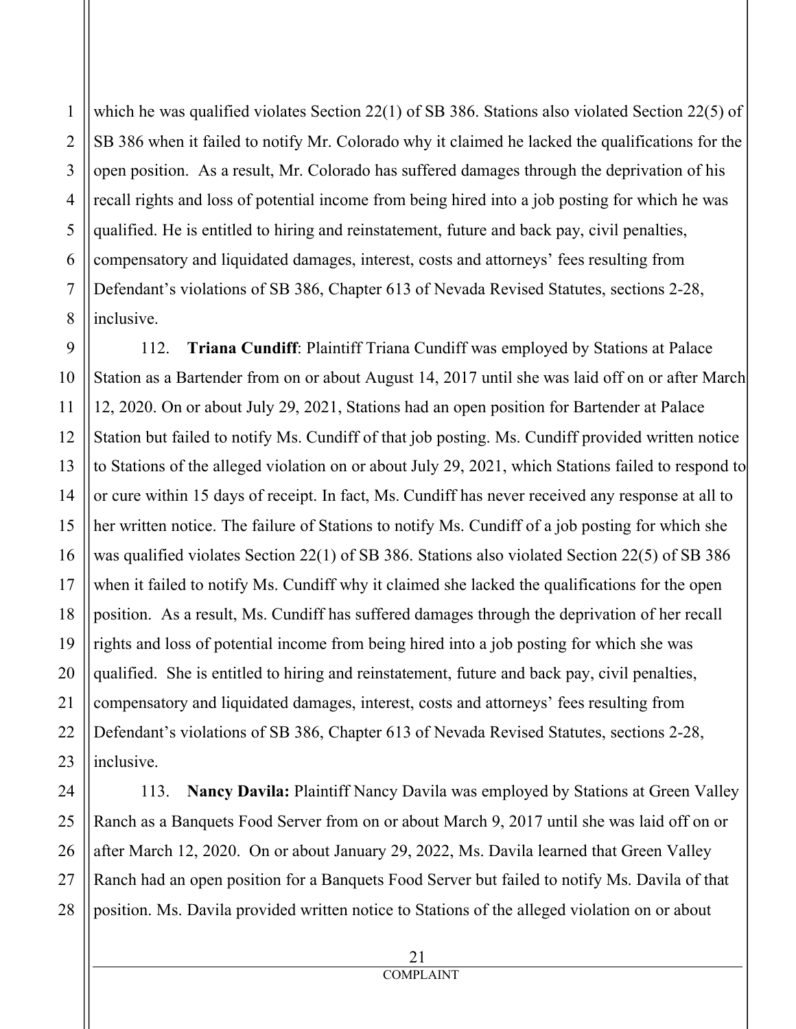which he was qualified violates Section 22(1) of SB 386. Stations also violated Section 22(5) of SB 386 when it failed to notify Mr. Colorado why it claimed he lacked the qualifications for the open position. As a result, Mr. Colorado has suffered damages through the deprivation of his recall rights and loss of potential income from being hired into a job posting for which he was qualified. He is entitled to hiring and reinstatement, future and back pay, civil penalties, compensatory and liquidated damages, interest, costs and attorneys' fees resulting from Defendant's violations of SB 386, Chapter 613 of Nevada Revised Statutes, sections 2-28, inclusive.

112. **Triana Cundiff**: Plaintiff Triana Cundiff was employed by Stations at Palace Station as a Bartender from on or about August 14, 2017 until she was laid off on or after March 12, 2020. On or about July 29, 2021, Stations had an open position for Bartender at Palace Station but failed to notify Ms. Cundiff of that job posting. Ms. Cundiff provided written notice to Stations of the alleged violation on or about July 29, 2021, which Stations failed to respond to or cure within 15 days of receipt. In fact, Ms. Cundiff has never received any response at all to her written notice. The failure of Stations to notify Ms. Cundiff of a job posting for which she was qualified violates Section 22(1) of SB 386. Stations also violated Section 22(5) of SB 386 when it failed to notify Ms. Cundiff why it claimed she lacked the qualifications for the open position. As a result, Ms. Cundiff has suffered damages through the deprivation of her recall rights and loss of potential income from being hired into a job posting for which she was qualified. She is entitled to hiring and reinstatement, future and back pay, civil penalties, compensatory and liquidated damages, interest, costs and attorneys' fees resulting from Defendant's violations of SB 386, Chapter 613 of Nevada Revised Statutes, sections 2-28, inclusive.

113. **Nancy Davila:** Plaintiff Nancy Davila was employed by Stations at Green Valley Ranch as a Banquets Food Server from on or about March 9, 2017 until she was laid off on or after March 12, 2020. On or about January 29, 2022, Ms. Davila learned that Green Valley Ranch had an open position for a Banquets Food Server but failed to notify Ms. Davila of that position. Ms. Davila provided written notice to Stations of the alleged violation on or about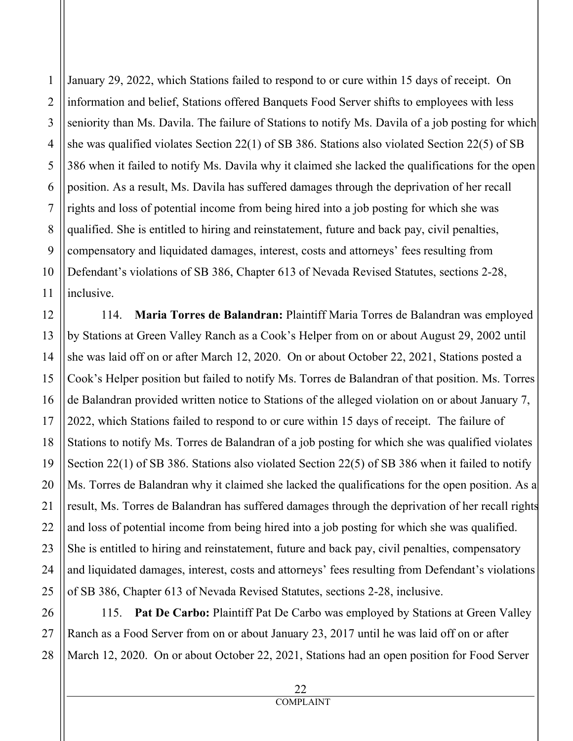January 29, 2022, which Stations failed to respond to or cure within 15 days of receipt. On information and belief, Stations offered Banquets Food Server shifts to employees with less seniority than Ms. Davila. The failure of Stations to notify Ms. Davila of a job posting for which she was qualified violates Section 22(1) of SB 386. Stations also violated Section 22(5) of SB 386 when it failed to notify Ms. Davila why it claimed she lacked the qualifications for the open position. As a result, Ms. Davila has suffered damages through the deprivation of her recall rights and loss of potential income from being hired into a job posting for which she was qualified. She is entitled to hiring and reinstatement, future and back pay, civil penalties, compensatory and liquidated damages, interest, costs and attorneys' fees resulting from Defendant's violations of SB 386, Chapter 613 of Nevada Revised Statutes, sections 2-28, inclusive.

114. **Maria Torres de Balandran:** Plaintiff Maria Torres de Balandran was employed by Stations at Green Valley Ranch as a Cook's Helper from on or about August 29, 2002 until she was laid off on or after March 12, 2020. On or about October 22, 2021, Stations posted a Cook's Helper position but failed to notify Ms. Torres de Balandran of that position. Ms. Torres de Balandran provided written notice to Stations of the alleged violation on or about January 7, 2022, which Stations failed to respond to or cure within 15 days of receipt. The failure of Stations to notify Ms. Torres de Balandran of a job posting for which she was qualified violates Section 22(1) of SB 386. Stations also violated Section 22(5) of SB 386 when it failed to notify Ms. Torres de Balandran why it claimed she lacked the qualifications for the open position. As a result, Ms. Torres de Balandran has suffered damages through the deprivation of her recall rights and loss of potential income from being hired into a job posting for which she was qualified. She is entitled to hiring and reinstatement, future and back pay, civil penalties, compensatory and liquidated damages, interest, costs and attorneys' fees resulting from Defendant's violations of SB 386, Chapter 613 of Nevada Revised Statutes, sections 2-28, inclusive.

115. **Pat De Carbo:** Plaintiff Pat De Carbo was employed by Stations at Green Valley Ranch as a Food Server from on or about January 23, 2017 until he was laid off on or after March 12, 2020. On or about October 22, 2021, Stations had an open position for Food Server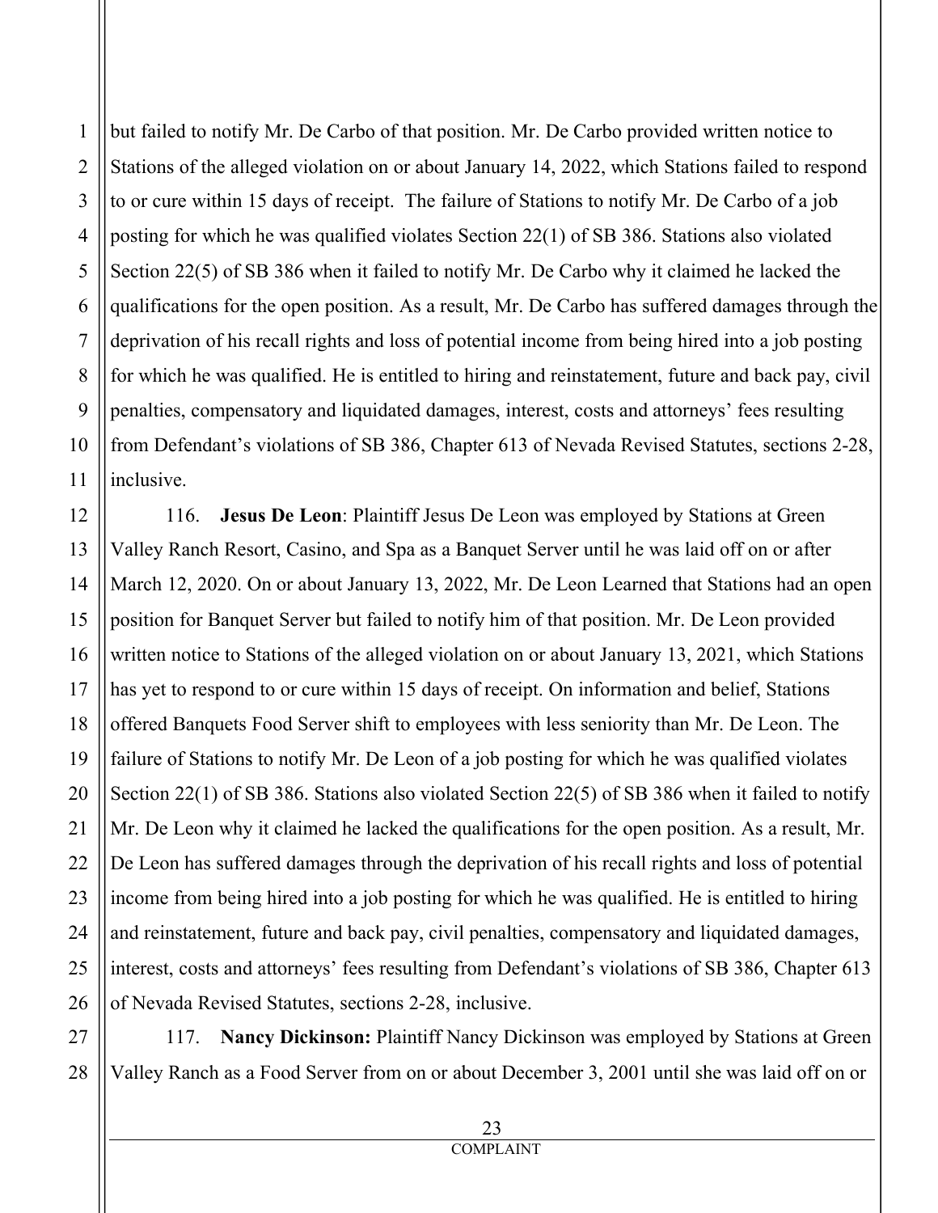but failed to notify Mr. De Carbo of that position. Mr. De Carbo provided written notice to Stations of the alleged violation on or about January 14, 2022, which Stations failed to respond to or cure within 15 days of receipt. The failure of Stations to notify Mr. De Carbo of a job posting for which he was qualified violates Section 22(1) of SB 386. Stations also violated Section 22(5) of SB 386 when it failed to notify Mr. De Carbo why it claimed he lacked the qualifications for the open position. As a result, Mr. De Carbo has suffered damages through the deprivation of his recall rights and loss of potential income from being hired into a job posting for which he was qualified. He is entitled to hiring and reinstatement, future and back pay, civil penalties, compensatory and liquidated damages, interest, costs and attorneys' fees resulting from Defendant's violations of SB 386, Chapter 613 of Nevada Revised Statutes, sections 2-28, inclusive.

116. **Jesus De Leon**: Plaintiff Jesus De Leon was employed by Stations at Green Valley Ranch Resort, Casino, and Spa as a Banquet Server until he was laid off on or after March 12, 2020. On or about January 13, 2022, Mr. De Leon Learned that Stations had an open position for Banquet Server but failed to notify him of that position. Mr. De Leon provided written notice to Stations of the alleged violation on or about January 13, 2021, which Stations has yet to respond to or cure within 15 days of receipt. On information and belief, Stations offered Banquets Food Server shift to employees with less seniority than Mr. De Leon. The failure of Stations to notify Mr. De Leon of a job posting for which he was qualified violates Section 22(1) of SB 386. Stations also violated Section 22(5) of SB 386 when it failed to notify Mr. De Leon why it claimed he lacked the qualifications for the open position. As a result, Mr. De Leon has suffered damages through the deprivation of his recall rights and loss of potential income from being hired into a job posting for which he was qualified. He is entitled to hiring and reinstatement, future and back pay, civil penalties, compensatory and liquidated damages, interest, costs and attorneys' fees resulting from Defendant's violations of SB 386, Chapter 613 of Nevada Revised Statutes, sections 2-28, inclusive.

117. **Nancy Dickinson:** Plaintiff Nancy Dickinson was employed by Stations at Green Valley Ranch as a Food Server from on or about December 3, 2001 until she was laid off on or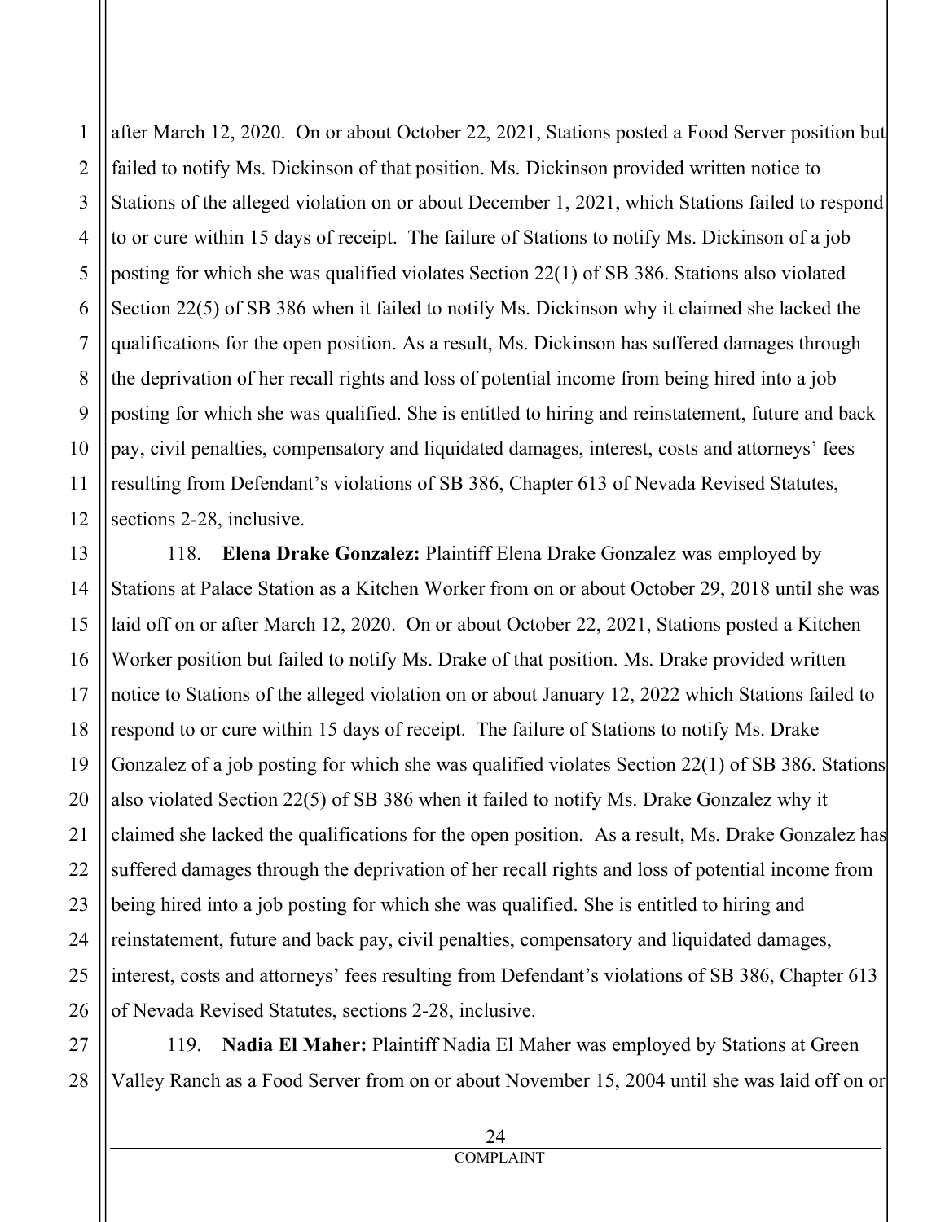after March 12, 2020. On or about October 22, 2021, Stations posted a Food Server position but failed to notify Ms. Dickinson of that position. Ms. Dickinson provided written notice to Stations of the alleged violation on or about December 1, 2021, which Stations failed to respond to or cure within 15 days of receipt. The failure of Stations to notify Ms. Dickinson of a job posting for which she was qualified violates Section 22(1) of SB 386. Stations also violated Section 22(5) of SB 386 when it failed to notify Ms. Dickinson why it claimed she lacked the qualifications for the open position. As a result, Ms. Dickinson has suffered damages through the deprivation of her recall rights and loss of potential income from being hired into a job posting for which she was qualified. She is entitled to hiring and reinstatement, future and back pay, civil penalties, compensatory and liquidated damages, interest, costs and attorneys' fees resulting from Defendant's violations of SB 386, Chapter 613 of Nevada Revised Statutes, sections 2-28, inclusive.

118. **Elena Drake Gonzalez:** Plaintiff Elena Drake Gonzalez was employed by Stations at Palace Station as a Kitchen Worker from on or about October 29, 2018 until she was laid off on or after March 12, 2020. On or about October 22, 2021, Stations posted a Kitchen Worker position but failed to notify Ms. Drake of that position. Ms. Drake provided written notice to Stations of the alleged violation on or about January 12, 2022 which Stations failed to respond to or cure within 15 days of receipt. The failure of Stations to notify Ms. Drake Gonzalez of a job posting for which she was qualified violates Section 22(1) of SB 386. Stations also violated Section 22(5) of SB 386 when it failed to notify Ms. Drake Gonzalez why it claimed she lacked the qualifications for the open position. As a result, Ms. Drake Gonzalez has suffered damages through the deprivation of her recall rights and loss of potential income from being hired into a job posting for which she was qualified. She is entitled to hiring and reinstatement, future and back pay, civil penalties, compensatory and liquidated damages, interest, costs and attorneys' fees resulting from Defendant's violations of SB 386, Chapter 613 of Nevada Revised Statutes, sections 2-28, inclusive.

119. **Nadia El Maher:** Plaintiff Nadia El Maher was employed by Stations at Green Valley Ranch as a Food Server from on or about November 15, 2004 until she was laid off on or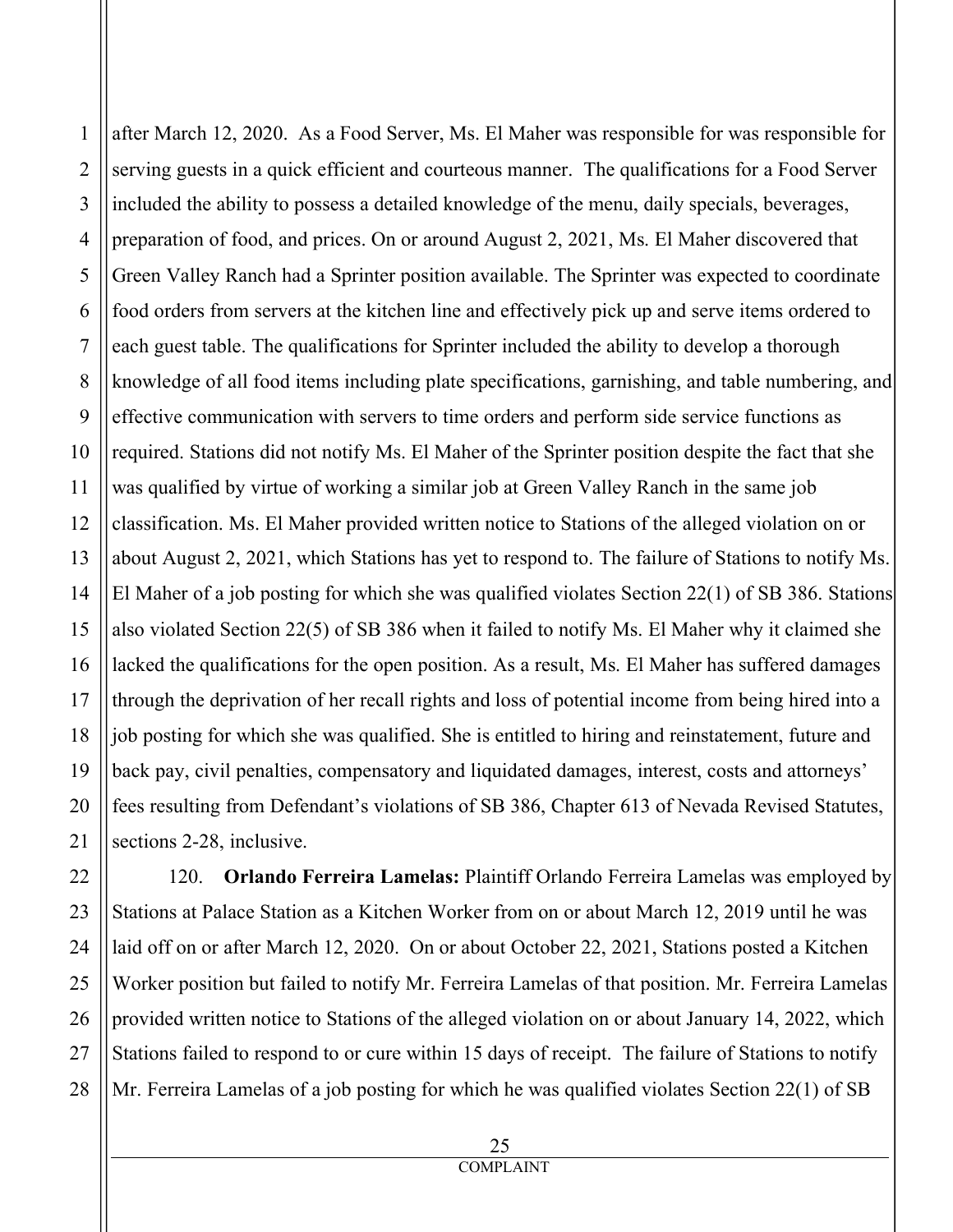after March 12, 2020. As a Food Server, Ms. El Maher was responsible for was responsible for serving guests in a quick efficient and courteous manner. The qualifications for a Food Server included the ability to possess a detailed knowledge of the menu, daily specials, beverages, preparation of food, and prices. On or around August 2, 2021, Ms. El Maher discovered that Green Valley Ranch had a Sprinter position available. The Sprinter was expected to coordinate food orders from servers at the kitchen line and effectively pick up and serve items ordered to each guest table. The qualifications for Sprinter included the ability to develop a thorough knowledge of all food items including plate specifications, garnishing, and table numbering, and effective communication with servers to time orders and perform side service functions as required. Stations did not notify Ms. El Maher of the Sprinter position despite the fact that she was qualified by virtue of working a similar job at Green Valley Ranch in the same job classification. Ms. El Maher provided written notice to Stations of the alleged violation on or about August 2, 2021, which Stations has yet to respond to. The failure of Stations to notify Ms. El Maher of a job posting for which she was qualified violates Section 22(1) of SB 386. Stations also violated Section 22(5) of SB 386 when it failed to notify Ms. El Maher why it claimed she lacked the qualifications for the open position. As a result, Ms. El Maher has suffered damages through the deprivation of her recall rights and loss of potential income from being hired into a job posting for which she was qualified. She is entitled to hiring and reinstatement, future and back pay, civil penalties, compensatory and liquidated damages, interest, costs and attorneys' fees resulting from Defendant's violations of SB 386, Chapter 613 of Nevada Revised Statutes, sections 2-28, inclusive.

120. **Orlando Ferreira Lamelas:** Plaintiff Orlando Ferreira Lamelas was employed by Stations at Palace Station as a Kitchen Worker from on or about March 12, 2019 until he was laid off on or after March 12, 2020. On or about October 22, 2021, Stations posted a Kitchen Worker position but failed to notify Mr. Ferreira Lamelas of that position. Mr. Ferreira Lamelas provided written notice to Stations of the alleged violation on or about January 14, 2022, which Stations failed to respond to or cure within 15 days of receipt. The failure of Stations to notify Mr. Ferreira Lamelas of a job posting for which he was qualified violates Section 22(1) of SB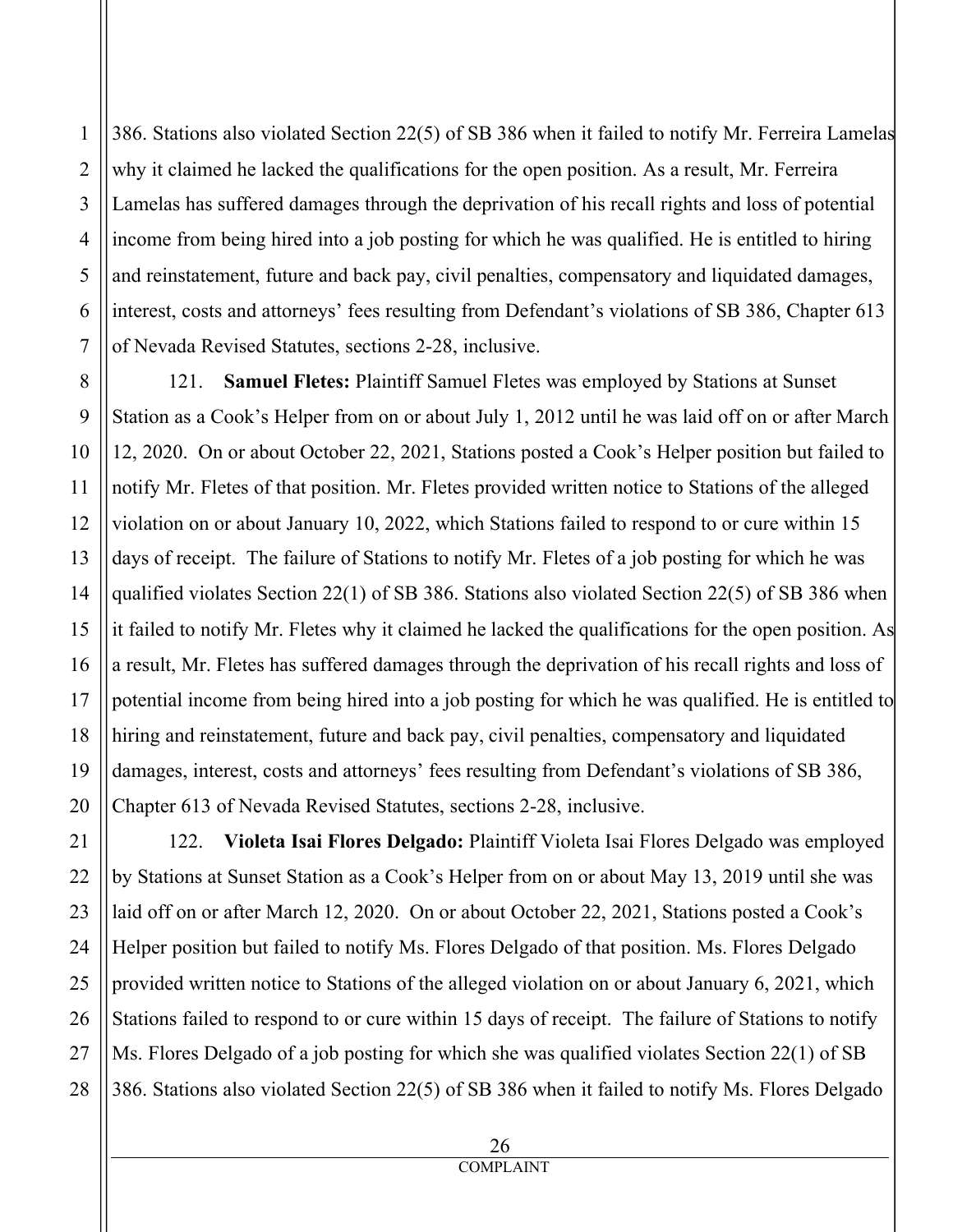386. Stations also violated Section 22(5) of SB 386 when it failed to notify Mr. Ferreira Lamelas why it claimed he lacked the qualifications for the open position. As a result, Mr. Ferreira Lamelas has suffered damages through the deprivation of his recall rights and loss of potential income from being hired into a job posting for which he was qualified. He is entitled to hiring and reinstatement, future and back pay, civil penalties, compensatory and liquidated damages, interest, costs and attorneys' fees resulting from Defendant's violations of SB 386, Chapter 613 of Nevada Revised Statutes, sections 2-28, inclusive.

121. **Samuel Fletes:** Plaintiff Samuel Fletes was employed by Stations at Sunset Station as a Cook's Helper from on or about July 1, 2012 until he was laid off on or after March 12, 2020. On or about October 22, 2021, Stations posted a Cook's Helper position but failed to notify Mr. Fletes of that position. Mr. Fletes provided written notice to Stations of the alleged violation on or about January 10, 2022, which Stations failed to respond to or cure within 15 days of receipt. The failure of Stations to notify Mr. Fletes of a job posting for which he was qualified violates Section 22(1) of SB 386. Stations also violated Section 22(5) of SB 386 when it failed to notify Mr. Fletes why it claimed he lacked the qualifications for the open position. As a result, Mr. Fletes has suffered damages through the deprivation of his recall rights and loss of potential income from being hired into a job posting for which he was qualified. He is entitled to hiring and reinstatement, future and back pay, civil penalties, compensatory and liquidated damages, interest, costs and attorneys' fees resulting from Defendant's violations of SB 386, Chapter 613 of Nevada Revised Statutes, sections 2-28, inclusive.

122. **Violeta Isai Flores Delgado:** Plaintiff Violeta Isai Flores Delgado was employed by Stations at Sunset Station as a Cook's Helper from on or about May 13, 2019 until she was laid off on or after March 12, 2020. On or about October 22, 2021, Stations posted a Cook's Helper position but failed to notify Ms. Flores Delgado of that position. Ms. Flores Delgado provided written notice to Stations of the alleged violation on or about January 6, 2021, which Stations failed to respond to or cure within 15 days of receipt. The failure of Stations to notify Ms. Flores Delgado of a job posting for which she was qualified violates Section 22(1) of SB 386. Stations also violated Section 22(5) of SB 386 when it failed to notify Ms. Flores Delgado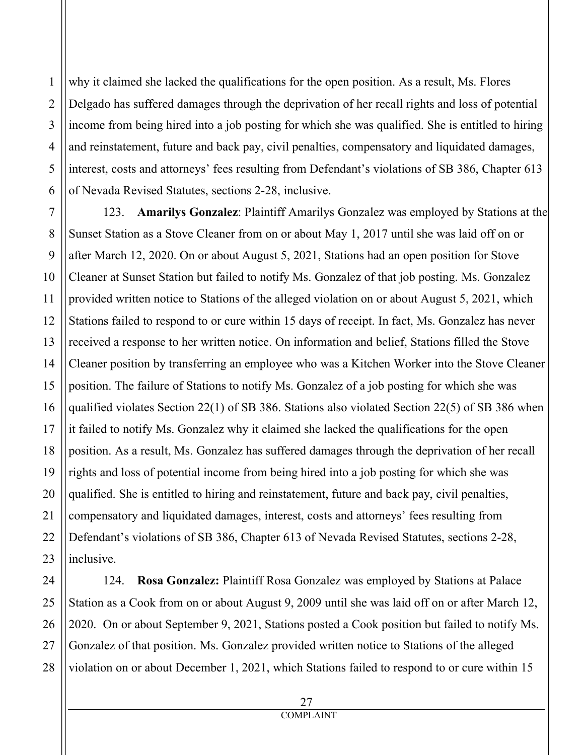why it claimed she lacked the qualifications for the open position. As a result, Ms. Flores Delgado has suffered damages through the deprivation of her recall rights and loss of potential income from being hired into a job posting for which she was qualified. She is entitled to hiring and reinstatement, future and back pay, civil penalties, compensatory and liquidated damages, interest, costs and attorneys' fees resulting from Defendant's violations of SB 386, Chapter 613 of Nevada Revised Statutes, sections 2-28, inclusive.

123. **Amarilys Gonzalez**: Plaintiff Amarilys Gonzalez was employed by Stations at the Sunset Station as a Stove Cleaner from on or about May 1, 2017 until she was laid off on or after March 12, 2020. On or about August 5, 2021, Stations had an open position for Stove Cleaner at Sunset Station but failed to notify Ms. Gonzalez of that job posting. Ms. Gonzalez provided written notice to Stations of the alleged violation on or about August 5, 2021, which Stations failed to respond to or cure within 15 days of receipt. In fact, Ms. Gonzalez has never received a response to her written notice. On information and belief, Stations filled the Stove Cleaner position by transferring an employee who was a Kitchen Worker into the Stove Cleaner position. The failure of Stations to notify Ms. Gonzalez of a job posting for which she was qualified violates Section 22(1) of SB 386. Stations also violated Section 22(5) of SB 386 when it failed to notify Ms. Gonzalez why it claimed she lacked the qualifications for the open position. As a result, Ms. Gonzalez has suffered damages through the deprivation of her recall rights and loss of potential income from being hired into a job posting for which she was qualified. She is entitled to hiring and reinstatement, future and back pay, civil penalties, compensatory and liquidated damages, interest, costs and attorneys' fees resulting from Defendant's violations of SB 386, Chapter 613 of Nevada Revised Statutes, sections 2-28, inclusive.

124. **Rosa Gonzalez:** Plaintiff Rosa Gonzalez was employed by Stations at Palace Station as a Cook from on or about August 9, 2009 until she was laid off on or after March 12, 2020. On or about September 9, 2021, Stations posted a Cook position but failed to notify Ms. Gonzalez of that position. Ms. Gonzalez provided written notice to Stations of the alleged violation on or about December 1, 2021, which Stations failed to respond to or cure within 15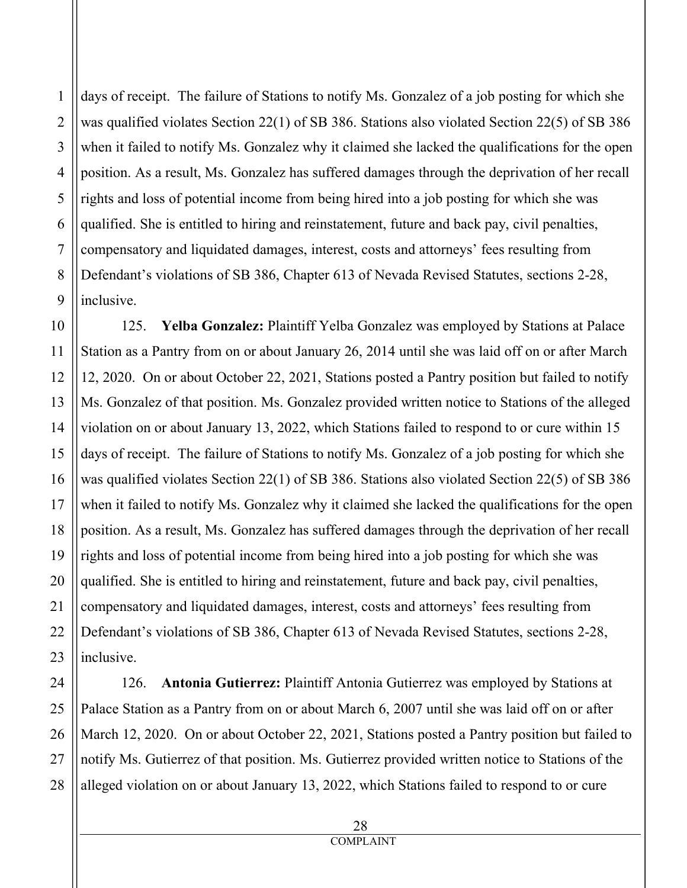days of receipt. The failure of Stations to notify Ms. Gonzalez of a job posting for which she was qualified violates Section 22(1) of SB 386. Stations also violated Section 22(5) of SB 386 when it failed to notify Ms. Gonzalez why it claimed she lacked the qualifications for the open position. As a result, Ms. Gonzalez has suffered damages through the deprivation of her recall rights and loss of potential income from being hired into a job posting for which she was qualified. She is entitled to hiring and reinstatement, future and back pay, civil penalties, compensatory and liquidated damages, interest, costs and attorneys' fees resulting from Defendant's violations of SB 386, Chapter 613 of Nevada Revised Statutes, sections 2-28, inclusive.

125. **Yelba Gonzalez:** Plaintiff Yelba Gonzalez was employed by Stations at Palace Station as a Pantry from on or about January 26, 2014 until she was laid off on or after March 12, 2020. On or about October 22, 2021, Stations posted a Pantry position but failed to notify Ms. Gonzalez of that position. Ms. Gonzalez provided written notice to Stations of the alleged violation on or about January 13, 2022, which Stations failed to respond to or cure within 15 days of receipt. The failure of Stations to notify Ms. Gonzalez of a job posting for which she was qualified violates Section 22(1) of SB 386. Stations also violated Section 22(5) of SB 386 when it failed to notify Ms. Gonzalez why it claimed she lacked the qualifications for the open position. As a result, Ms. Gonzalez has suffered damages through the deprivation of her recall rights and loss of potential income from being hired into a job posting for which she was qualified. She is entitled to hiring and reinstatement, future and back pay, civil penalties, compensatory and liquidated damages, interest, costs and attorneys' fees resulting from Defendant's violations of SB 386, Chapter 613 of Nevada Revised Statutes, sections 2-28, inclusive.

126. **Antonia Gutierrez:** Plaintiff Antonia Gutierrez was employed by Stations at Palace Station as a Pantry from on or about March 6, 2007 until she was laid off on or after March 12, 2020. On or about October 22, 2021, Stations posted a Pantry position but failed to notify Ms. Gutierrez of that position. Ms. Gutierrez provided written notice to Stations of the alleged violation on or about January 13, 2022, which Stations failed to respond to or cure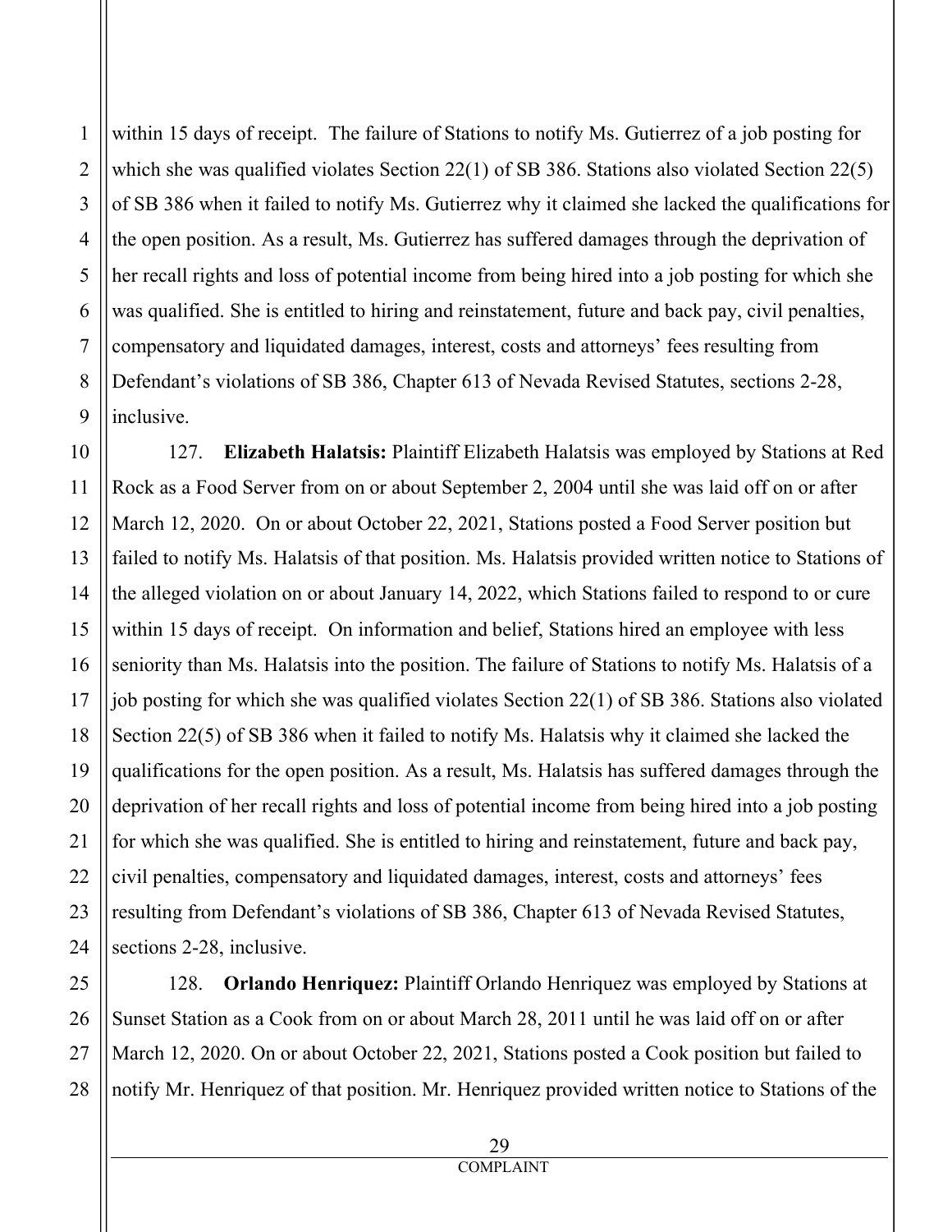within 15 days of receipt. The failure of Stations to notify Ms. Gutierrez of a job posting for which she was qualified violates Section 22(1) of SB 386. Stations also violated Section 22(5) of SB 386 when it failed to notify Ms. Gutierrez why it claimed she lacked the qualifications for the open position. As a result, Ms. Gutierrez has suffered damages through the deprivation of her recall rights and loss of potential income from being hired into a job posting for which she was qualified. She is entitled to hiring and reinstatement, future and back pay, civil penalties, compensatory and liquidated damages, interest, costs and attorneys' fees resulting from Defendant's violations of SB 386, Chapter 613 of Nevada Revised Statutes, sections 2-28, inclusive.

127. **Elizabeth Halatsis:** Plaintiff Elizabeth Halatsis was employed by Stations at Red Rock as a Food Server from on or about September 2, 2004 until she was laid off on or after March 12, 2020. On or about October 22, 2021, Stations posted a Food Server position but failed to notify Ms. Halatsis of that position. Ms. Halatsis provided written notice to Stations of the alleged violation on or about January 14, 2022, which Stations failed to respond to or cure within 15 days of receipt. On information and belief, Stations hired an employee with less seniority than Ms. Halatsis into the position. The failure of Stations to notify Ms. Halatsis of a job posting for which she was qualified violates Section 22(1) of SB 386. Stations also violated Section 22(5) of SB 386 when it failed to notify Ms. Halatsis why it claimed she lacked the qualifications for the open position. As a result, Ms. Halatsis has suffered damages through the deprivation of her recall rights and loss of potential income from being hired into a job posting for which she was qualified. She is entitled to hiring and reinstatement, future and back pay, civil penalties, compensatory and liquidated damages, interest, costs and attorneys' fees resulting from Defendant's violations of SB 386, Chapter 613 of Nevada Revised Statutes, sections 2-28, inclusive.

128. **Orlando Henriquez:** Plaintiff Orlando Henriquez was employed by Stations at Sunset Station as a Cook from on or about March 28, 2011 until he was laid off on or after March 12, 2020. On or about October 22, 2021, Stations posted a Cook position but failed to notify Mr. Henriquez of that position. Mr. Henriquez provided written notice to Stations of the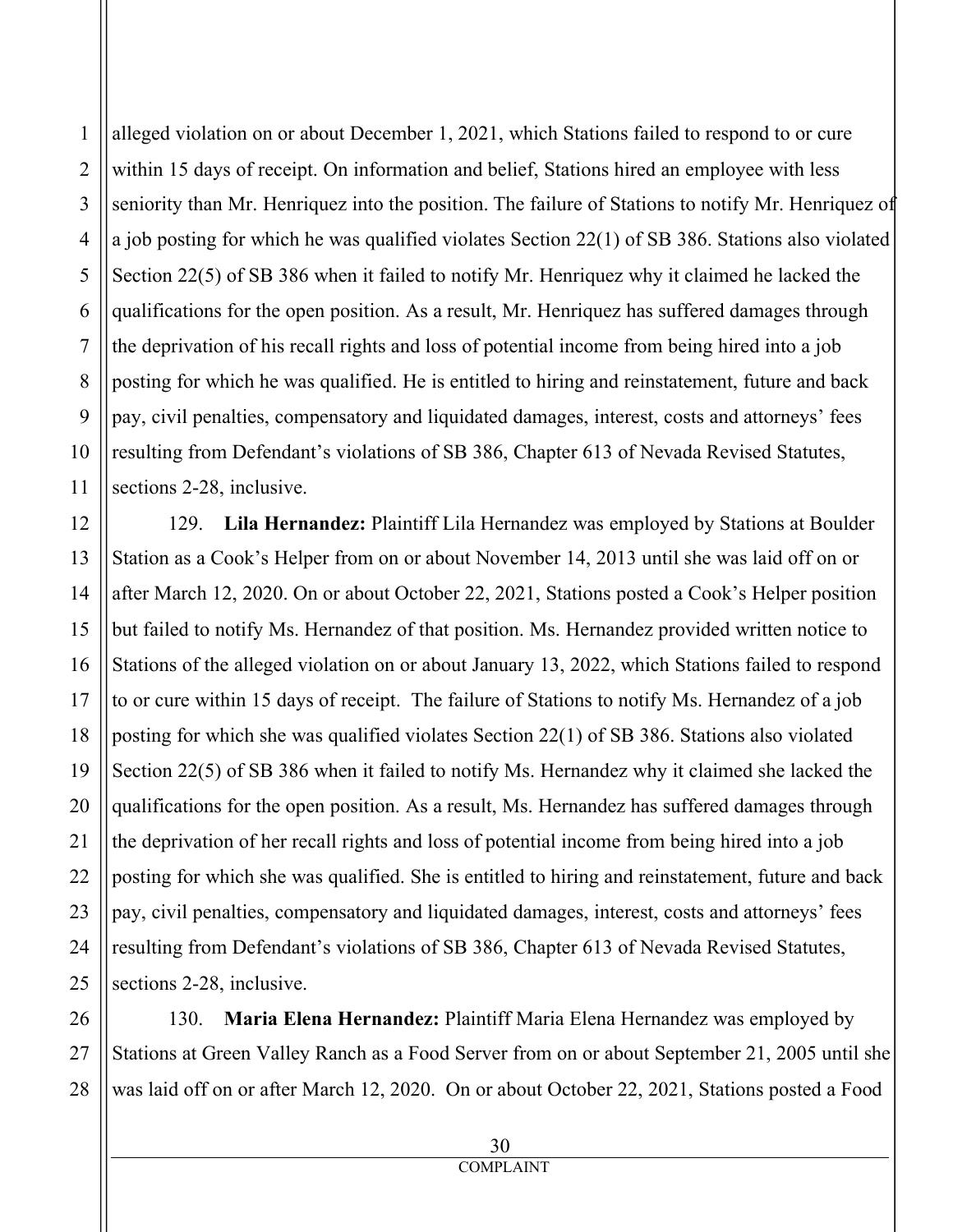alleged violation on or about December 1, 2021, which Stations failed to respond to or cure within 15 days of receipt. On information and belief, Stations hired an employee with less seniority than Mr. Henriquez into the position. The failure of Stations to notify Mr. Henriquez of a job posting for which he was qualified violates Section 22(1) of SB 386. Stations also violated Section 22(5) of SB 386 when it failed to notify Mr. Henriquez why it claimed he lacked the qualifications for the open position. As a result, Mr. Henriquez has suffered damages through the deprivation of his recall rights and loss of potential income from being hired into a job posting for which he was qualified. He is entitled to hiring and reinstatement, future and back pay, civil penalties, compensatory and liquidated damages, interest, costs and attorneys' fees resulting from Defendant's violations of SB 386, Chapter 613 of Nevada Revised Statutes, sections 2-28, inclusive.

129. **Lila Hernandez:** Plaintiff Lila Hernandez was employed by Stations at Boulder Station as a Cook's Helper from on or about November 14, 2013 until she was laid off on or after March 12, 2020. On or about October 22, 2021, Stations posted a Cook's Helper position but failed to notify Ms. Hernandez of that position. Ms. Hernandez provided written notice to Stations of the alleged violation on or about January 13, 2022, which Stations failed to respond to or cure within 15 days of receipt. The failure of Stations to notify Ms. Hernandez of a job posting for which she was qualified violates Section 22(1) of SB 386. Stations also violated Section 22(5) of SB 386 when it failed to notify Ms. Hernandez why it claimed she lacked the qualifications for the open position. As a result, Ms. Hernandez has suffered damages through the deprivation of her recall rights and loss of potential income from being hired into a job posting for which she was qualified. She is entitled to hiring and reinstatement, future and back pay, civil penalties, compensatory and liquidated damages, interest, costs and attorneys' fees resulting from Defendant's violations of SB 386, Chapter 613 of Nevada Revised Statutes, sections 2-28, inclusive.

130. **Maria Elena Hernandez:** Plaintiff Maria Elena Hernandez was employed by Stations at Green Valley Ranch as a Food Server from on or about September 21, 2005 until she was laid off on or after March 12, 2020. On or about October 22, 2021, Stations posted a Food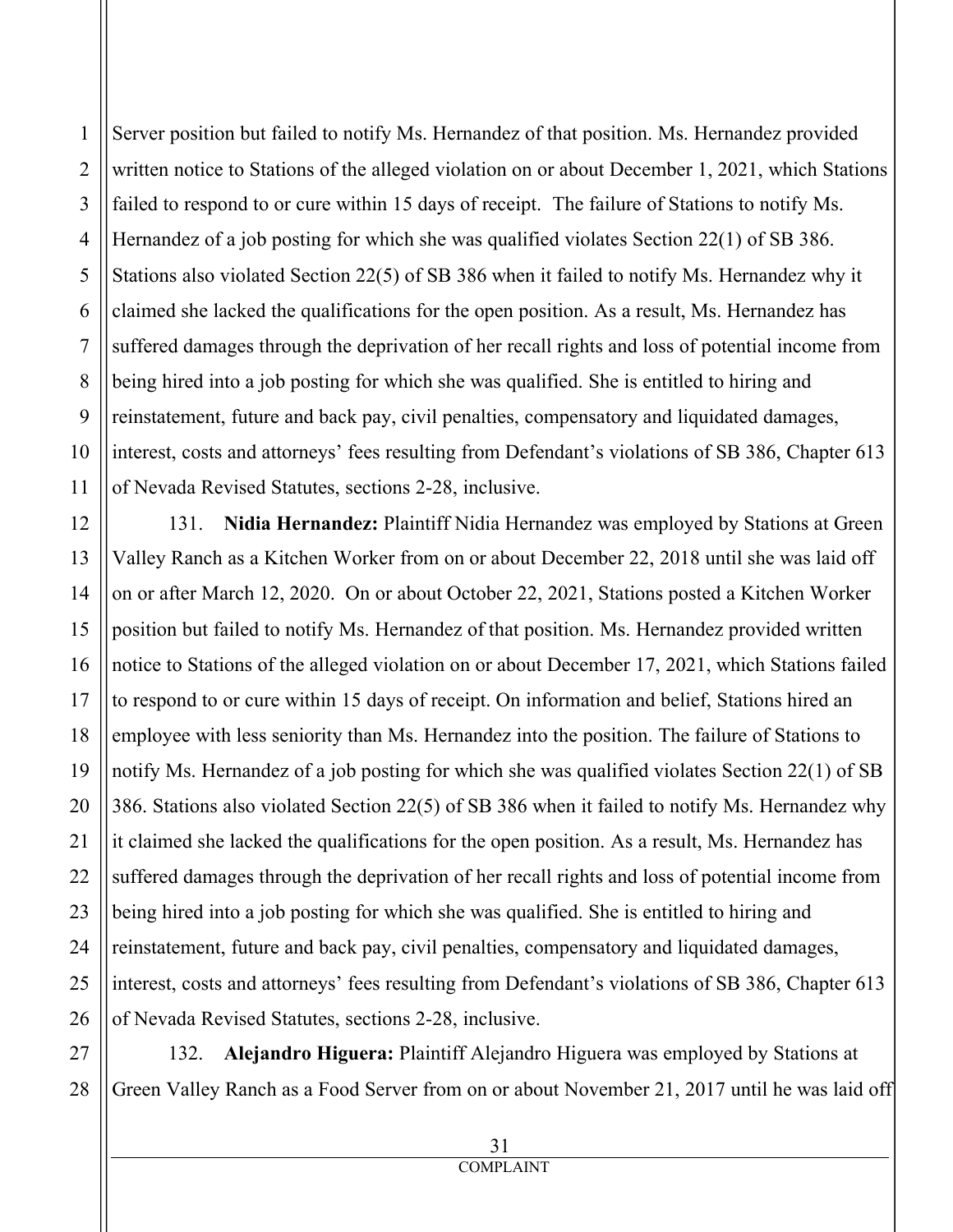Server position but failed to notify Ms. Hernandez of that position. Ms. Hernandez provided written notice to Stations of the alleged violation on or about December 1, 2021, which Stations failed to respond to or cure within 15 days of receipt. The failure of Stations to notify Ms. Hernandez of a job posting for which she was qualified violates Section 22(1) of SB 386. Stations also violated Section 22(5) of SB 386 when it failed to notify Ms. Hernandez why it claimed she lacked the qualifications for the open position. As a result, Ms. Hernandez has suffered damages through the deprivation of her recall rights and loss of potential income from being hired into a job posting for which she was qualified. She is entitled to hiring and reinstatement, future and back pay, civil penalties, compensatory and liquidated damages, interest, costs and attorneys' fees resulting from Defendant's violations of SB 386, Chapter 613 of Nevada Revised Statutes, sections 2-28, inclusive.

131. **Nidia Hernandez:** Plaintiff Nidia Hernandez was employed by Stations at Green Valley Ranch as a Kitchen Worker from on or about December 22, 2018 until she was laid off on or after March 12, 2020. On or about October 22, 2021, Stations posted a Kitchen Worker position but failed to notify Ms. Hernandez of that position. Ms. Hernandez provided written notice to Stations of the alleged violation on or about December 17, 2021, which Stations failed to respond to or cure within 15 days of receipt. On information and belief, Stations hired an employee with less seniority than Ms. Hernandez into the position. The failure of Stations to notify Ms. Hernandez of a job posting for which she was qualified violates Section 22(1) of SB 386. Stations also violated Section 22(5) of SB 386 when it failed to notify Ms. Hernandez why it claimed she lacked the qualifications for the open position. As a result, Ms. Hernandez has suffered damages through the deprivation of her recall rights and loss of potential income from being hired into a job posting for which she was qualified. She is entitled to hiring and reinstatement, future and back pay, civil penalties, compensatory and liquidated damages, interest, costs and attorneys' fees resulting from Defendant's violations of SB 386, Chapter 613 of Nevada Revised Statutes, sections 2-28, inclusive.

132. **Alejandro Higuera:** Plaintiff Alejandro Higuera was employed by Stations at Green Valley Ranch as a Food Server from on or about November 21, 2017 until he was laid off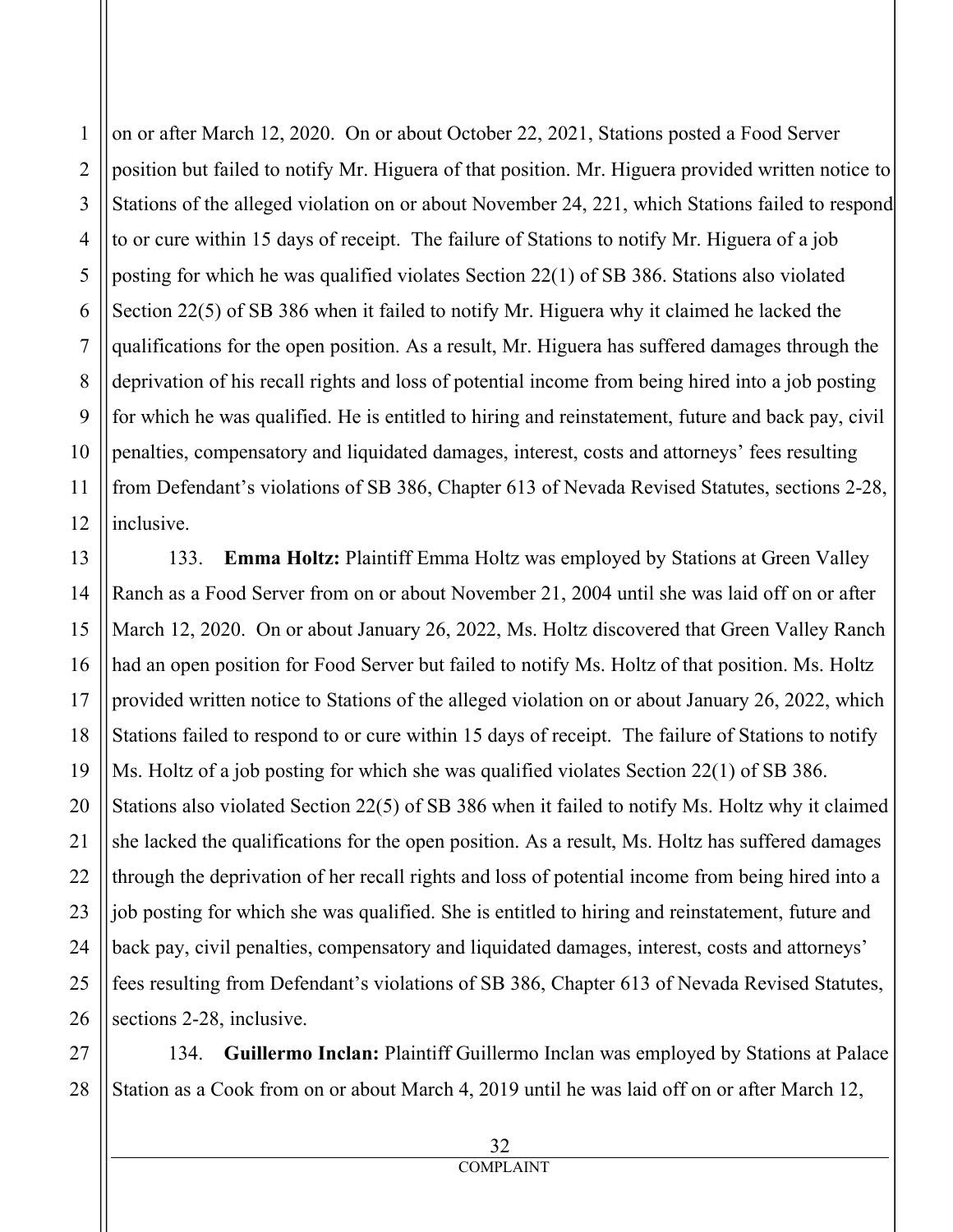on or after March 12, 2020. On or about October 22, 2021, Stations posted a Food Server position but failed to notify Mr. Higuera of that position. Mr. Higuera provided written notice to Stations of the alleged violation on or about November 24, 221, which Stations failed to respond to or cure within 15 days of receipt. The failure of Stations to notify Mr. Higuera of a job posting for which he was qualified violates Section 22(1) of SB 386. Stations also violated Section 22(5) of SB 386 when it failed to notify Mr. Higuera why it claimed he lacked the qualifications for the open position. As a result, Mr. Higuera has suffered damages through the deprivation of his recall rights and loss of potential income from being hired into a job posting for which he was qualified. He is entitled to hiring and reinstatement, future and back pay, civil penalties, compensatory and liquidated damages, interest, costs and attorneys' fees resulting from Defendant's violations of SB 386, Chapter 613 of Nevada Revised Statutes, sections 2-28, inclusive.

133. **Emma Holtz:** Plaintiff Emma Holtz was employed by Stations at Green Valley Ranch as a Food Server from on or about November 21, 2004 until she was laid off on or after March 12, 2020. On or about January 26, 2022, Ms. Holtz discovered that Green Valley Ranch had an open position for Food Server but failed to notify Ms. Holtz of that position. Ms. Holtz provided written notice to Stations of the alleged violation on or about January 26, 2022, which Stations failed to respond to or cure within 15 days of receipt. The failure of Stations to notify Ms. Holtz of a job posting for which she was qualified violates Section 22(1) of SB 386. Stations also violated Section 22(5) of SB 386 when it failed to notify Ms. Holtz why it claimed she lacked the qualifications for the open position. As a result, Ms. Holtz has suffered damages through the deprivation of her recall rights and loss of potential income from being hired into a job posting for which she was qualified. She is entitled to hiring and reinstatement, future and back pay, civil penalties, compensatory and liquidated damages, interest, costs and attorneys' fees resulting from Defendant's violations of SB 386, Chapter 613 of Nevada Revised Statutes, sections 2-28, inclusive.

134. **Guillermo Inclan:** Plaintiff Guillermo Inclan was employed by Stations at Palace Station as a Cook from on or about March 4, 2019 until he was laid off on or after March 12,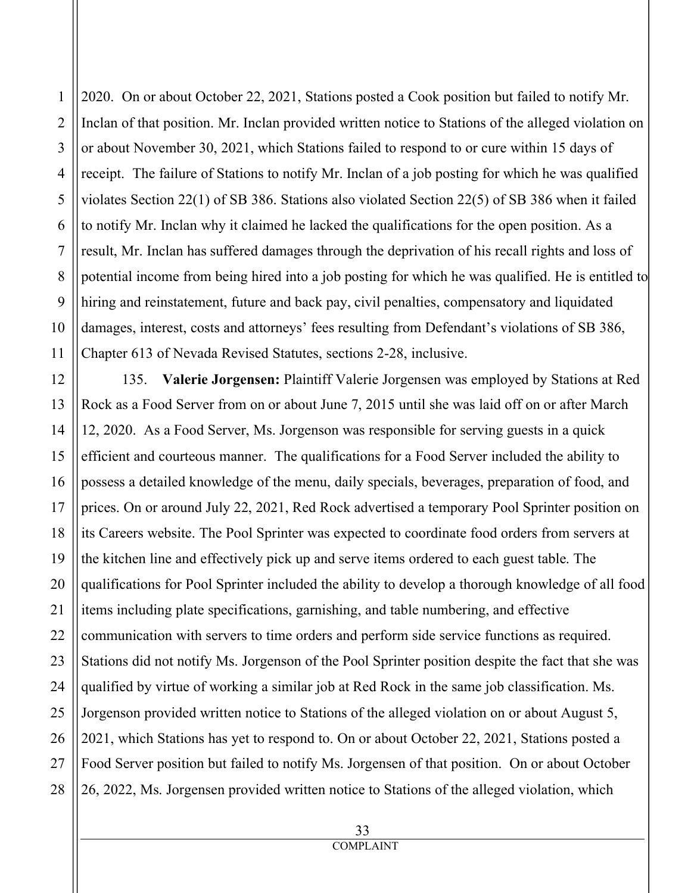2020. On or about October 22, 2021, Stations posted a Cook position but failed to notify Mr. Inclan of that position. Mr. Inclan provided written notice to Stations of the alleged violation on or about November 30, 2021, which Stations failed to respond to or cure within 15 days of receipt. The failure of Stations to notify Mr. Inclan of a job posting for which he was qualified violates Section 22(1) of SB 386. Stations also violated Section 22(5) of SB 386 when it failed to notify Mr. Inclan why it claimed he lacked the qualifications for the open position. As a result, Mr. Inclan has suffered damages through the deprivation of his recall rights and loss of potential income from being hired into a job posting for which he was qualified. He is entitled to hiring and reinstatement, future and back pay, civil penalties, compensatory and liquidated damages, interest, costs and attorneys' fees resulting from Defendant's violations of SB 386, Chapter 613 of Nevada Revised Statutes, sections 2-28, inclusive.

135. **Valerie Jorgensen:** Plaintiff Valerie Jorgensen was employed by Stations at Red Rock as a Food Server from on or about June 7, 2015 until she was laid off on or after March 12, 2020. As a Food Server, Ms. Jorgenson was responsible for serving guests in a quick efficient and courteous manner. The qualifications for a Food Server included the ability to possess a detailed knowledge of the menu, daily specials, beverages, preparation of food, and prices. On or around July 22, 2021, Red Rock advertised a temporary Pool Sprinter position on its Careers website. The Pool Sprinter was expected to coordinate food orders from servers at the kitchen line and effectively pick up and serve items ordered to each guest table. The qualifications for Pool Sprinter included the ability to develop a thorough knowledge of all food items including plate specifications, garnishing, and table numbering, and effective communication with servers to time orders and perform side service functions as required. Stations did not notify Ms. Jorgenson of the Pool Sprinter position despite the fact that she was qualified by virtue of working a similar job at Red Rock in the same job classification. Ms. Jorgenson provided written notice to Stations of the alleged violation on or about August 5, 2021, which Stations has yet to respond to. On or about October 22, 2021, Stations posted a Food Server position but failed to notify Ms. Jorgensen of that position. On or about October 26, 2022, Ms. Jorgensen provided written notice to Stations of the alleged violation, which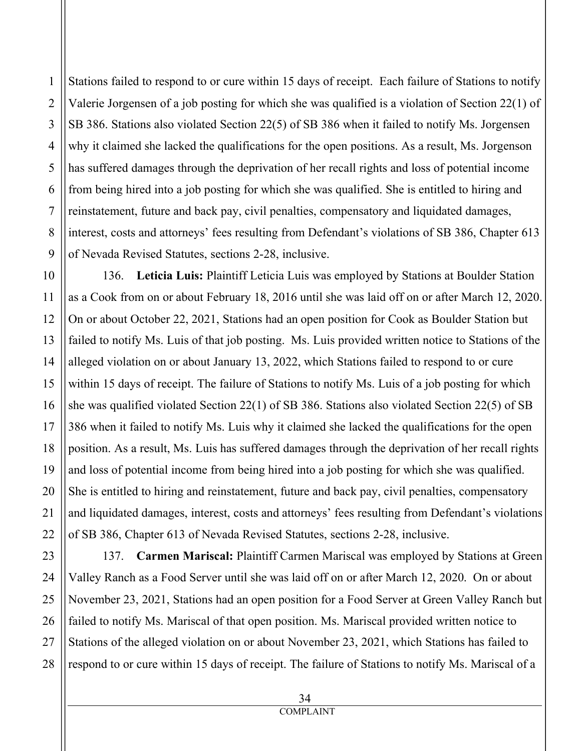Stations failed to respond to or cure within 15 days of receipt. Each failure of Stations to notify Valerie Jorgensen of a job posting for which she was qualified is a violation of Section 22(1) of SB 386. Stations also violated Section 22(5) of SB 386 when it failed to notify Ms. Jorgensen why it claimed she lacked the qualifications for the open positions. As a result, Ms. Jorgenson has suffered damages through the deprivation of her recall rights and loss of potential income from being hired into a job posting for which she was qualified. She is entitled to hiring and reinstatement, future and back pay, civil penalties, compensatory and liquidated damages, interest, costs and attorneys' fees resulting from Defendant's violations of SB 386, Chapter 613 of Nevada Revised Statutes, sections 2-28, inclusive.

136. **Leticia Luis:** Plaintiff Leticia Luis was employed by Stations at Boulder Station as a Cook from on or about February 18, 2016 until she was laid off on or after March 12, 2020. On or about October 22, 2021, Stations had an open position for Cook as Boulder Station but failed to notify Ms. Luis of that job posting. Ms. Luis provided written notice to Stations of the alleged violation on or about January 13, 2022, which Stations failed to respond to or cure within 15 days of receipt. The failure of Stations to notify Ms. Luis of a job posting for which she was qualified violated Section 22(1) of SB 386. Stations also violated Section 22(5) of SB 386 when it failed to notify Ms. Luis why it claimed she lacked the qualifications for the open position. As a result, Ms. Luis has suffered damages through the deprivation of her recall rights and loss of potential income from being hired into a job posting for which she was qualified. She is entitled to hiring and reinstatement, future and back pay, civil penalties, compensatory and liquidated damages, interest, costs and attorneys' fees resulting from Defendant's violations of SB 386, Chapter 613 of Nevada Revised Statutes, sections 2-28, inclusive.

137. **Carmen Mariscal:** Plaintiff Carmen Mariscal was employed by Stations at Green Valley Ranch as a Food Server until she was laid off on or after March 12, 2020. On or about November 23, 2021, Stations had an open position for a Food Server at Green Valley Ranch but failed to notify Ms. Mariscal of that open position. Ms. Mariscal provided written notice to Stations of the alleged violation on or about November 23, 2021, which Stations has failed to respond to or cure within 15 days of receipt. The failure of Stations to notify Ms. Mariscal of a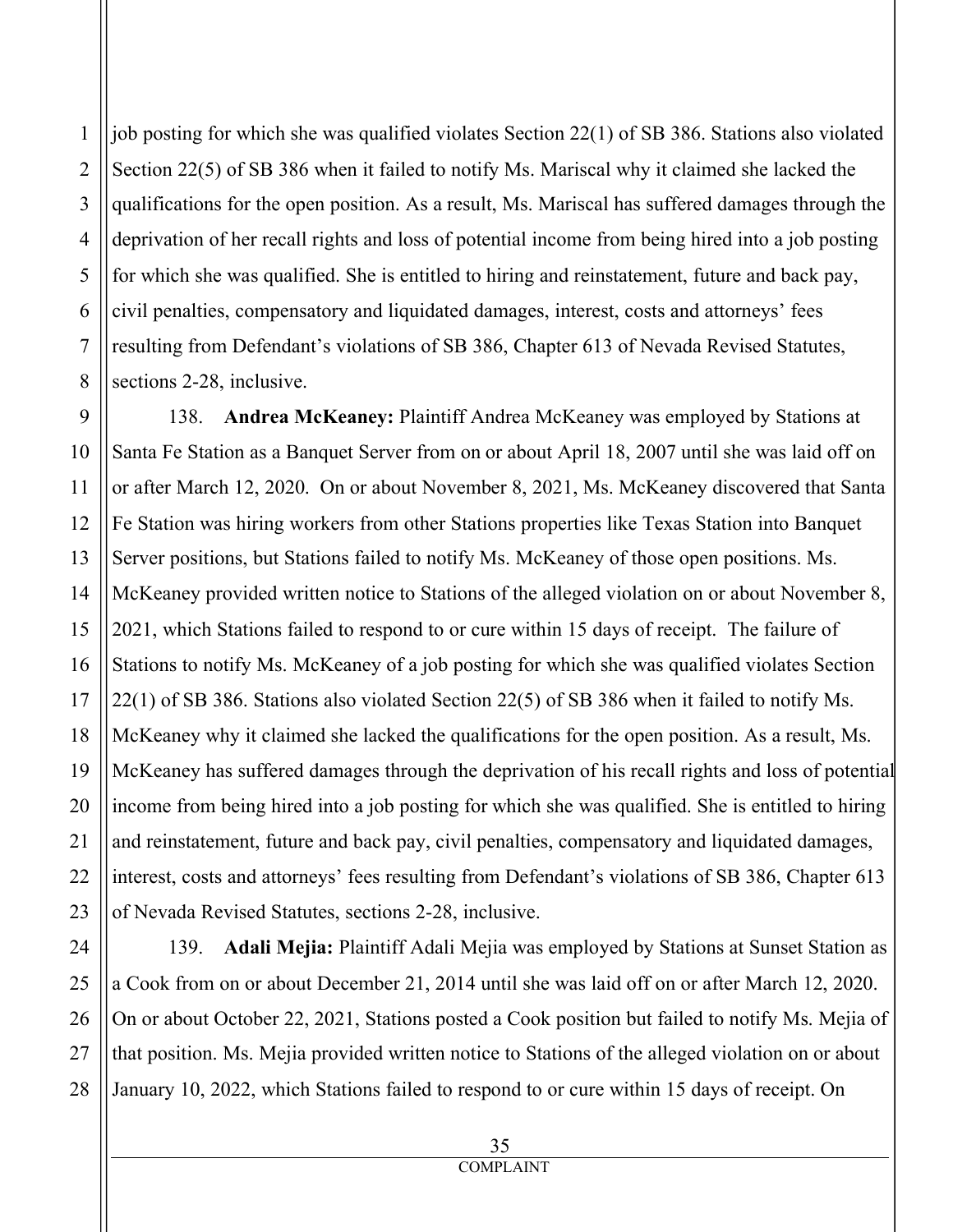job posting for which she was qualified violates Section 22(1) of SB 386. Stations also violated Section 22(5) of SB 386 when it failed to notify Ms. Mariscal why it claimed she lacked the qualifications for the open position. As a result, Ms. Mariscal has suffered damages through the deprivation of her recall rights and loss of potential income from being hired into a job posting for which she was qualified. She is entitled to hiring and reinstatement, future and back pay, civil penalties, compensatory and liquidated damages, interest, costs and attorneys' fees resulting from Defendant's violations of SB 386, Chapter 613 of Nevada Revised Statutes, sections 2-28, inclusive.

138. **Andrea McKeaney:** Plaintiff Andrea McKeaney was employed by Stations at Santa Fe Station as a Banquet Server from on or about April 18, 2007 until she was laid off on or after March 12, 2020. On or about November 8, 2021, Ms. McKeaney discovered that Santa Fe Station was hiring workers from other Stations properties like Texas Station into Banquet Server positions, but Stations failed to notify Ms. McKeaney of those open positions. Ms. McKeaney provided written notice to Stations of the alleged violation on or about November 8, 2021, which Stations failed to respond to or cure within 15 days of receipt. The failure of Stations to notify Ms. McKeaney of a job posting for which she was qualified violates Section 22(1) of SB 386. Stations also violated Section 22(5) of SB 386 when it failed to notify Ms. McKeaney why it claimed she lacked the qualifications for the open position. As a result, Ms. McKeaney has suffered damages through the deprivation of his recall rights and loss of potential income from being hired into a job posting for which she was qualified. She is entitled to hiring and reinstatement, future and back pay, civil penalties, compensatory and liquidated damages, interest, costs and attorneys' fees resulting from Defendant's violations of SB 386, Chapter 613 of Nevada Revised Statutes, sections 2-28, inclusive.

139. **Adali Mejia:** Plaintiff Adali Mejia was employed by Stations at Sunset Station as a Cook from on or about December 21, 2014 until she was laid off on or after March 12, 2020. On or about October 22, 2021, Stations posted a Cook position but failed to notify Ms. Mejia of that position. Ms. Mejia provided written notice to Stations of the alleged violation on or about January 10, 2022, which Stations failed to respond to or cure within 15 days of receipt. On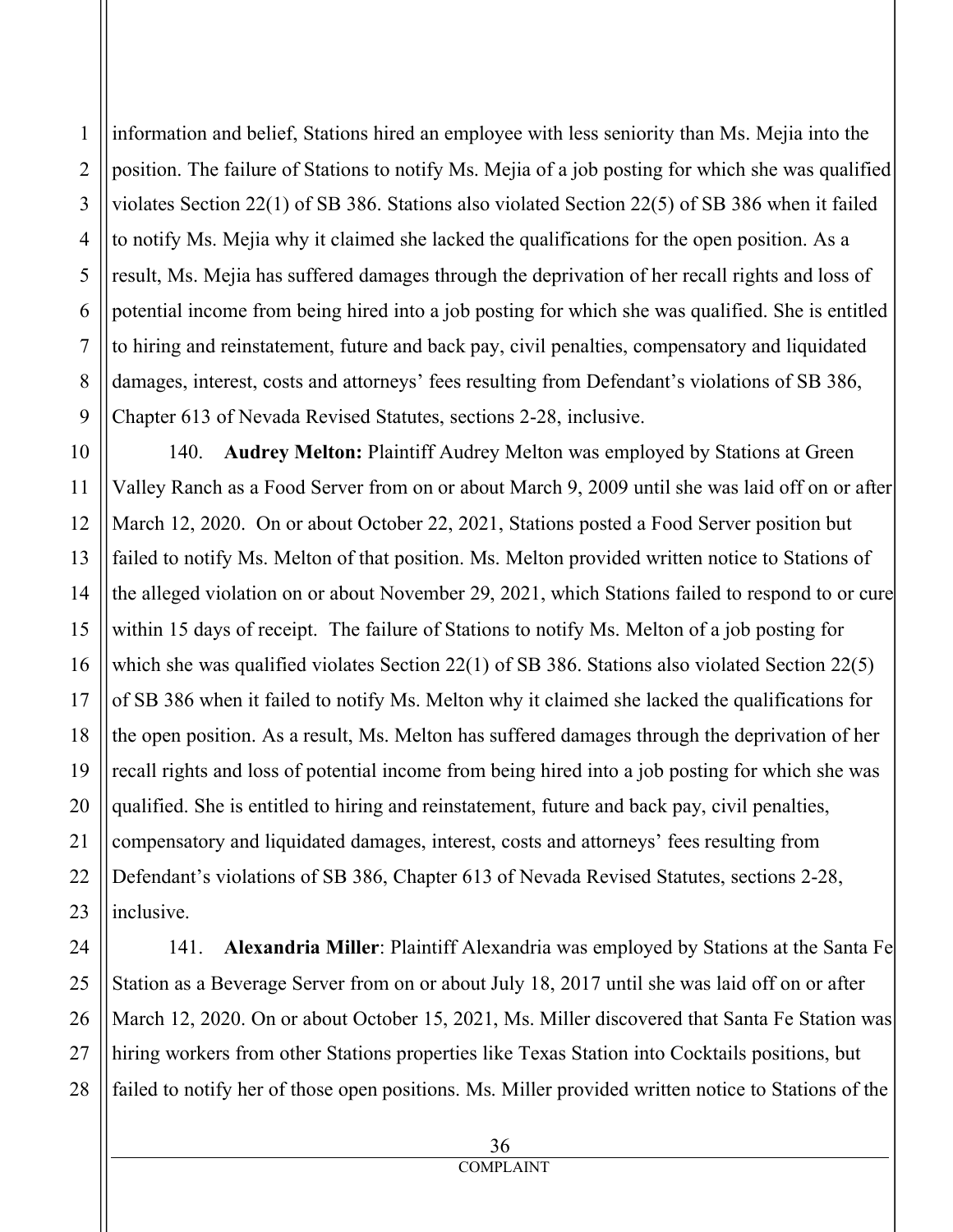information and belief, Stations hired an employee with less seniority than Ms. Mejia into the position. The failure of Stations to notify Ms. Mejia of a job posting for which she was qualified violates Section 22(1) of SB 386. Stations also violated Section 22(5) of SB 386 when it failed to notify Ms. Mejia why it claimed she lacked the qualifications for the open position. As a result, Ms. Mejia has suffered damages through the deprivation of her recall rights and loss of potential income from being hired into a job posting for which she was qualified. She is entitled to hiring and reinstatement, future and back pay, civil penalties, compensatory and liquidated damages, interest, costs and attorneys' fees resulting from Defendant's violations of SB 386, Chapter 613 of Nevada Revised Statutes, sections 2-28, inclusive.

140. **Audrey Melton:** Plaintiff Audrey Melton was employed by Stations at Green Valley Ranch as a Food Server from on or about March 9, 2009 until she was laid off on or after March 12, 2020. On or about October 22, 2021, Stations posted a Food Server position but failed to notify Ms. Melton of that position. Ms. Melton provided written notice to Stations of the alleged violation on or about November 29, 2021, which Stations failed to respond to or cure within 15 days of receipt. The failure of Stations to notify Ms. Melton of a job posting for which she was qualified violates Section 22(1) of SB 386. Stations also violated Section 22(5) of SB 386 when it failed to notify Ms. Melton why it claimed she lacked the qualifications for the open position. As a result, Ms. Melton has suffered damages through the deprivation of her recall rights and loss of potential income from being hired into a job posting for which she was qualified. She is entitled to hiring and reinstatement, future and back pay, civil penalties, compensatory and liquidated damages, interest, costs and attorneys' fees resulting from Defendant's violations of SB 386, Chapter 613 of Nevada Revised Statutes, sections 2-28, inclusive.

141. **Alexandria Miller**: Plaintiff Alexandria was employed by Stations at the Santa Fe Station as a Beverage Server from on or about July 18, 2017 until she was laid off on or after March 12, 2020. On or about October 15, 2021, Ms. Miller discovered that Santa Fe Station was hiring workers from other Stations properties like Texas Station into Cocktails positions, but failed to notify her of those open positions. Ms. Miller provided written notice to Stations of the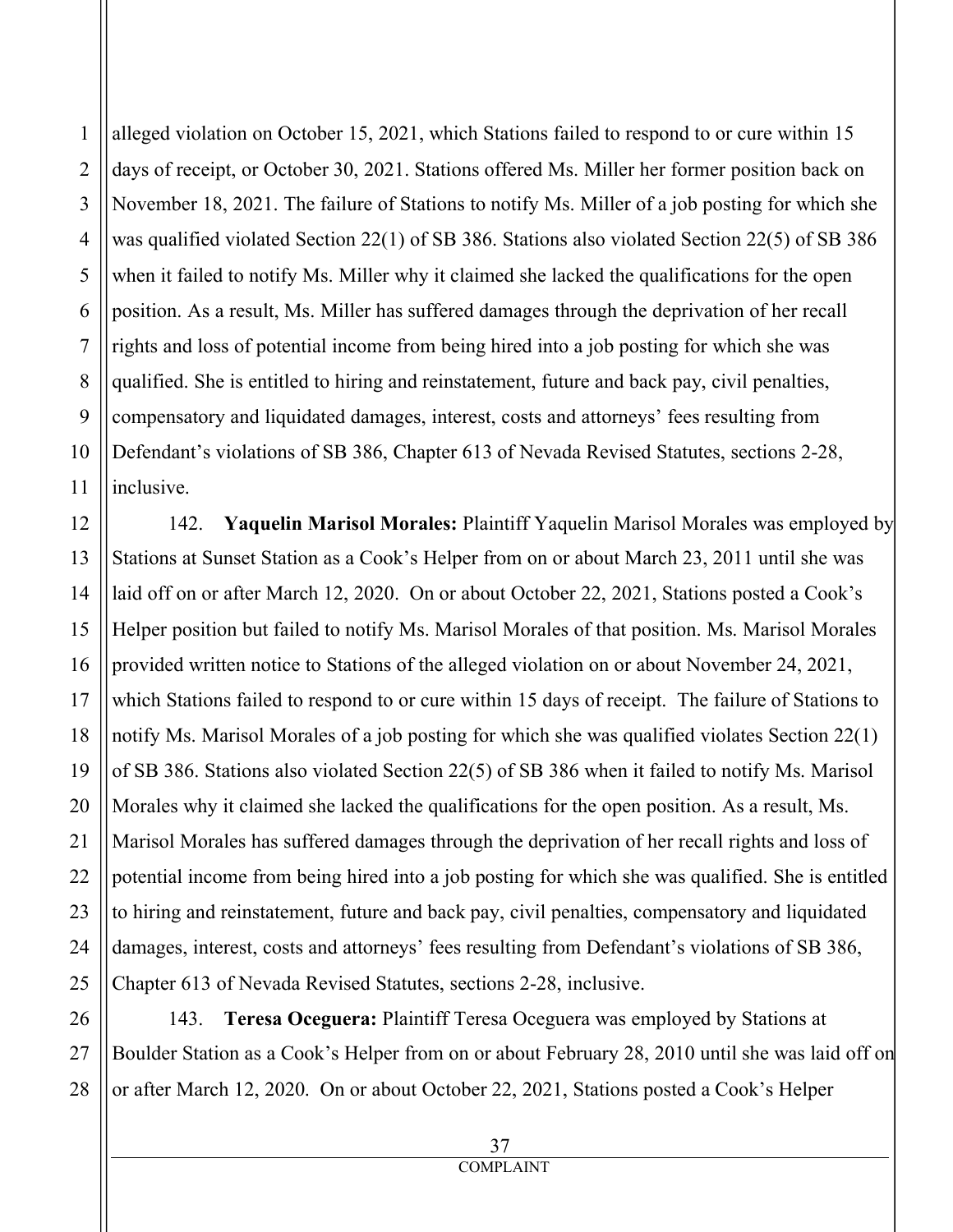alleged violation on October 15, 2021, which Stations failed to respond to or cure within 15 days of receipt, or October 30, 2021. Stations offered Ms. Miller her former position back on November 18, 2021. The failure of Stations to notify Ms. Miller of a job posting for which she was qualified violated Section 22(1) of SB 386. Stations also violated Section 22(5) of SB 386 when it failed to notify Ms. Miller why it claimed she lacked the qualifications for the open position. As a result, Ms. Miller has suffered damages through the deprivation of her recall rights and loss of potential income from being hired into a job posting for which she was qualified. She is entitled to hiring and reinstatement, future and back pay, civil penalties, compensatory and liquidated damages, interest, costs and attorneys' fees resulting from Defendant's violations of SB 386, Chapter 613 of Nevada Revised Statutes, sections 2-28, inclusive.

142. **Yaquelin Marisol Morales:** Plaintiff Yaquelin Marisol Morales was employed by Stations at Sunset Station as a Cook's Helper from on or about March 23, 2011 until she was laid off on or after March 12, 2020. On or about October 22, 2021, Stations posted a Cook's Helper position but failed to notify Ms. Marisol Morales of that position. Ms. Marisol Morales provided written notice to Stations of the alleged violation on or about November 24, 2021, which Stations failed to respond to or cure within 15 days of receipt. The failure of Stations to notify Ms. Marisol Morales of a job posting for which she was qualified violates Section 22(1) of SB 386. Stations also violated Section 22(5) of SB 386 when it failed to notify Ms. Marisol Morales why it claimed she lacked the qualifications for the open position. As a result, Ms. Marisol Morales has suffered damages through the deprivation of her recall rights and loss of potential income from being hired into a job posting for which she was qualified. She is entitled to hiring and reinstatement, future and back pay, civil penalties, compensatory and liquidated damages, interest, costs and attorneys' fees resulting from Defendant's violations of SB 386, Chapter 613 of Nevada Revised Statutes, sections 2-28, inclusive.

143. **Teresa Oceguera:** Plaintiff Teresa Oceguera was employed by Stations at Boulder Station as a Cook's Helper from on or about February 28, 2010 until she was laid off on or after March 12, 2020. On or about October 22, 2021, Stations posted a Cook's Helper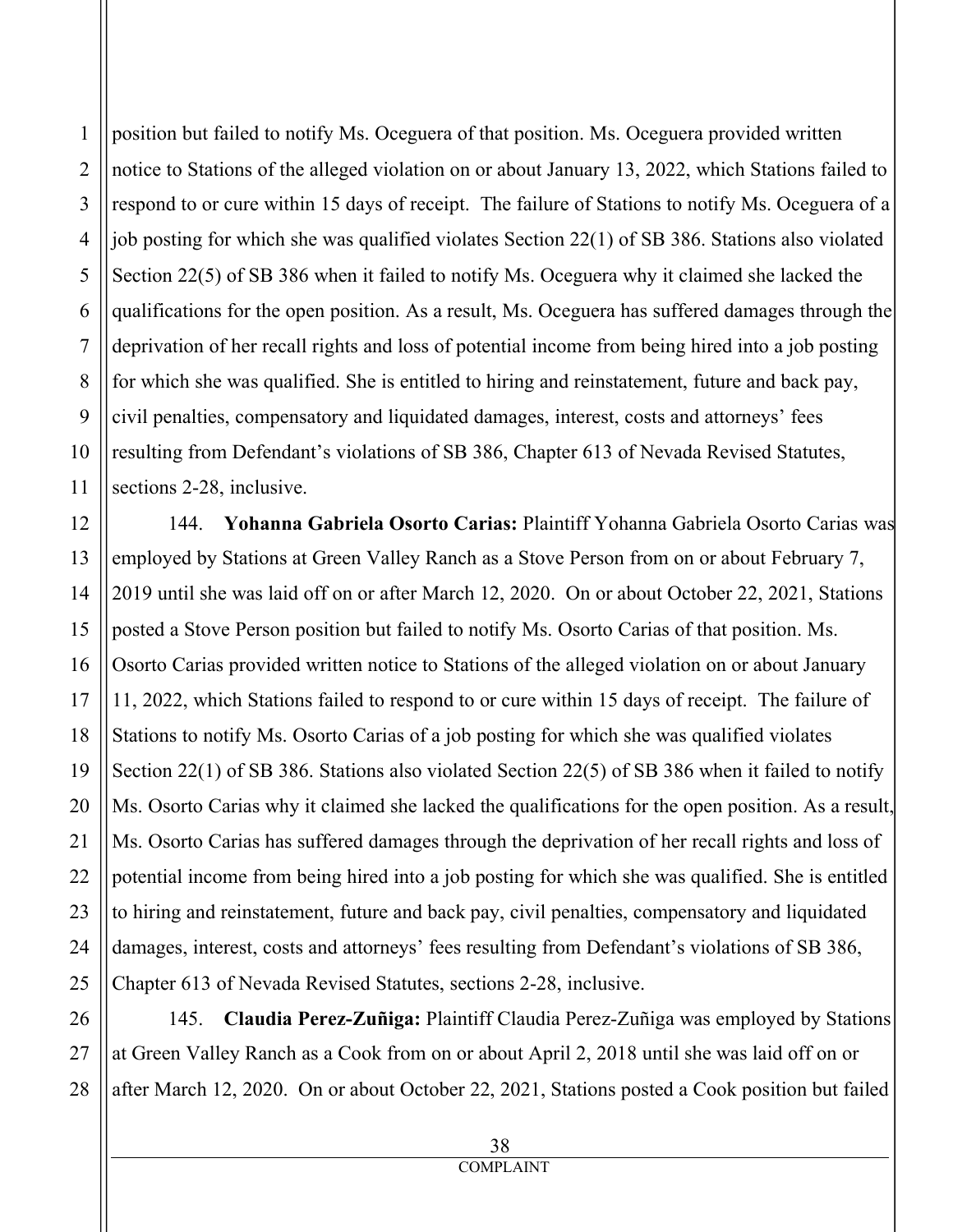position but failed to notify Ms. Oceguera of that position. Ms. Oceguera provided written notice to Stations of the alleged violation on or about January 13, 2022, which Stations failed to respond to or cure within 15 days of receipt. The failure of Stations to notify Ms. Oceguera of a job posting for which she was qualified violates Section 22(1) of SB 386. Stations also violated Section 22(5) of SB 386 when it failed to notify Ms. Oceguera why it claimed she lacked the qualifications for the open position. As a result, Ms. Oceguera has suffered damages through the deprivation of her recall rights and loss of potential income from being hired into a job posting for which she was qualified. She is entitled to hiring and reinstatement, future and back pay, civil penalties, compensatory and liquidated damages, interest, costs and attorneys' fees resulting from Defendant's violations of SB 386, Chapter 613 of Nevada Revised Statutes, sections 2-28, inclusive.

144. **Yohanna Gabriela Osorto Carias:** Plaintiff Yohanna Gabriela Osorto Carias was employed by Stations at Green Valley Ranch as a Stove Person from on or about February 7, 2019 until she was laid off on or after March 12, 2020. On or about October 22, 2021, Stations posted a Stove Person position but failed to notify Ms. Osorto Carias of that position. Ms. Osorto Carias provided written notice to Stations of the alleged violation on or about January 11, 2022, which Stations failed to respond to or cure within 15 days of receipt. The failure of Stations to notify Ms. Osorto Carias of a job posting for which she was qualified violates Section 22(1) of SB 386. Stations also violated Section 22(5) of SB 386 when it failed to notify Ms. Osorto Carias why it claimed she lacked the qualifications for the open position. As a result, Ms. Osorto Carias has suffered damages through the deprivation of her recall rights and loss of potential income from being hired into a job posting for which she was qualified. She is entitled to hiring and reinstatement, future and back pay, civil penalties, compensatory and liquidated damages, interest, costs and attorneys' fees resulting from Defendant's violations of SB 386, Chapter 613 of Nevada Revised Statutes, sections 2-28, inclusive.

145. **Claudia Perez-Zuñiga:** Plaintiff Claudia Perez-Zuñiga was employed by Stations at Green Valley Ranch as a Cook from on or about April 2, 2018 until she was laid off on or after March 12, 2020. On or about October 22, 2021, Stations posted a Cook position but failed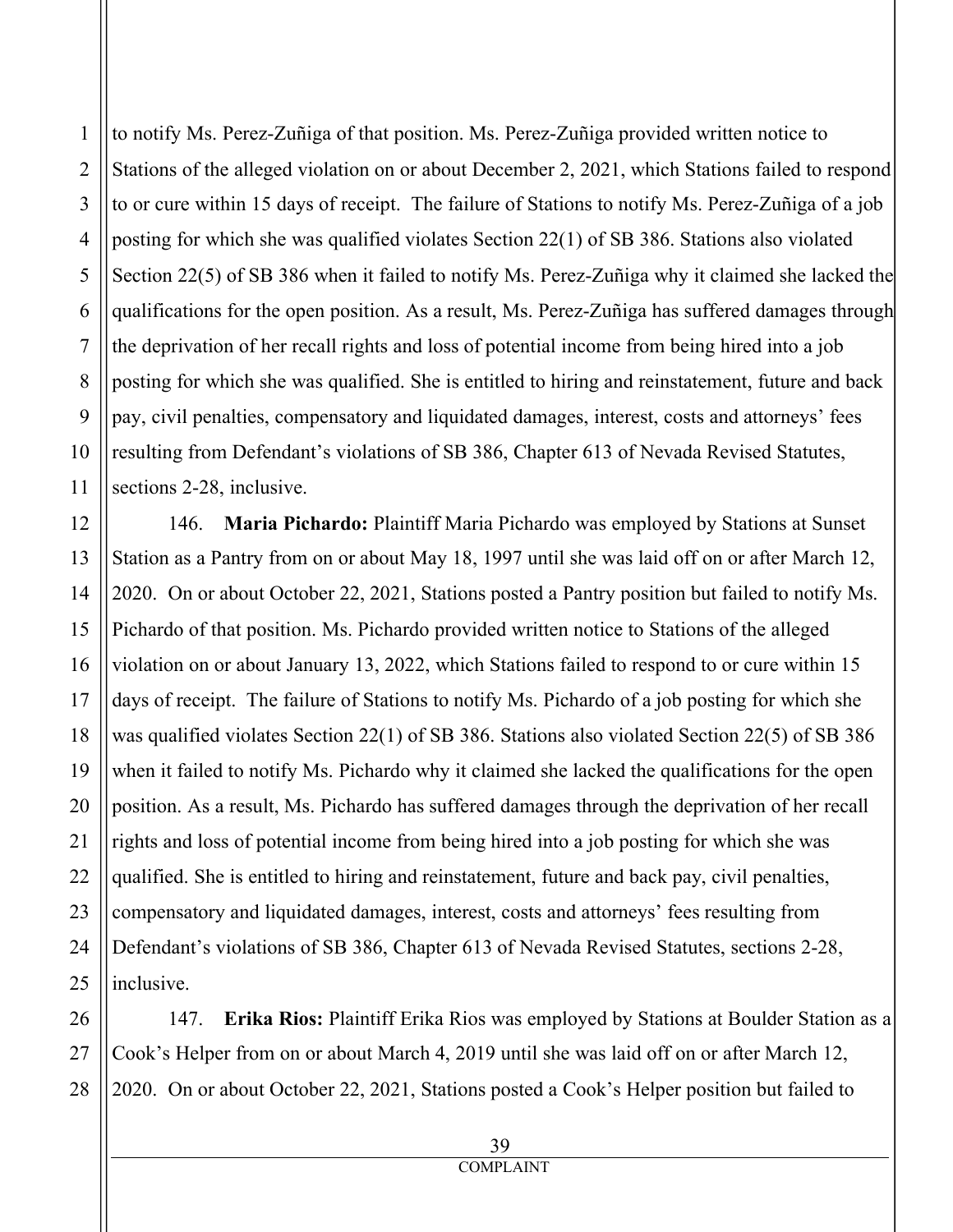to notify Ms. Perez-Zuñiga of that position. Ms. Perez-Zuñiga provided written notice to Stations of the alleged violation on or about December 2, 2021, which Stations failed to respond to or cure within 15 days of receipt. The failure of Stations to notify Ms. Perez-Zuñiga of a job posting for which she was qualified violates Section 22(1) of SB 386. Stations also violated Section 22(5) of SB 386 when it failed to notify Ms. Perez-Zuñiga why it claimed she lacked the qualifications for the open position. As a result, Ms. Perez-Zuñiga has suffered damages through the deprivation of her recall rights and loss of potential income from being hired into a job posting for which she was qualified. She is entitled to hiring and reinstatement, future and back pay, civil penalties, compensatory and liquidated damages, interest, costs and attorneys' fees resulting from Defendant's violations of SB 386, Chapter 613 of Nevada Revised Statutes, sections 2-28, inclusive.

146. **Maria Pichardo:** Plaintiff Maria Pichardo was employed by Stations at Sunset Station as a Pantry from on or about May 18, 1997 until she was laid off on or after March 12, 2020. On or about October 22, 2021, Stations posted a Pantry position but failed to notify Ms. Pichardo of that position. Ms. Pichardo provided written notice to Stations of the alleged violation on or about January 13, 2022, which Stations failed to respond to or cure within 15 days of receipt. The failure of Stations to notify Ms. Pichardo of a job posting for which she was qualified violates Section 22(1) of SB 386. Stations also violated Section 22(5) of SB 386 when it failed to notify Ms. Pichardo why it claimed she lacked the qualifications for the open position. As a result, Ms. Pichardo has suffered damages through the deprivation of her recall rights and loss of potential income from being hired into a job posting for which she was qualified. She is entitled to hiring and reinstatement, future and back pay, civil penalties, compensatory and liquidated damages, interest, costs and attorneys' fees resulting from Defendant's violations of SB 386, Chapter 613 of Nevada Revised Statutes, sections 2-28, inclusive.

147. **Erika Rios:** Plaintiff Erika Rios was employed by Stations at Boulder Station as a Cook's Helper from on or about March 4, 2019 until she was laid off on or after March 12, 2020. On or about October 22, 2021, Stations posted a Cook's Helper position but failed to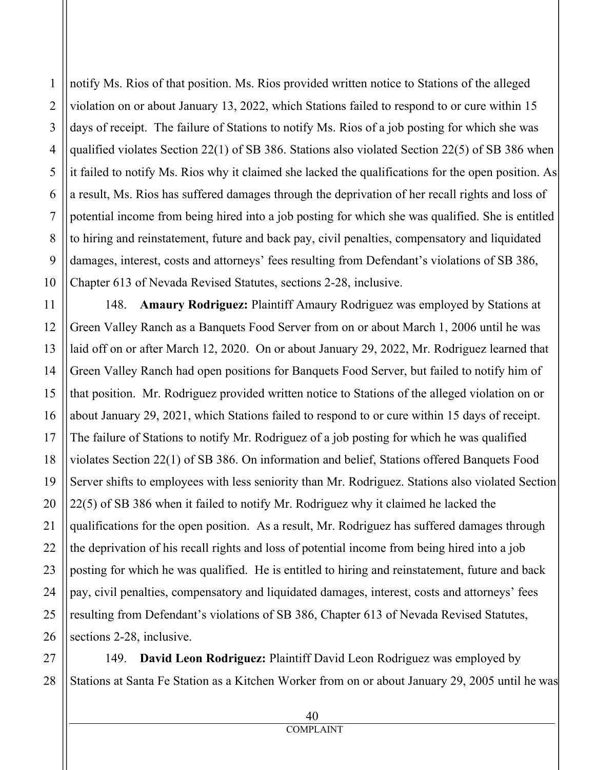notify Ms. Rios of that position. Ms. Rios provided written notice to Stations of the alleged violation on or about January 13, 2022, which Stations failed to respond to or cure within 15 days of receipt. The failure of Stations to notify Ms. Rios of a job posting for which she was qualified violates Section 22(1) of SB 386. Stations also violated Section 22(5) of SB 386 when it failed to notify Ms. Rios why it claimed she lacked the qualifications for the open position. As a result, Ms. Rios has suffered damages through the deprivation of her recall rights and loss of potential income from being hired into a job posting for which she was qualified. She is entitled to hiring and reinstatement, future and back pay, civil penalties, compensatory and liquidated damages, interest, costs and attorneys' fees resulting from Defendant's violations of SB 386, Chapter 613 of Nevada Revised Statutes, sections 2-28, inclusive.

148. **Amaury Rodriguez:** Plaintiff Amaury Rodriguez was employed by Stations at Green Valley Ranch as a Banquets Food Server from on or about March 1, 2006 until he was laid off on or after March 12, 2020. On or about January 29, 2022, Mr. Rodriguez learned that Green Valley Ranch had open positions for Banquets Food Server, but failed to notify him of that position. Mr. Rodriguez provided written notice to Stations of the alleged violation on or about January 29, 2021, which Stations failed to respond to or cure within 15 days of receipt. The failure of Stations to notify Mr. Rodriguez of a job posting for which he was qualified violates Section 22(1) of SB 386. On information and belief, Stations offered Banquets Food Server shifts to employees with less seniority than Mr. Rodriguez. Stations also violated Section 22(5) of SB 386 when it failed to notify Mr. Rodriguez why it claimed he lacked the qualifications for the open position. As a result, Mr. Rodriguez has suffered damages through the deprivation of his recall rights and loss of potential income from being hired into a job posting for which he was qualified. He is entitled to hiring and reinstatement, future and back pay, civil penalties, compensatory and liquidated damages, interest, costs and attorneys' fees resulting from Defendant's violations of SB 386, Chapter 613 of Nevada Revised Statutes, sections 2-28, inclusive.

149. **David Leon Rodriguez:** Plaintiff David Leon Rodriguez was employed by Stations at Santa Fe Station as a Kitchen Worker from on or about January 29, 2005 until he was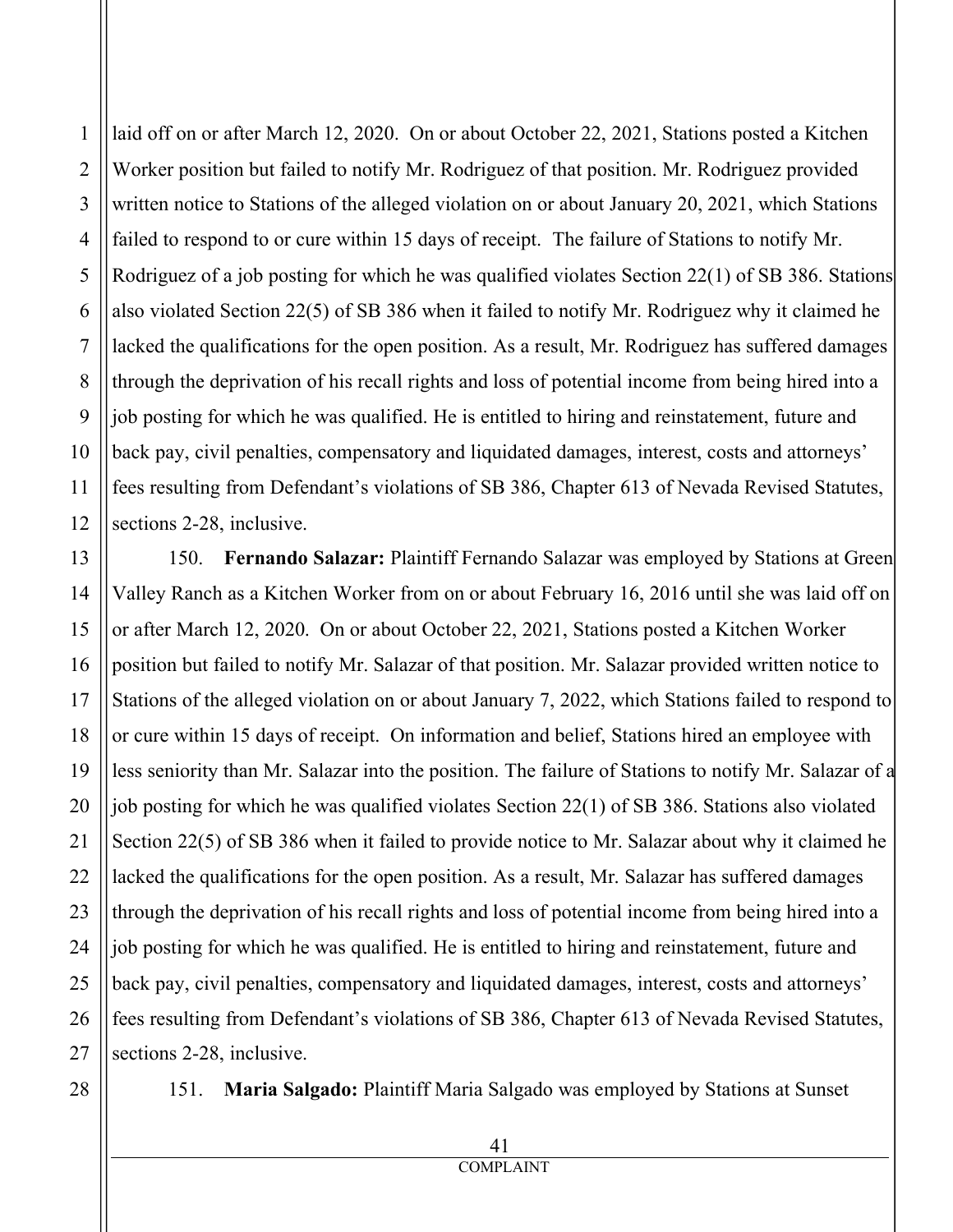laid off on or after March 12, 2020. On or about October 22, 2021, Stations posted a Kitchen Worker position but failed to notify Mr. Rodriguez of that position. Mr. Rodriguez provided written notice to Stations of the alleged violation on or about January 20, 2021, which Stations failed to respond to or cure within 15 days of receipt. The failure of Stations to notify Mr. Rodriguez of a job posting for which he was qualified violates Section 22(1) of SB 386. Stations also violated Section 22(5) of SB 386 when it failed to notify Mr. Rodriguez why it claimed he lacked the qualifications for the open position. As a result, Mr. Rodriguez has suffered damages through the deprivation of his recall rights and loss of potential income from being hired into a job posting for which he was qualified. He is entitled to hiring and reinstatement, future and back pay, civil penalties, compensatory and liquidated damages, interest, costs and attorneys' fees resulting from Defendant's violations of SB 386, Chapter 613 of Nevada Revised Statutes, sections 2-28, inclusive.

150. **Fernando Salazar:** Plaintiff Fernando Salazar was employed by Stations at Green Valley Ranch as a Kitchen Worker from on or about February 16, 2016 until she was laid off on or after March 12, 2020. On or about October 22, 2021, Stations posted a Kitchen Worker position but failed to notify Mr. Salazar of that position. Mr. Salazar provided written notice to Stations of the alleged violation on or about January 7, 2022, which Stations failed to respond to or cure within 15 days of receipt. On information and belief, Stations hired an employee with less seniority than Mr. Salazar into the position. The failure of Stations to notify Mr. Salazar of a job posting for which he was qualified violates Section 22(1) of SB 386. Stations also violated Section 22(5) of SB 386 when it failed to provide notice to Mr. Salazar about why it claimed he lacked the qualifications for the open position. As a result, Mr. Salazar has suffered damages through the deprivation of his recall rights and loss of potential income from being hired into a job posting for which he was qualified. He is entitled to hiring and reinstatement, future and back pay, civil penalties, compensatory and liquidated damages, interest, costs and attorneys' fees resulting from Defendant's violations of SB 386, Chapter 613 of Nevada Revised Statutes, sections 2-28, inclusive.

151. **Maria Salgado:** Plaintiff Maria Salgado was employed by Stations at Sunset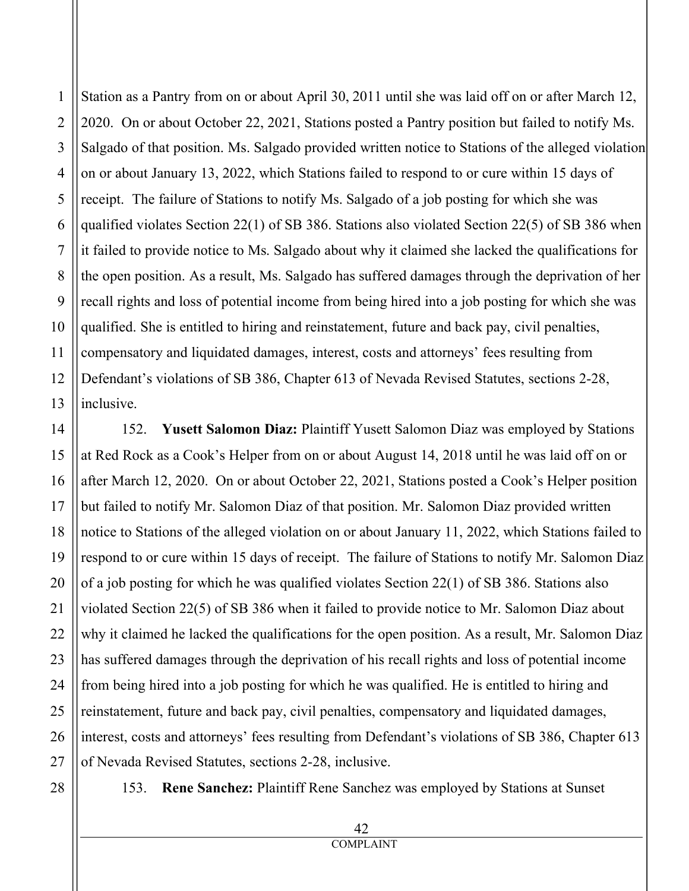Station as a Pantry from on or about April 30, 2011 until she was laid off on or after March 12, 2020. On or about October 22, 2021, Stations posted a Pantry position but failed to notify Ms. Salgado of that position. Ms. Salgado provided written notice to Stations of the alleged violation on or about January 13, 2022, which Stations failed to respond to or cure within 15 days of receipt. The failure of Stations to notify Ms. Salgado of a job posting for which she was qualified violates Section 22(1) of SB 386. Stations also violated Section 22(5) of SB 386 when it failed to provide notice to Ms. Salgado about why it claimed she lacked the qualifications for the open position. As a result, Ms. Salgado has suffered damages through the deprivation of her recall rights and loss of potential income from being hired into a job posting for which she was qualified. She is entitled to hiring and reinstatement, future and back pay, civil penalties, compensatory and liquidated damages, interest, costs and attorneys' fees resulting from Defendant's violations of SB 386, Chapter 613 of Nevada Revised Statutes, sections 2-28, inclusive.

152. **Yusett Salomon Diaz:** Plaintiff Yusett Salomon Diaz was employed by Stations at Red Rock as a Cook's Helper from on or about August 14, 2018 until he was laid off on or after March 12, 2020. On or about October 22, 2021, Stations posted a Cook's Helper position but failed to notify Mr. Salomon Diaz of that position. Mr. Salomon Diaz provided written notice to Stations of the alleged violation on or about January 11, 2022, which Stations failed to respond to or cure within 15 days of receipt. The failure of Stations to notify Mr. Salomon Diaz of a job posting for which he was qualified violates Section 22(1) of SB 386. Stations also violated Section 22(5) of SB 386 when it failed to provide notice to Mr. Salomon Diaz about why it claimed he lacked the qualifications for the open position. As a result, Mr. Salomon Diaz has suffered damages through the deprivation of his recall rights and loss of potential income from being hired into a job posting for which he was qualified. He is entitled to hiring and reinstatement, future and back pay, civil penalties, compensatory and liquidated damages, interest, costs and attorneys' fees resulting from Defendant's violations of SB 386, Chapter 613 of Nevada Revised Statutes, sections 2-28, inclusive.

153. **Rene Sanchez:** Plaintiff Rene Sanchez was employed by Stations at Sunset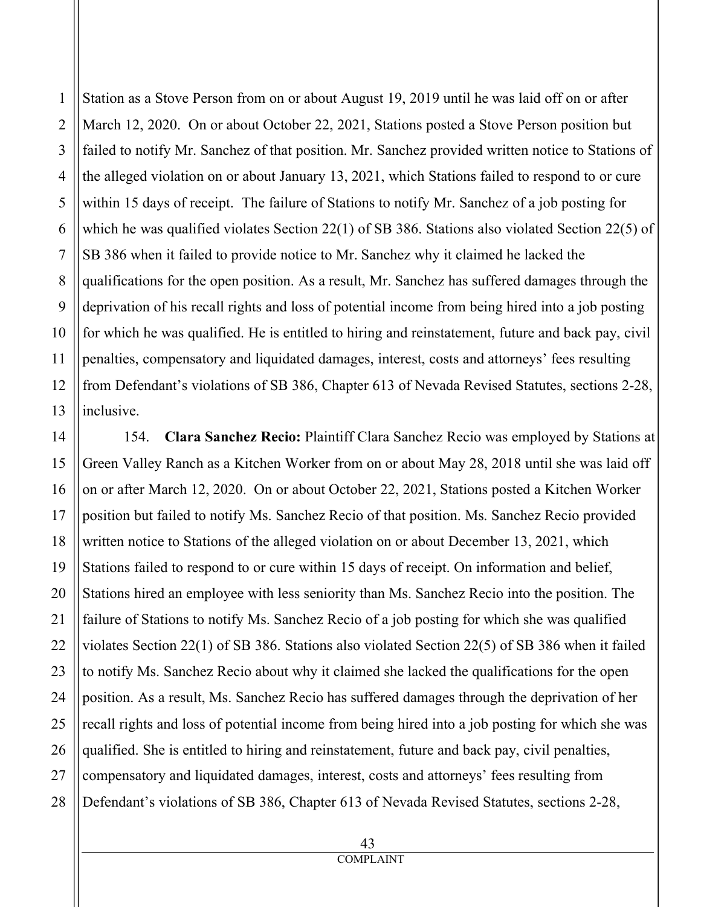Station as a Stove Person from on or about August 19, 2019 until he was laid off on or after March 12, 2020. On or about October 22, 2021, Stations posted a Stove Person position but failed to notify Mr. Sanchez of that position. Mr. Sanchez provided written notice to Stations of the alleged violation on or about January 13, 2021, which Stations failed to respond to or cure within 15 days of receipt. The failure of Stations to notify Mr. Sanchez of a job posting for which he was qualified violates Section 22(1) of SB 386. Stations also violated Section 22(5) of SB 386 when it failed to provide notice to Mr. Sanchez why it claimed he lacked the qualifications for the open position. As a result, Mr. Sanchez has suffered damages through the deprivation of his recall rights and loss of potential income from being hired into a job posting for which he was qualified. He is entitled to hiring and reinstatement, future and back pay, civil penalties, compensatory and liquidated damages, interest, costs and attorneys' fees resulting from Defendant's violations of SB 386, Chapter 613 of Nevada Revised Statutes, sections 2-28, inclusive.

154. **Clara Sanchez Recio:** Plaintiff Clara Sanchez Recio was employed by Stations at Green Valley Ranch as a Kitchen Worker from on or about May 28, 2018 until she was laid off on or after March 12, 2020. On or about October 22, 2021, Stations posted a Kitchen Worker position but failed to notify Ms. Sanchez Recio of that position. Ms. Sanchez Recio provided written notice to Stations of the alleged violation on or about December 13, 2021, which Stations failed to respond to or cure within 15 days of receipt. On information and belief, Stations hired an employee with less seniority than Ms. Sanchez Recio into the position. The failure of Stations to notify Ms. Sanchez Recio of a job posting for which she was qualified violates Section 22(1) of SB 386. Stations also violated Section 22(5) of SB 386 when it failed to notify Ms. Sanchez Recio about why it claimed she lacked the qualifications for the open position. As a result, Ms. Sanchez Recio has suffered damages through the deprivation of her recall rights and loss of potential income from being hired into a job posting for which she was qualified. She is entitled to hiring and reinstatement, future and back pay, civil penalties, compensatory and liquidated damages, interest, costs and attorneys' fees resulting from Defendant's violations of SB 386, Chapter 613 of Nevada Revised Statutes, sections 2-28,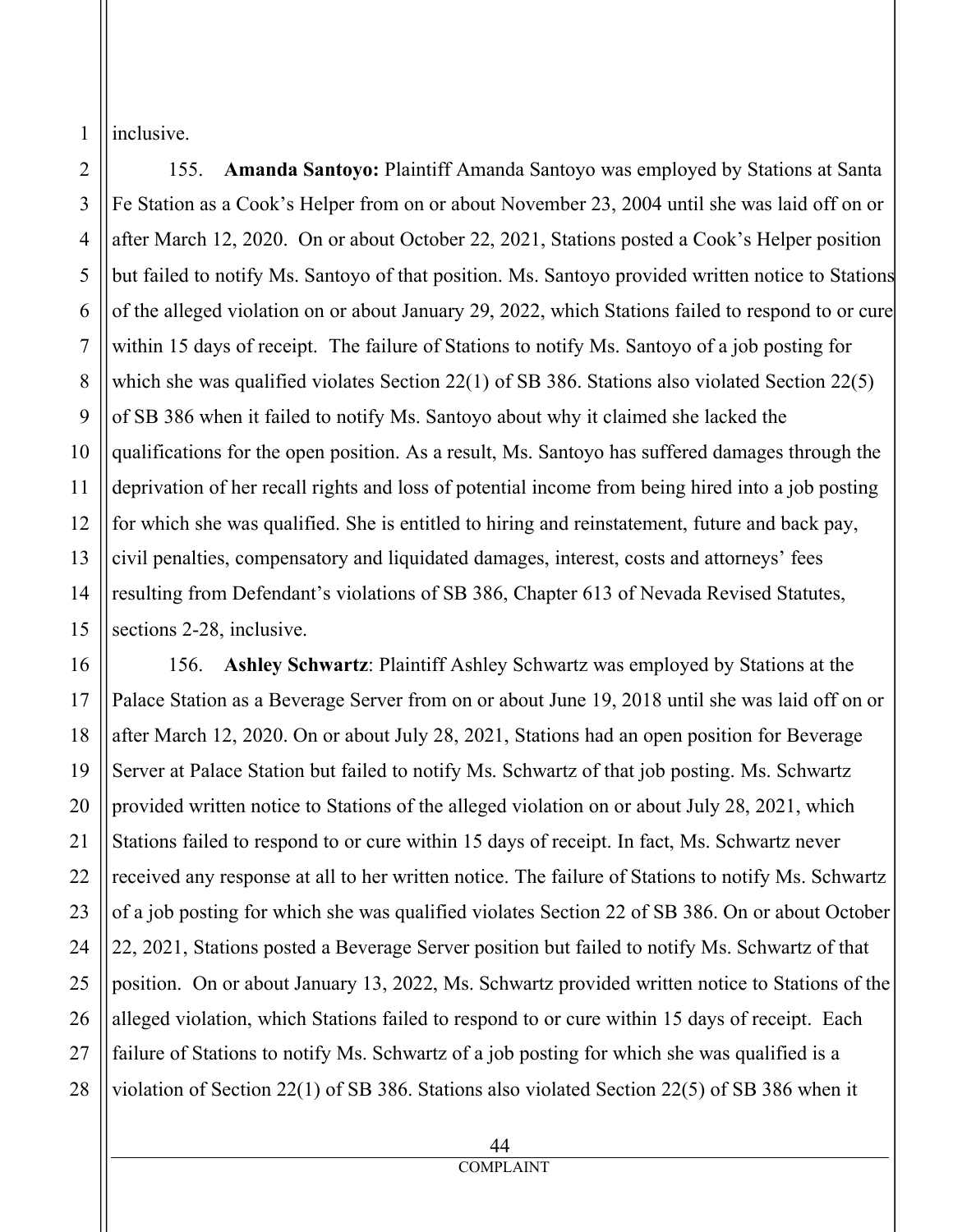inclusive.

155. **Amanda Santoyo:** Plaintiff Amanda Santoyo was employed by Stations at Santa Fe Station as a Cook's Helper from on or about November 23, 2004 until she was laid off on or after March 12, 2020. On or about October 22, 2021, Stations posted a Cook's Helper position but failed to notify Ms. Santoyo of that position. Ms. Santoyo provided written notice to Stations of the alleged violation on or about January 29, 2022, which Stations failed to respond to or cure within 15 days of receipt. The failure of Stations to notify Ms. Santoyo of a job posting for which she was qualified violates Section 22(1) of SB 386. Stations also violated Section 22(5) of SB 386 when it failed to notify Ms. Santoyo about why it claimed she lacked the qualifications for the open position. As a result, Ms. Santoyo has suffered damages through the deprivation of her recall rights and loss of potential income from being hired into a job posting for which she was qualified. She is entitled to hiring and reinstatement, future and back pay, civil penalties, compensatory and liquidated damages, interest, costs and attorneys' fees resulting from Defendant's violations of SB 386, Chapter 613 of Nevada Revised Statutes, sections 2-28, inclusive.

156. **Ashley Schwartz**: Plaintiff Ashley Schwartz was employed by Stations at the Palace Station as a Beverage Server from on or about June 19, 2018 until she was laid off on or after March 12, 2020. On or about July 28, 2021, Stations had an open position for Beverage Server at Palace Station but failed to notify Ms. Schwartz of that job posting. Ms. Schwartz provided written notice to Stations of the alleged violation on or about July 28, 2021, which Stations failed to respond to or cure within 15 days of receipt. In fact, Ms. Schwartz never received any response at all to her written notice. The failure of Stations to notify Ms. Schwartz of a job posting for which she was qualified violates Section 22 of SB 386. On or about October 22, 2021, Stations posted a Beverage Server position but failed to notify Ms. Schwartz of that position. On or about January 13, 2022, Ms. Schwartz provided written notice to Stations of the alleged violation, which Stations failed to respond to or cure within 15 days of receipt. Each failure of Stations to notify Ms. Schwartz of a job posting for which she was qualified is a violation of Section 22(1) of SB 386. Stations also violated Section 22(5) of SB 386 when it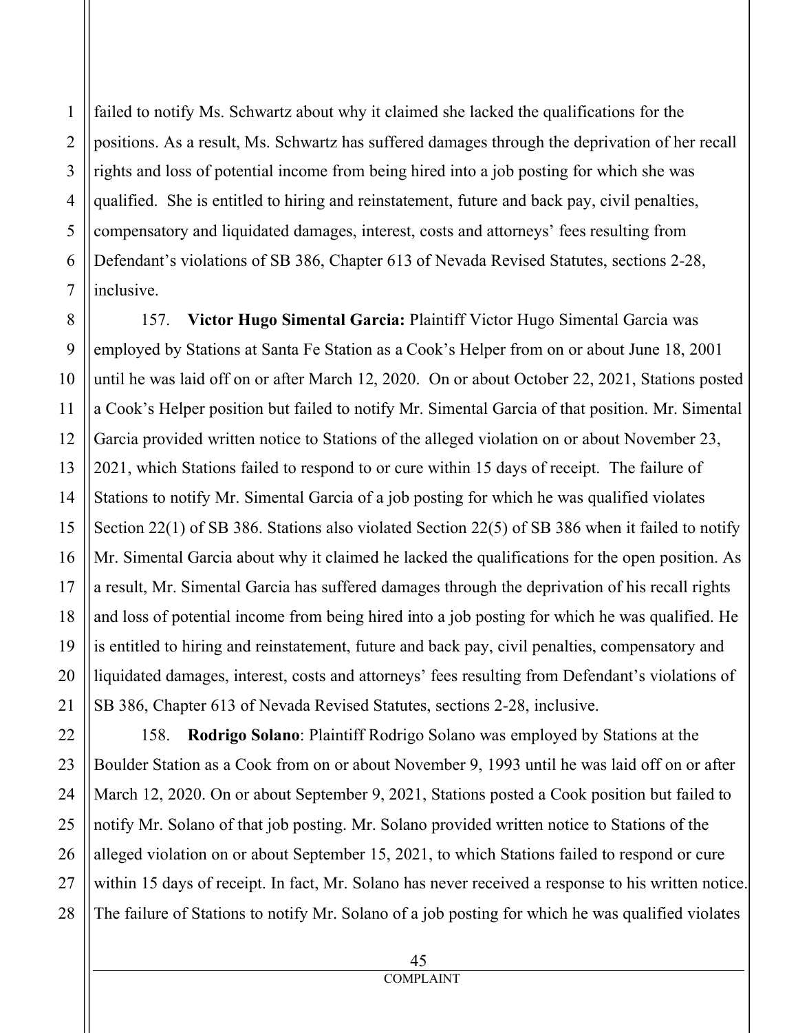failed to notify Ms. Schwartz about why it claimed she lacked the qualifications for the positions. As a result, Ms. Schwartz has suffered damages through the deprivation of her recall rights and loss of potential income from being hired into a job posting for which she was qualified. She is entitled to hiring and reinstatement, future and back pay, civil penalties, compensatory and liquidated damages, interest, costs and attorneys' fees resulting from Defendant's violations of SB 386, Chapter 613 of Nevada Revised Statutes, sections 2-28, inclusive.

157. **Victor Hugo Simental Garcia:** Plaintiff Victor Hugo Simental Garcia was employed by Stations at Santa Fe Station as a Cook's Helper from on or about June 18, 2001 until he was laid off on or after March 12, 2020. On or about October 22, 2021, Stations posted a Cook's Helper position but failed to notify Mr. Simental Garcia of that position. Mr. Simental Garcia provided written notice to Stations of the alleged violation on or about November 23, 2021, which Stations failed to respond to or cure within 15 days of receipt. The failure of Stations to notify Mr. Simental Garcia of a job posting for which he was qualified violates Section 22(1) of SB 386. Stations also violated Section 22(5) of SB 386 when it failed to notify Mr. Simental Garcia about why it claimed he lacked the qualifications for the open position. As a result, Mr. Simental Garcia has suffered damages through the deprivation of his recall rights and loss of potential income from being hired into a job posting for which he was qualified. He is entitled to hiring and reinstatement, future and back pay, civil penalties, compensatory and liquidated damages, interest, costs and attorneys' fees resulting from Defendant's violations of SB 386, Chapter 613 of Nevada Revised Statutes, sections 2-28, inclusive.

158. **Rodrigo Solano**: Plaintiff Rodrigo Solano was employed by Stations at the Boulder Station as a Cook from on or about November 9, 1993 until he was laid off on or after March 12, 2020. On or about September 9, 2021, Stations posted a Cook position but failed to notify Mr. Solano of that job posting. Mr. Solano provided written notice to Stations of the alleged violation on or about September 15, 2021, to which Stations failed to respond or cure within 15 days of receipt. In fact, Mr. Solano has never received a response to his written notice. The failure of Stations to notify Mr. Solano of a job posting for which he was qualified violates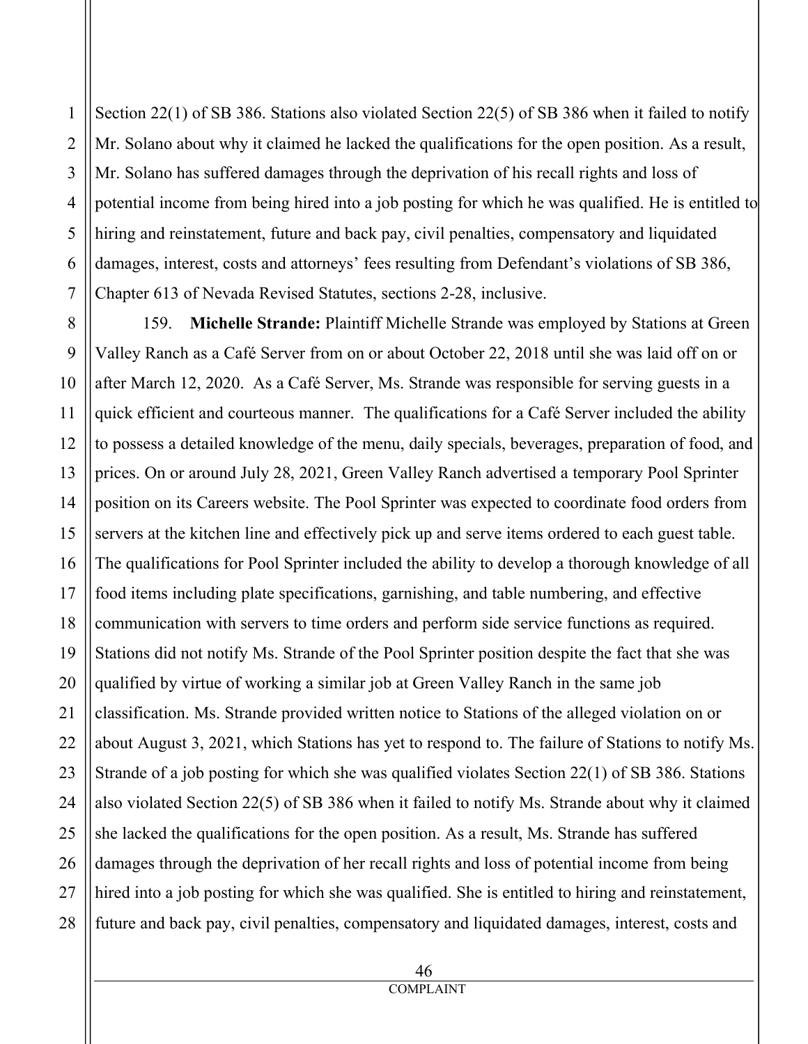Section 22(1) of SB 386. Stations also violated Section 22(5) of SB 386 when it failed to notify Mr. Solano about why it claimed he lacked the qualifications for the open position. As a result, Mr. Solano has suffered damages through the deprivation of his recall rights and loss of potential income from being hired into a job posting for which he was qualified. He is entitled to hiring and reinstatement, future and back pay, civil penalties, compensatory and liquidated damages, interest, costs and attorneys' fees resulting from Defendant's violations of SB 386, Chapter 613 of Nevada Revised Statutes, sections 2-28, inclusive.

159. **Michelle Strande:** Plaintiff Michelle Strande was employed by Stations at Green Valley Ranch as a Café Server from on or about October 22, 2018 until she was laid off on or after March 12, 2020. As a Café Server, Ms. Strande was responsible for serving guests in a quick efficient and courteous manner. The qualifications for a Café Server included the ability to possess a detailed knowledge of the menu, daily specials, beverages, preparation of food, and prices. On or around July 28, 2021, Green Valley Ranch advertised a temporary Pool Sprinter position on its Careers website. The Pool Sprinter was expected to coordinate food orders from servers at the kitchen line and effectively pick up and serve items ordered to each guest table. The qualifications for Pool Sprinter included the ability to develop a thorough knowledge of all food items including plate specifications, garnishing, and table numbering, and effective communication with servers to time orders and perform side service functions as required. Stations did not notify Ms. Strande of the Pool Sprinter position despite the fact that she was qualified by virtue of working a similar job at Green Valley Ranch in the same job classification. Ms. Strande provided written notice to Stations of the alleged violation on or about August 3, 2021, which Stations has yet to respond to. The failure of Stations to notify Ms. Strande of a job posting for which she was qualified violates Section 22(1) of SB 386. Stations also violated Section 22(5) of SB 386 when it failed to notify Ms. Strande about why it claimed she lacked the qualifications for the open position. As a result, Ms. Strande has suffered damages through the deprivation of her recall rights and loss of potential income from being hired into a job posting for which she was qualified. She is entitled to hiring and reinstatement, future and back pay, civil penalties, compensatory and liquidated damages, interest, costs and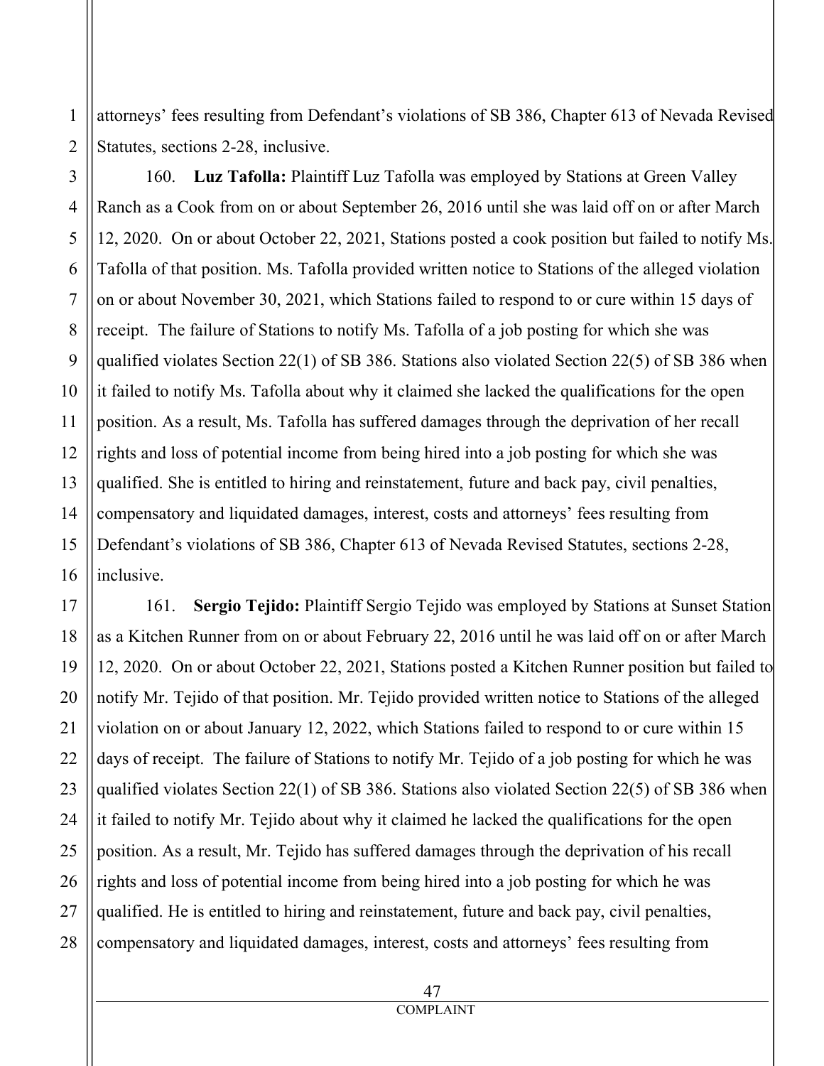attorneys' fees resulting from Defendant's violations of SB 386, Chapter 613 of Nevada Revised Statutes, sections 2-28, inclusive.

160. **Luz Tafolla:** Plaintiff Luz Tafolla was employed by Stations at Green Valley Ranch as a Cook from on or about September 26, 2016 until she was laid off on or after March 12, 2020. On or about October 22, 2021, Stations posted a cook position but failed to notify Ms. Tafolla of that position. Ms. Tafolla provided written notice to Stations of the alleged violation on or about November 30, 2021, which Stations failed to respond to or cure within 15 days of receipt. The failure of Stations to notify Ms. Tafolla of a job posting for which she was qualified violates Section 22(1) of SB 386. Stations also violated Section 22(5) of SB 386 when it failed to notify Ms. Tafolla about why it claimed she lacked the qualifications for the open position. As a result, Ms. Tafolla has suffered damages through the deprivation of her recall rights and loss of potential income from being hired into a job posting for which she was qualified. She is entitled to hiring and reinstatement, future and back pay, civil penalties, compensatory and liquidated damages, interest, costs and attorneys' fees resulting from Defendant's violations of SB 386, Chapter 613 of Nevada Revised Statutes, sections 2-28, inclusive.

161. **Sergio Tejido:** Plaintiff Sergio Tejido was employed by Stations at Sunset Station as a Kitchen Runner from on or about February 22, 2016 until he was laid off on or after March 12, 2020. On or about October 22, 2021, Stations posted a Kitchen Runner position but failed to notify Mr. Tejido of that position. Mr. Tejido provided written notice to Stations of the alleged violation on or about January 12, 2022, which Stations failed to respond to or cure within 15 days of receipt. The failure of Stations to notify Mr. Tejido of a job posting for which he was qualified violates Section 22(1) of SB 386. Stations also violated Section 22(5) of SB 386 when it failed to notify Mr. Tejido about why it claimed he lacked the qualifications for the open position. As a result, Mr. Tejido has suffered damages through the deprivation of his recall rights and loss of potential income from being hired into a job posting for which he was qualified. He is entitled to hiring and reinstatement, future and back pay, civil penalties, compensatory and liquidated damages, interest, costs and attorneys' fees resulting from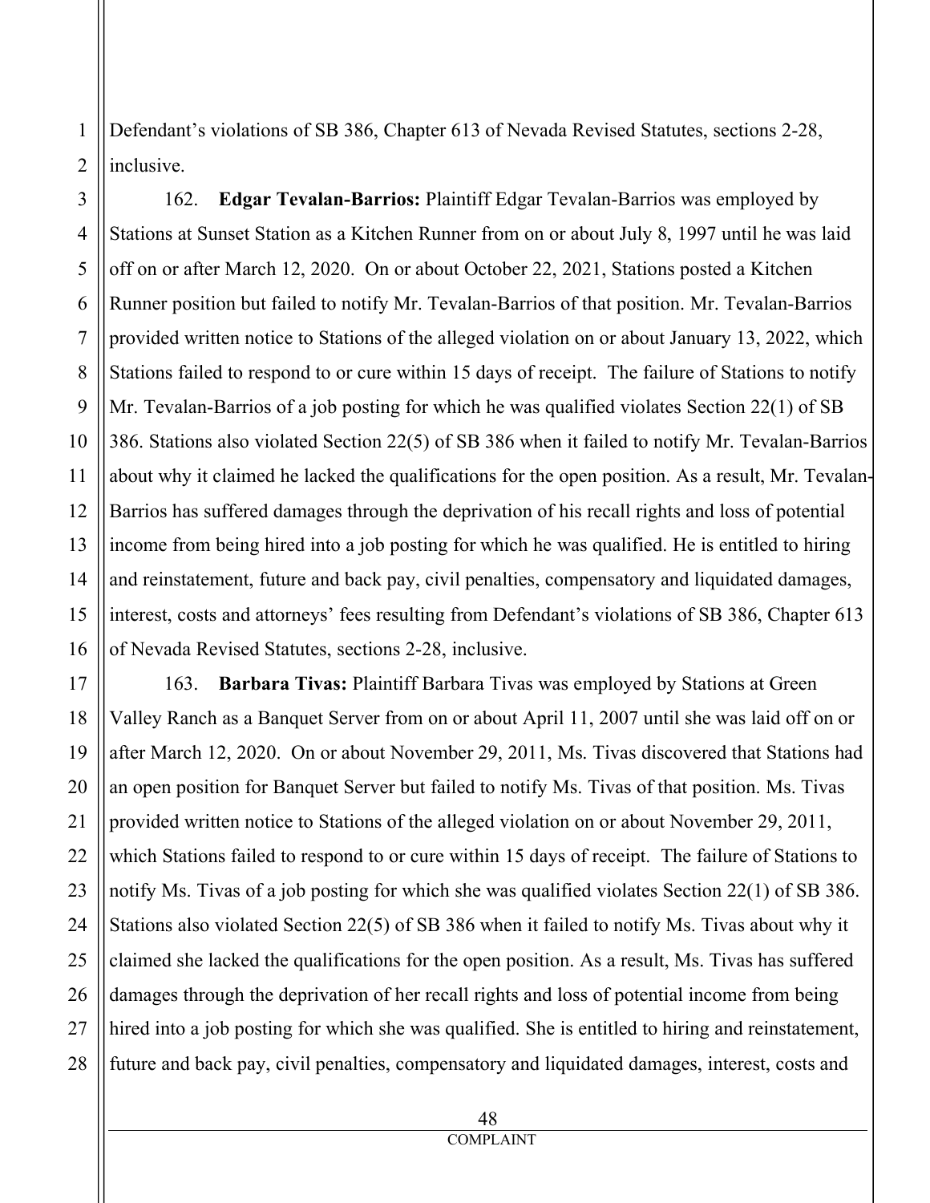Defendant's violations of SB 386, Chapter 613 of Nevada Revised Statutes, sections 2-28, inclusive.

162. **Edgar Tevalan-Barrios:** Plaintiff Edgar Tevalan-Barrios was employed by Stations at Sunset Station as a Kitchen Runner from on or about July 8, 1997 until he was laid off on or after March 12, 2020. On or about October 22, 2021, Stations posted a Kitchen Runner position but failed to notify Mr. Tevalan-Barrios of that position. Mr. Tevalan-Barrios provided written notice to Stations of the alleged violation on or about January 13, 2022, which Stations failed to respond to or cure within 15 days of receipt. The failure of Stations to notify Mr. Tevalan-Barrios of a job posting for which he was qualified violates Section 22(1) of SB 386. Stations also violated Section 22(5) of SB 386 when it failed to notify Mr. Tevalan-Barrios about why it claimed he lacked the qualifications for the open position. As a result, Mr. Tevalan-Barrios has suffered damages through the deprivation of his recall rights and loss of potential income from being hired into a job posting for which he was qualified. He is entitled to hiring and reinstatement, future and back pay, civil penalties, compensatory and liquidated damages, interest, costs and attorneys' fees resulting from Defendant's violations of SB 386, Chapter 613 of Nevada Revised Statutes, sections 2-28, inclusive.

163. **Barbara Tivas:** Plaintiff Barbara Tivas was employed by Stations at Green Valley Ranch as a Banquet Server from on or about April 11, 2007 until she was laid off on or after March 12, 2020. On or about November 29, 2011, Ms. Tivas discovered that Stations had an open position for Banquet Server but failed to notify Ms. Tivas of that position. Ms. Tivas provided written notice to Stations of the alleged violation on or about November 29, 2011, which Stations failed to respond to or cure within 15 days of receipt. The failure of Stations to notify Ms. Tivas of a job posting for which she was qualified violates Section 22(1) of SB 386. Stations also violated Section 22(5) of SB 386 when it failed to notify Ms. Tivas about why it claimed she lacked the qualifications for the open position. As a result, Ms. Tivas has suffered damages through the deprivation of her recall rights and loss of potential income from being hired into a job posting for which she was qualified. She is entitled to hiring and reinstatement, future and back pay, civil penalties, compensatory and liquidated damages, interest, costs and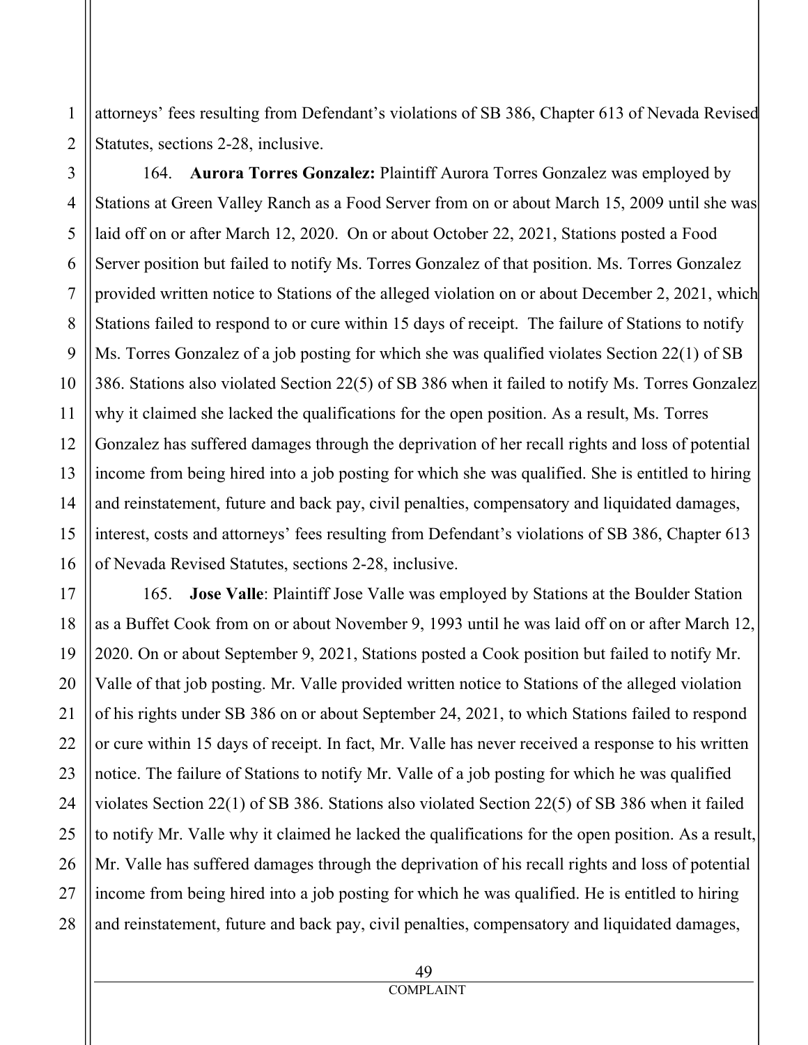attorneys' fees resulting from Defendant's violations of SB 386, Chapter 613 of Nevada Revised Statutes, sections 2-28, inclusive.

164. **Aurora Torres Gonzalez:** Plaintiff Aurora Torres Gonzalez was employed by Stations at Green Valley Ranch as a Food Server from on or about March 15, 2009 until she was laid off on or after March 12, 2020. On or about October 22, 2021, Stations posted a Food Server position but failed to notify Ms. Torres Gonzalez of that position. Ms. Torres Gonzalez provided written notice to Stations of the alleged violation on or about December 2, 2021, which Stations failed to respond to or cure within 15 days of receipt. The failure of Stations to notify Ms. Torres Gonzalez of a job posting for which she was qualified violates Section 22(1) of SB 386. Stations also violated Section 22(5) of SB 386 when it failed to notify Ms. Torres Gonzalez why it claimed she lacked the qualifications for the open position. As a result, Ms. Torres Gonzalez has suffered damages through the deprivation of her recall rights and loss of potential income from being hired into a job posting for which she was qualified. She is entitled to hiring and reinstatement, future and back pay, civil penalties, compensatory and liquidated damages, interest, costs and attorneys' fees resulting from Defendant's violations of SB 386, Chapter 613 of Nevada Revised Statutes, sections 2-28, inclusive.

165. **Jose Valle**: Plaintiff Jose Valle was employed by Stations at the Boulder Station as a Buffet Cook from on or about November 9, 1993 until he was laid off on or after March 12, 2020. On or about September 9, 2021, Stations posted a Cook position but failed to notify Mr. Valle of that job posting. Mr. Valle provided written notice to Stations of the alleged violation of his rights under SB 386 on or about September 24, 2021, to which Stations failed to respond or cure within 15 days of receipt. In fact, Mr. Valle has never received a response to his written notice. The failure of Stations to notify Mr. Valle of a job posting for which he was qualified violates Section 22(1) of SB 386. Stations also violated Section 22(5) of SB 386 when it failed to notify Mr. Valle why it claimed he lacked the qualifications for the open position. As a result, Mr. Valle has suffered damages through the deprivation of his recall rights and loss of potential income from being hired into a job posting for which he was qualified. He is entitled to hiring and reinstatement, future and back pay, civil penalties, compensatory and liquidated damages,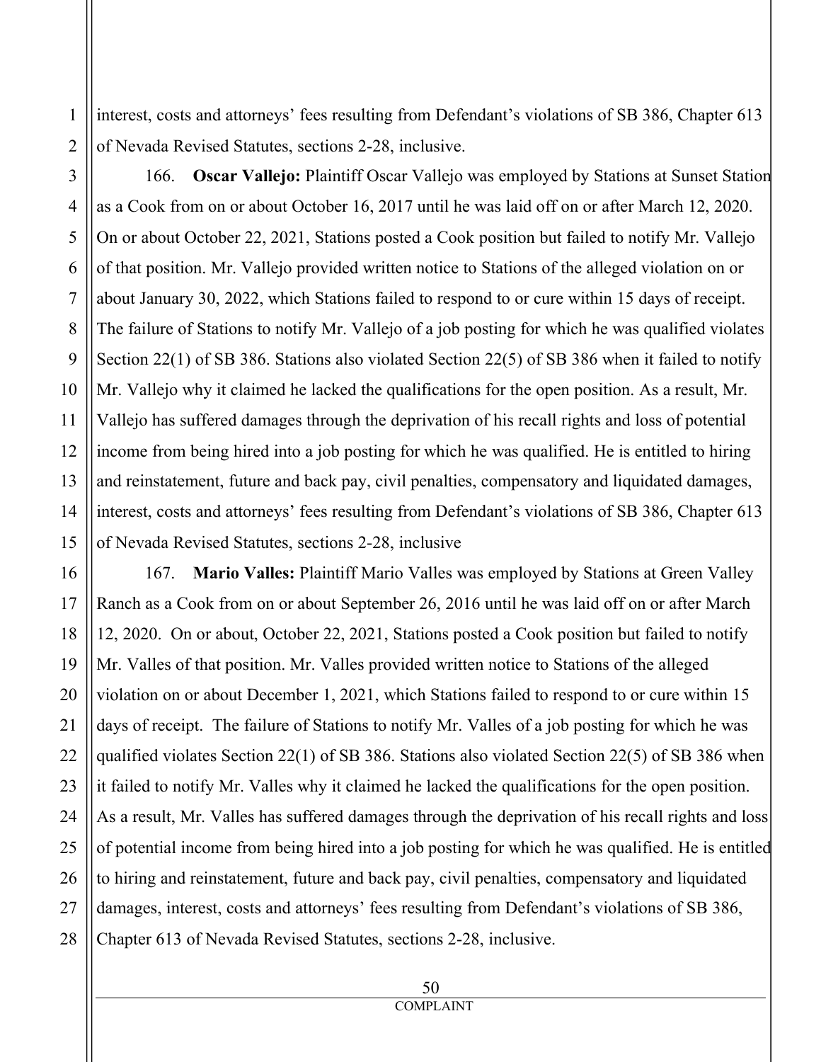interest, costs and attorneys' fees resulting from Defendant's violations of SB 386, Chapter 613 of Nevada Revised Statutes, sections 2-28, inclusive.

166. **Oscar Vallejo:** Plaintiff Oscar Vallejo was employed by Stations at Sunset Station as a Cook from on or about October 16, 2017 until he was laid off on or after March 12, 2020. On or about October 22, 2021, Stations posted a Cook position but failed to notify Mr. Vallejo of that position. Mr. Vallejo provided written notice to Stations of the alleged violation on or about January 30, 2022, which Stations failed to respond to or cure within 15 days of receipt. The failure of Stations to notify Mr. Vallejo of a job posting for which he was qualified violates Section 22(1) of SB 386. Stations also violated Section 22(5) of SB 386 when it failed to notify Mr. Vallejo why it claimed he lacked the qualifications for the open position. As a result, Mr. Vallejo has suffered damages through the deprivation of his recall rights and loss of potential income from being hired into a job posting for which he was qualified. He is entitled to hiring and reinstatement, future and back pay, civil penalties, compensatory and liquidated damages, interest, costs and attorneys' fees resulting from Defendant's violations of SB 386, Chapter 613 of Nevada Revised Statutes, sections 2-28, inclusive

167. **Mario Valles:** Plaintiff Mario Valles was employed by Stations at Green Valley Ranch as a Cook from on or about September 26, 2016 until he was laid off on or after March 12, 2020. On or about, October 22, 2021, Stations posted a Cook position but failed to notify Mr. Valles of that position. Mr. Valles provided written notice to Stations of the alleged violation on or about December 1, 2021, which Stations failed to respond to or cure within 15 days of receipt. The failure of Stations to notify Mr. Valles of a job posting for which he was qualified violates Section 22(1) of SB 386. Stations also violated Section 22(5) of SB 386 when it failed to notify Mr. Valles why it claimed he lacked the qualifications for the open position. As a result, Mr. Valles has suffered damages through the deprivation of his recall rights and loss of potential income from being hired into a job posting for which he was qualified. He is entitled to hiring and reinstatement, future and back pay, civil penalties, compensatory and liquidated damages, interest, costs and attorneys' fees resulting from Defendant's violations of SB 386, Chapter 613 of Nevada Revised Statutes, sections 2-28, inclusive.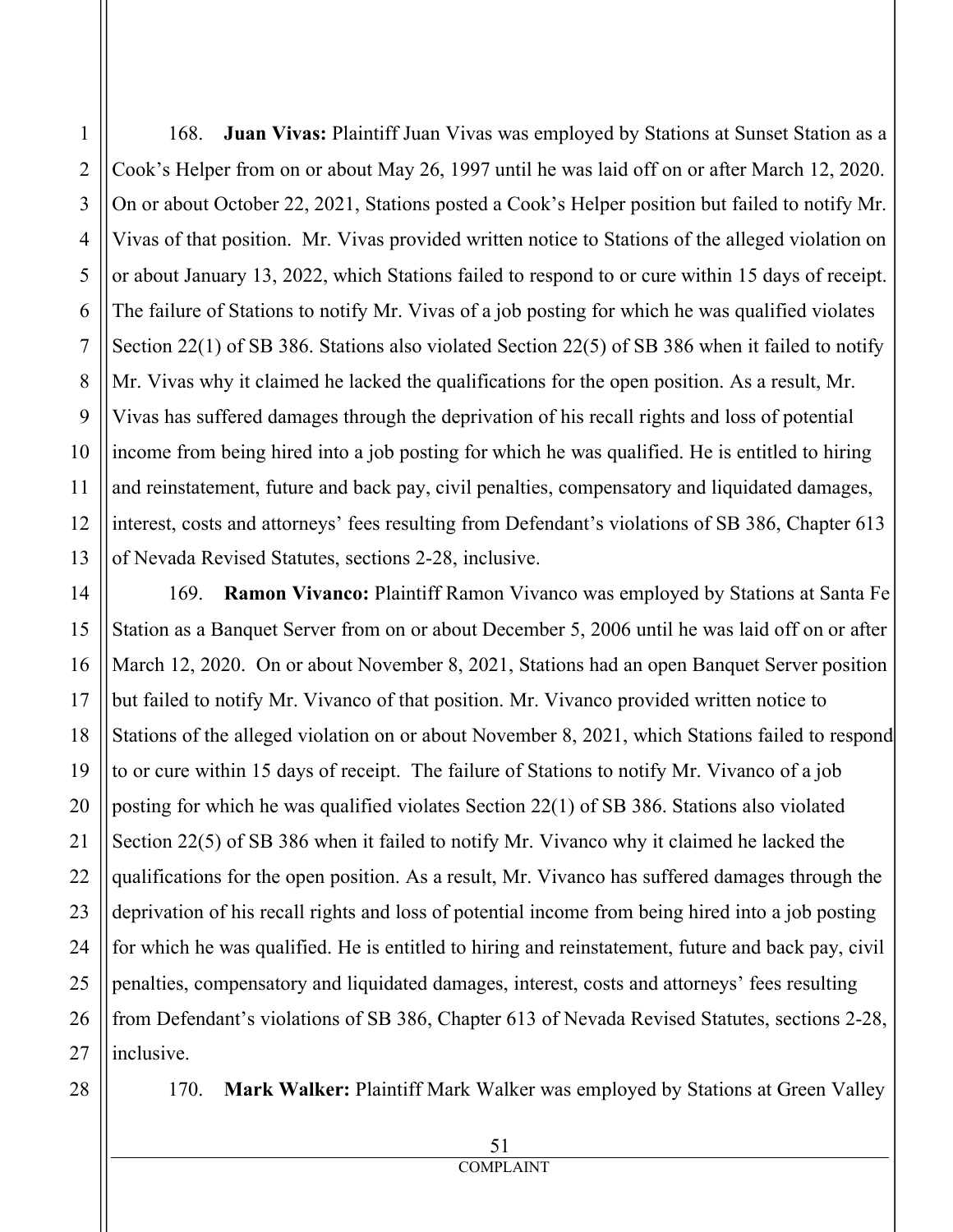168. **Juan Vivas:** Plaintiff Juan Vivas was employed by Stations at Sunset Station as a Cook's Helper from on or about May 26, 1997 until he was laid off on or after March 12, 2020. On or about October 22, 2021, Stations posted a Cook's Helper position but failed to notify Mr. Vivas of that position. Mr. Vivas provided written notice to Stations of the alleged violation on or about January 13, 2022, which Stations failed to respond to or cure within 15 days of receipt. The failure of Stations to notify Mr. Vivas of a job posting for which he was qualified violates Section 22(1) of SB 386. Stations also violated Section 22(5) of SB 386 when it failed to notify Mr. Vivas why it claimed he lacked the qualifications for the open position. As a result, Mr. Vivas has suffered damages through the deprivation of his recall rights and loss of potential income from being hired into a job posting for which he was qualified. He is entitled to hiring and reinstatement, future and back pay, civil penalties, compensatory and liquidated damages, interest, costs and attorneys' fees resulting from Defendant's violations of SB 386, Chapter 613 of Nevada Revised Statutes, sections 2-28, inclusive.

169. **Ramon Vivanco:** Plaintiff Ramon Vivanco was employed by Stations at Santa Fe Station as a Banquet Server from on or about December 5, 2006 until he was laid off on or after March 12, 2020. On or about November 8, 2021, Stations had an open Banquet Server position but failed to notify Mr. Vivanco of that position. Mr. Vivanco provided written notice to Stations of the alleged violation on or about November 8, 2021, which Stations failed to respond to or cure within 15 days of receipt. The failure of Stations to notify Mr. Vivanco of a job posting for which he was qualified violates Section 22(1) of SB 386. Stations also violated Section 22(5) of SB 386 when it failed to notify Mr. Vivanco why it claimed he lacked the qualifications for the open position. As a result, Mr. Vivanco has suffered damages through the deprivation of his recall rights and loss of potential income from being hired into a job posting for which he was qualified. He is entitled to hiring and reinstatement, future and back pay, civil penalties, compensatory and liquidated damages, interest, costs and attorneys' fees resulting from Defendant's violations of SB 386, Chapter 613 of Nevada Revised Statutes, sections 2-28, inclusive.

170. **Mark Walker:** Plaintiff Mark Walker was employed by Stations at Green Valley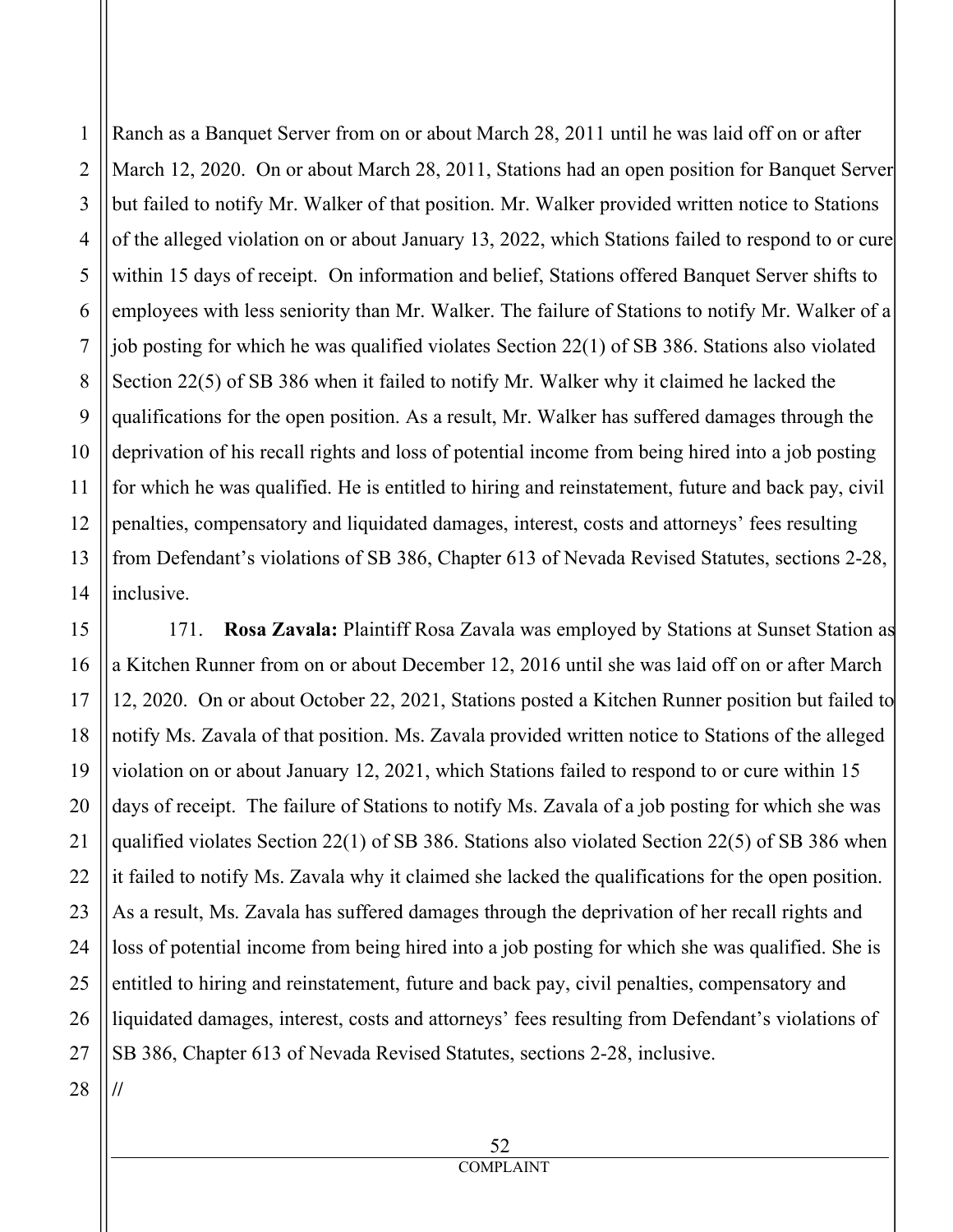Ranch as a Banquet Server from on or about March 28, 2011 until he was laid off on or after March 12, 2020. On or about March 28, 2011, Stations had an open position for Banquet Server but failed to notify Mr. Walker of that position. Mr. Walker provided written notice to Stations of the alleged violation on or about January 13, 2022, which Stations failed to respond to or cure within 15 days of receipt. On information and belief, Stations offered Banquet Server shifts to employees with less seniority than Mr. Walker. The failure of Stations to notify Mr. Walker of a job posting for which he was qualified violates Section 22(1) of SB 386. Stations also violated Section 22(5) of SB 386 when it failed to notify Mr. Walker why it claimed he lacked the qualifications for the open position. As a result, Mr. Walker has suffered damages through the deprivation of his recall rights and loss of potential income from being hired into a job posting for which he was qualified. He is entitled to hiring and reinstatement, future and back pay, civil penalties, compensatory and liquidated damages, interest, costs and attorneys' fees resulting from Defendant's violations of SB 386, Chapter 613 of Nevada Revised Statutes, sections 2-28, inclusive.

171. **Rosa Zavala:** Plaintiff Rosa Zavala was employed by Stations at Sunset Station as a Kitchen Runner from on or about December 12, 2016 until she was laid off on or after March 12, 2020. On or about October 22, 2021, Stations posted a Kitchen Runner position but failed to notify Ms. Zavala of that position. Ms. Zavala provided written notice to Stations of the alleged violation on or about January 12, 2021, which Stations failed to respond to or cure within 15 days of receipt. The failure of Stations to notify Ms. Zavala of a job posting for which she was qualified violates Section 22(1) of SB 386. Stations also violated Section 22(5) of SB 386 when it failed to notify Ms. Zavala why it claimed she lacked the qualifications for the open position. As a result, Ms. Zavala has suffered damages through the deprivation of her recall rights and loss of potential income from being hired into a job posting for which she was qualified. She is entitled to hiring and reinstatement, future and back pay, civil penalties, compensatory and liquidated damages, interest, costs and attorneys' fees resulting from Defendant's violations of SB 386, Chapter 613 of Nevada Revised Statutes, sections 2-28, inclusive.

//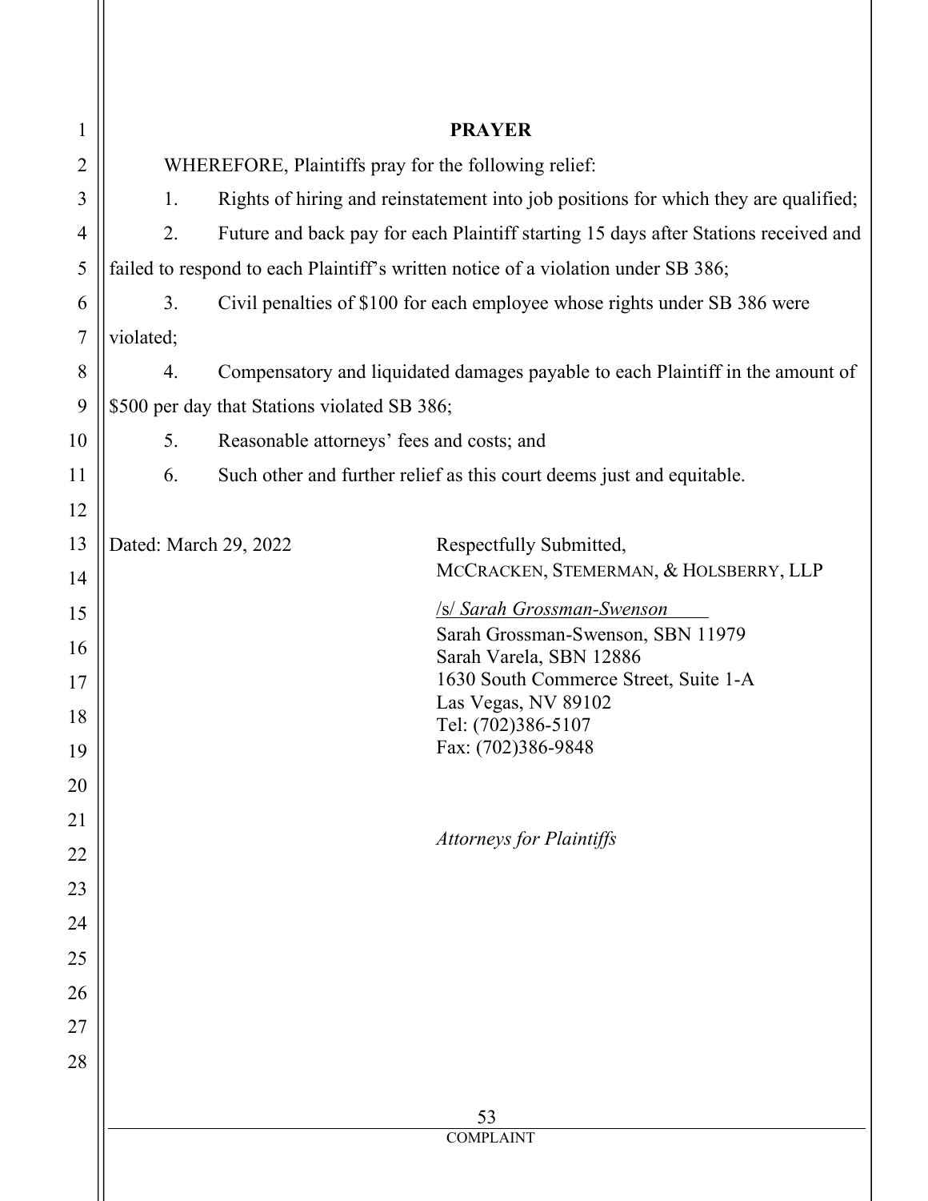## PRAYER

WHEREFORE, Plaintiffs pray for the following relief:

1. Rights of hiring and reinstatement into job positions for which they are qualified;
2. Future and back pay for each Plaintiff starting 15 days after Stations received and failed to respond to each Plaintiff's written notice of a violation under SB 386;
3. Civil penalties of $100 for each employee whose rights under SB 386 were violated;
4. Compensatory and liquidated damages payable to each Plaintiff in the amount of $500 per day that Stations violated SB 386;
5. Reasonable attorneys' fees and costs; and
6. Such other and further relief as this court deems just and equitable.

Dated: March 29, 2022

Respectfully Submitted,
MCCRACKEN, STEMERMAN, & HOLSBERRY, LLP

/s/ *Sarah Grossman-Swenson*
Sarah Grossman-Swenson, SBN 11979
Sarah Varela, SBN 12886
1630 South Commerce Street, Suite 1-A
Las Vegas, NV 89102
Tel: (702)386-5107
Fax: (702)386-9848

*Attorneys for Plaintiffs*